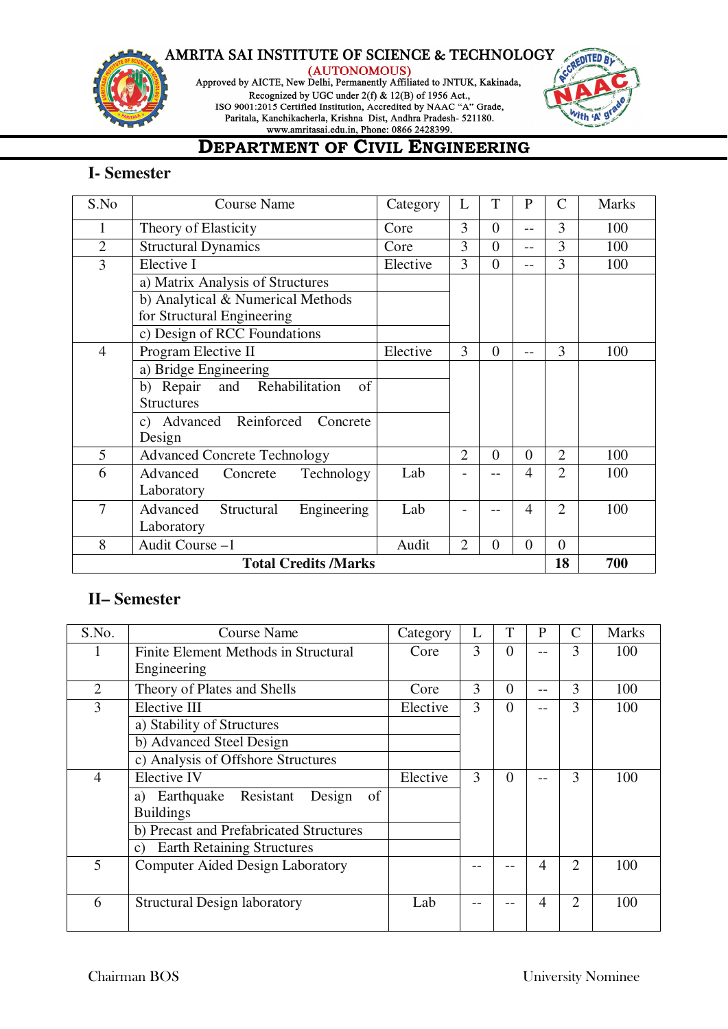AMRITA SAI INSTITUTE OF SCIENCE & TECHNOLOGY
(AUTONOMOUS)
Approved by AICTE, New Delhi, Permanently Affiliated to JNTUK, Kakinada,
Recognized by UGC under 2(f) & 12(B) of 1956 Act.,
ISO 9001:2015 Certified Institution, Accredited by NAAC "A" Grade,
Paritala, Kanchikacherla, Krishna Dist, Andhra Pradesh- 521180.
www.amritasai.edu.in, Phone: 0866 2428399.

# DEPARTMENT OF CIVIL ENGINEERING

## I- Semester

| S.No | Course Name | Category | L | T | P | C | Marks |
|---|---|---|---|---|---|---|---|
| 1 | Theory of Elasticity | Core | 3 | 0 | -- | 3 | 100 |
| 2 | Structural Dynamics | Core | 3 | 0 | -- | 3 | 100 |
| 3 | Elective I | Elective | 3 | 0 | -- | 3 | 100 |
| | a) Matrix Analysis of Structures | | | | | | |
| | b) Analytical & Numerical Methods for Structural Engineering | | | | | | |
| | c) Design of RCC Foundations | | | | | | |
| 4 | Program Elective II | Elective | 3 | 0 | -- | 3 | 100 |
| | a) Bridge Engineering | | | | | | |
| | b) Repair and Rehabilitation of Structures | | | | | | |
| | c) Advanced Reinforced Concrete Design | | | | | | |
| 5 | Advanced Concrete Technology | | 2 | 0 | 0 | 2 | 100 |
| 6 | Advanced Concrete Technology Laboratory | Lab | - | -- | 4 | 2 | 100 |
| 7 | Advanced Structural Engineering Laboratory | Lab | - | -- | 4 | 2 | 100 |
| 8 | Audit Course –1 | Audit | 2 | 0 | 0 | 0 | |
| **Total Credits /Marks** | | | | | | **18** | **700** |

## II– Semester

| S.No. | Course Name | Category | L | T | P | C | Marks |
|---|---|---|---|---|---|---|---|
| 1 | Finite Element Methods in Structural Engineering | Core | 3 | 0 | -- | 3 | 100 |
| 2 | Theory of Plates and Shells | Core | 3 | 0 | -- | 3 | 100 |
| 3 | Elective III | Elective | 3 | 0 | -- | 3 | 100 |
| | a) Stability of Structures | | | | | | |
| | b) Advanced Steel Design | | | | | | |
| | c) Analysis of Offshore Structures | | | | | | |
| 4 | Elective IV | Elective | 3 | 0 | -- | 3 | 100 |
| | a) Earthquake Resistant Design of Buildings | | | | | | |
| | b) Precast and Prefabricated Structures | | | | | | |
| | c) Earth Retaining Structures | | | | | | |
| 5 | Computer Aided Design Laboratory | | -- | -- | 4 | 2 | 100 |
| 6 | Structural Design laboratory | Lab | -- | -- | 4 | 2 | 100 |

Chairman BOS University Nominee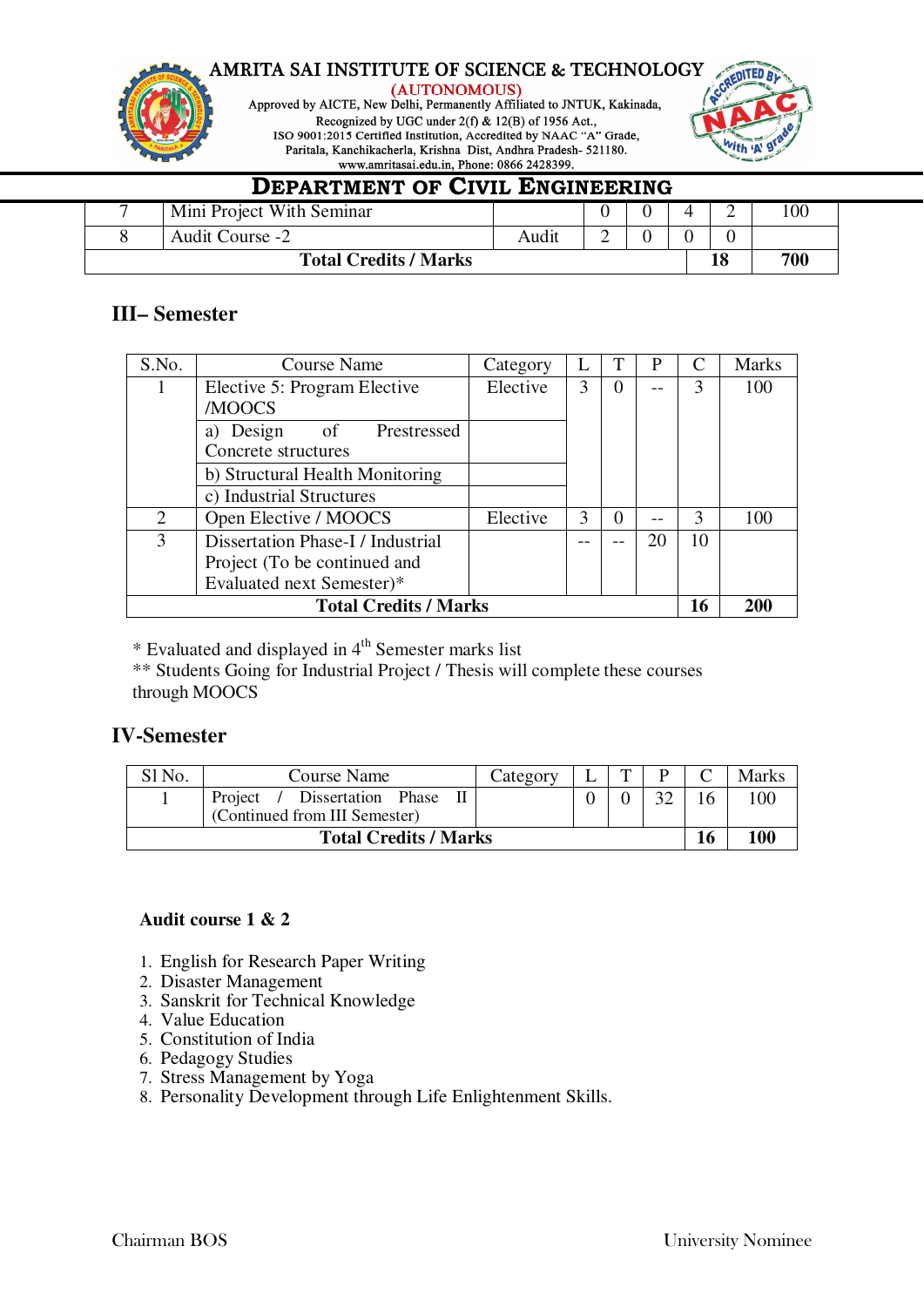## DEPARTMENT OF CIVIL ENGINEERING

| 7 | Mini Project With Seminar | | 0 | 0 | 4 | 2 | 100 |
|---|---|---|---|---|---|---|---|
| 8 | Audit Course -2 | Audit | 2 | 0 | 0 | 0 | |
| **Total Credits / Marks** | | | | | | **18** | **700** |

### III– Semester

| S.No. | Course Name | Category | L | T | P | C | Marks |
|---|---|---|---|---|---|---|---|
| 1 | Elective 5: Program Elective /MOOCS | Elective | 3 | 0 | -- | 3 | 100 |
| | a) Design of Prestressed Concrete structures | | | | | | |
| | b) Structural Health Monitoring | | | | | | |
| | c) Industrial Structures | | | | | | |
| 2 | Open Elective / MOOCS | Elective | 3 | 0 | -- | 3 | 100 |
| 3 | Dissertation Phase-I / Industrial Project (To be continued and Evaluated next Semester)* | | -- | -- | 20 | 10 | |
| **Total Credits / Marks** | | | | | | **16** | **200** |

\* Evaluated and displayed in 4th Semester marks list

\** Students Going for Industrial Project / Thesis will complete these courses through MOOCS

### IV-Semester

| Sl No. | Course Name | Category | L | T | P | C | Marks |
|---|---|---|---|---|---|---|---|
| 1 | Project / Dissertation Phase II (Continued from III Semester) | | 0 | 0 | 32 | 16 | 100 |
| **Total Credits / Marks** | | | | | | **16** | **100** |

**Audit course 1 & 2**

1. English for Research Paper Writing
2. Disaster Management
3. Sanskrit for Technical Knowledge
4. Value Education
5. Constitution of India
6. Pedagogy Studies
7. Stress Management by Yoga
8. Personality Development through Life Enlightenment Skills.

Chairman BOS University Nominee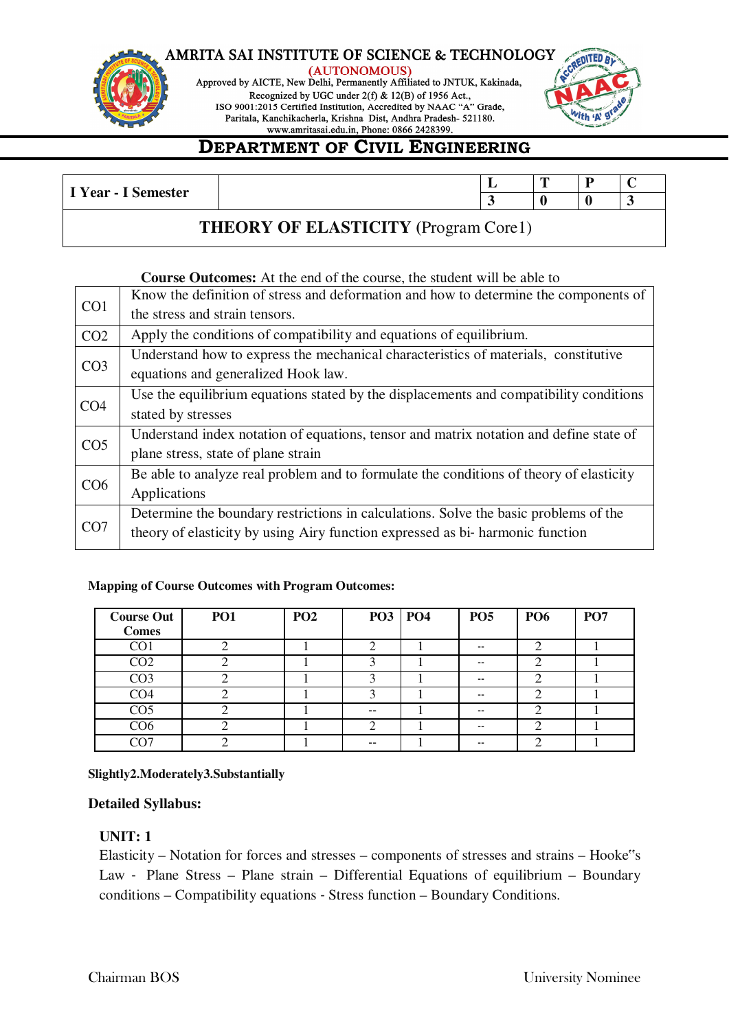# AMRITA SAI INSTITUTE OF SCIENCE & TECHNOLOGY

(AUTONOMOUS)

Approved by AICTE, New Delhi, Permanently Affiliated to JNTUK, Kakinada,
Recognized by UGC under 2(f) & 12(B) of 1956 Act.,
ISO 9001:2015 Certified Institution, Accredited by NAAC "A" Grade,
Paritala, Kanchikacherla, Krishna Dist, Andhra Pradesh- 521180.
www.amritasai.edu.in, Phone: 0866 2428399.

## DEPARTMENT OF CIVIL ENGINEERING

| I Year - I Semester | | L | T | P | C |
|---|---|---|---|---|---|
| | | 3 | 0 | 0 | 3 |
| **THEORY OF ELASTICITY** (Program Core1) | | | | | |

**Course Outcomes:** At the end of the course, the student will be able to

| | |
|---|---|
| CO1 | Know the definition of stress and deformation and how to determine the components of the stress and strain tensors. |
| CO2 | Apply the conditions of compatibility and equations of equilibrium. |
| CO3 | Understand how to express the mechanical characteristics of materials, constitutive equations and generalized Hook law. |
| CO4 | Use the equilibrium equations stated by the displacements and compatibility conditions stated by stresses |
| CO5 | Understand index notation of equations, tensor and matrix notation and define state of plane stress, state of plane strain |
| CO6 | Be able to analyze real problem and to formulate the conditions of theory of elasticity Applications |
| CO7 | Determine the boundary restrictions in calculations. Solve the basic problems of the theory of elasticity by using Airy function expressed as bi- harmonic function |

**Mapping of Course Outcomes with Program Outcomes:**

| Course Out Comes | PO1 | PO2 | PO3 | PO4 | PO5 | PO6 | PO7 |
|---|---|---|---|---|---|---|---|
| CO1 | 2 | 1 | 2 | 1 | -- | 2 | 1 |
| CO2 | 2 | 1 | 3 | 1 | -- | 2 | 1 |
| CO3 | 2 | 1 | 3 | 1 | -- | 2 | 1 |
| CO4 | 2 | 1 | 3 | 1 | -- | 2 | 1 |
| CO5 | 2 | 1 | -- | 1 | -- | 2 | 1 |
| CO6 | 2 | 1 | 2 | 1 | -- | 2 | 1 |
| CO7 | 2 | 1 | -- | 1 | -- | 2 | 1 |

**Slightly2.Moderately3.Substantially**

**Detailed Syllabus:**

**UNIT: 1**

Elasticity – Notation for forces and stresses – components of stresses and strains – Hooke"s Law - Plane Stress – Plane strain – Differential Equations of equilibrium – Boundary conditions – Compatibility equations - Stress function – Boundary Conditions.

Chairman BOS University Nominee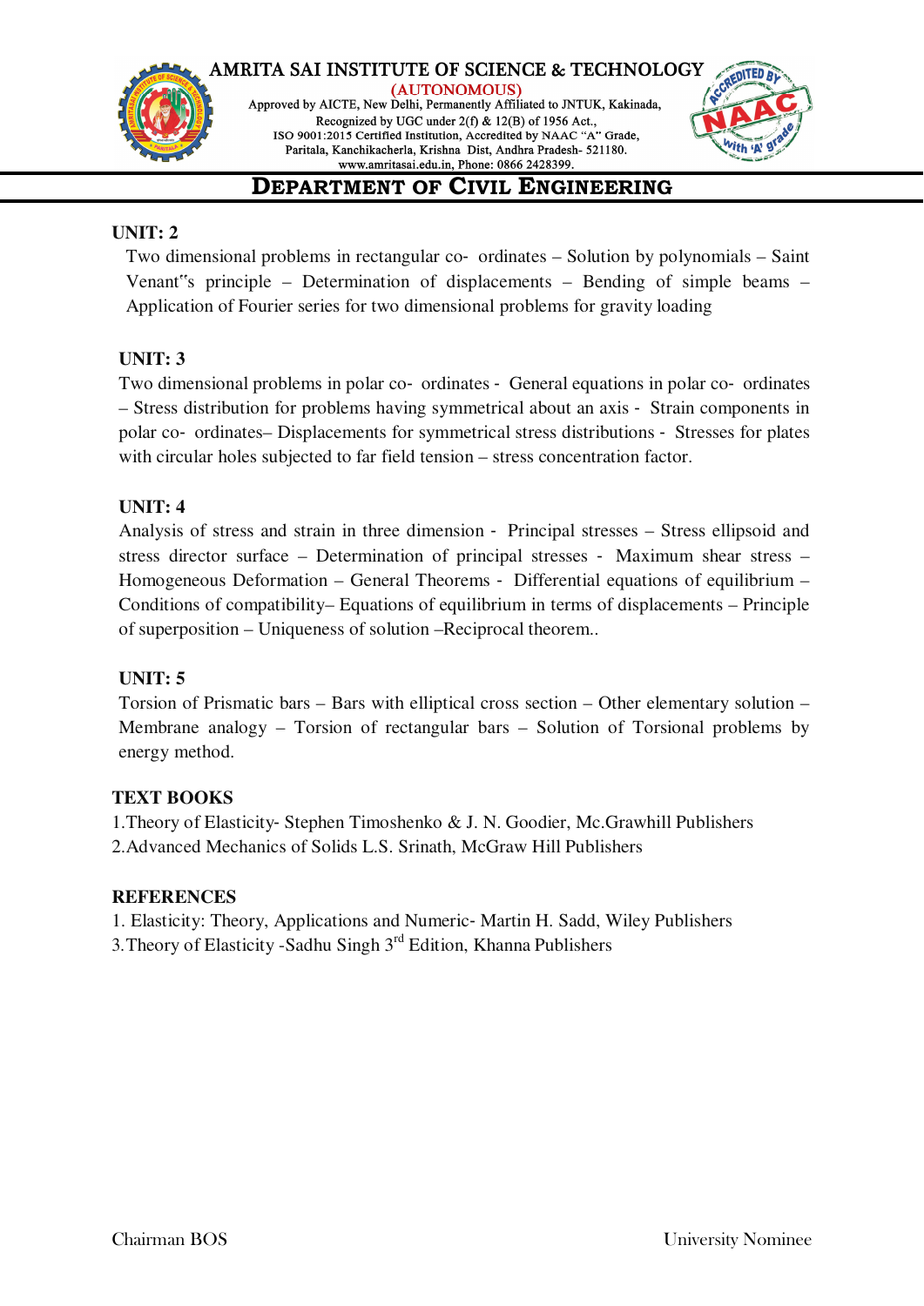## UNIT: 2

Two dimensional problems in rectangular co- ordinates – Solution by polynomials – Saint Venant"s principle – Determination of displacements – Bending of simple beams – Application of Fourier series for two dimensional problems for gravity loading

## UNIT: 3

Two dimensional problems in polar co- ordinates - General equations in polar co- ordinates – Stress distribution for problems having symmetrical about an axis - Strain components in polar co- ordinates– Displacements for symmetrical stress distributions - Stresses for plates with circular holes subjected to far field tension – stress concentration factor.

## UNIT: 4

Analysis of stress and strain in three dimension - Principal stresses – Stress ellipsoid and stress director surface – Determination of principal stresses - Maximum shear stress – Homogeneous Deformation – General Theorems - Differential equations of equilibrium – Conditions of compatibility– Equations of equilibrium in terms of displacements – Principle of superposition – Uniqueness of solution –Reciprocal theorem..

## UNIT: 5

Torsion of Prismatic bars – Bars with elliptical cross section – Other elementary solution – Membrane analogy – Torsion of rectangular bars – Solution of Torsional problems by energy method.

## TEXT BOOKS

1.Theory of Elasticity- Stephen Timoshenko & J. N. Goodier, Mc.Grawhill Publishers

2.Advanced Mechanics of Solids L.S. Srinath, McGraw Hill Publishers

## REFERENCES

1. Elasticity: Theory, Applications and Numeric- Martin H. Sadd, Wiley Publishers

3.Theory of Elasticity -Sadhu Singh 3rd Edition, Khanna Publishers

Chairman BOS | University Nominee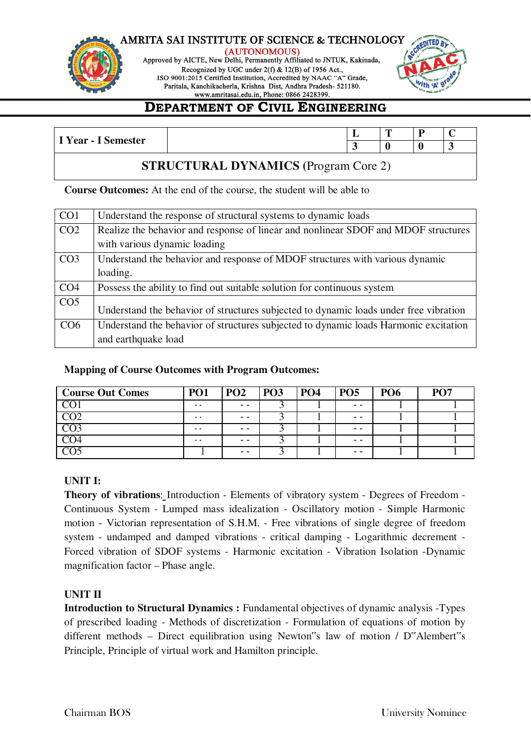AMRITA SAI INSTITUTE OF SCIENCE & TECHNOLOGY
(AUTONOMOUS)
Approved by AICTE, New Delhi, Permanently Affiliated to JNTUK, Kakinada,
Recognized by UGC under 2(f) & 12(B) of 1956 Act.,
ISO 9001:2015 Certified Institution, Accredited by NAAC "A" Grade,
Paritala, Kanchikacherla, Krishna Dist, Andhra Pradesh- 521180.
www.amritasai.edu.in, Phone: 0866 2428399.

# DEPARTMENT OF CIVIL ENGINEERING

| I Year - I Semester | | L | T | P | C |
|---|---|---|---|---|---|
| | | 3 | 0 | 0 | 3 |

## STRUCTURAL DYNAMICS (Program Core 2)

**Course Outcomes:** At the end of the course, the student will be able to

| | |
|---|---|
| CO1 | Understand the response of structural systems to dynamic loads |
| CO2 | Realize the behavior and response of linear and nonlinear SDOF and MDOF structures with various dynamic loading |
| CO3 | Understand the behavior and response of MDOF structures with various dynamic loading. |
| CO4 | Possess the ability to find out suitable solution for continuous system |
| CO5 | Understand the behavior of structures subjected to dynamic loads under free vibration |
| CO6 | Understand the behavior of structures subjected to dynamic loads Harmonic excitation and earthquake load |

**Mapping of Course Outcomes with Program Outcomes:**

| Course Out Comes | PO1 | PO2 | PO3 | PO4 | PO5 | PO6 | PO7 |
|---|---|---|---|---|---|---|---|
| CO1 | - - | - - | 3 | 1 | - - | 1 | 1 |
| CO2 | - - | - - | 3 | 1 | - - | 1 | 1 |
| CO3 | - - | - - | 3 | 1 | - - | 1 | 1 |
| CO4 | - - | - - | 3 | 1 | - - | 1 | 1 |
| CO5 | 1 | - - | 3 | 1 | - - | 1 | 1 |

**UNIT I:**

**Theory of vibrations**: Introduction - Elements of vibratory system - Degrees of Freedom - Continuous System - Lumped mass idealization - Oscillatory motion - Simple Harmonic motion - Victorian representation of S.H.M. - Free vibrations of single degree of freedom system - undamped and damped vibrations - critical damping - Logarithmic decrement - Forced vibration of SDOF systems - Harmonic excitation - Vibration Isolation -Dynamic magnification factor – Phase angle.

**UNIT II**

**Introduction to Structural Dynamics :** Fundamental objectives of dynamic analysis -Types of prescribed loading - Methods of discretization - Formulation of equations of motion by different methods – Direct equilibration using Newton"s law of motion / D"Alembert"s Principle, Principle of virtual work and Hamilton principle.

Chairman BOS University Nominee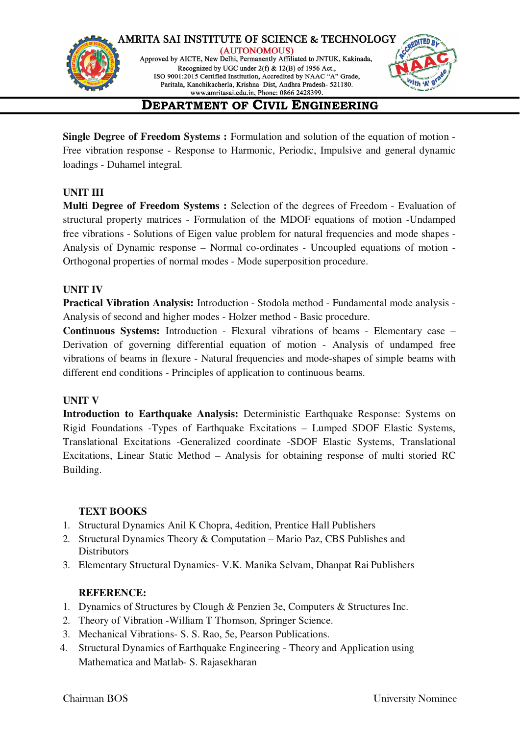**Single Degree of Freedom Systems :** Formulation and solution of the equation of motion - Free vibration response - Response to Harmonic, Periodic, Impulsive and general dynamic loadings - Duhamel integral.

### UNIT III

**Multi Degree of Freedom Systems :** Selection of the degrees of Freedom - Evaluation of structural property matrices - Formulation of the MDOF equations of motion -Undamped free vibrations - Solutions of Eigen value problem for natural frequencies and mode shapes - Analysis of Dynamic response – Normal co-ordinates - Uncoupled equations of motion - Orthogonal properties of normal modes - Mode superposition procedure.

### UNIT IV

**Practical Vibration Analysis:** Introduction - Stodola method - Fundamental mode analysis - Analysis of second and higher modes - Holzer method - Basic procedure.

**Continuous Systems:** Introduction - Flexural vibrations of beams - Elementary case – Derivation of governing differential equation of motion - Analysis of undamped free vibrations of beams in flexure - Natural frequencies and mode-shapes of simple beams with different end conditions - Principles of application to continuous beams.

### UNIT V

**Introduction to Earthquake Analysis:** Deterministic Earthquake Response: Systems on Rigid Foundations -Types of Earthquake Excitations – Lumped SDOF Elastic Systems, Translational Excitations -Generalized coordinate -SDOF Elastic Systems, Translational Excitations, Linear Static Method – Analysis for obtaining response of multi storied RC Building.

### TEXT BOOKS

1. Structural Dynamics Anil K Chopra, 4edition, Prentice Hall Publishers
2. Structural Dynamics Theory & Computation – Mario Paz, CBS Publishes and Distributors
3. Elementary Structural Dynamics- V.K. Manika Selvam, Dhanpat Rai Publishers

### REFERENCE:

1. Dynamics of Structures by Clough & Penzien 3e, Computers & Structures Inc.
2. Theory of Vibration -William T Thomson, Springer Science.
3. Mechanical Vibrations- S. S. Rao, 5e, Pearson Publications.
4. Structural Dynamics of Earthquake Engineering - Theory and Application using Mathematica and Matlab- S. Rajasekharan

Chairman BOS University Nominee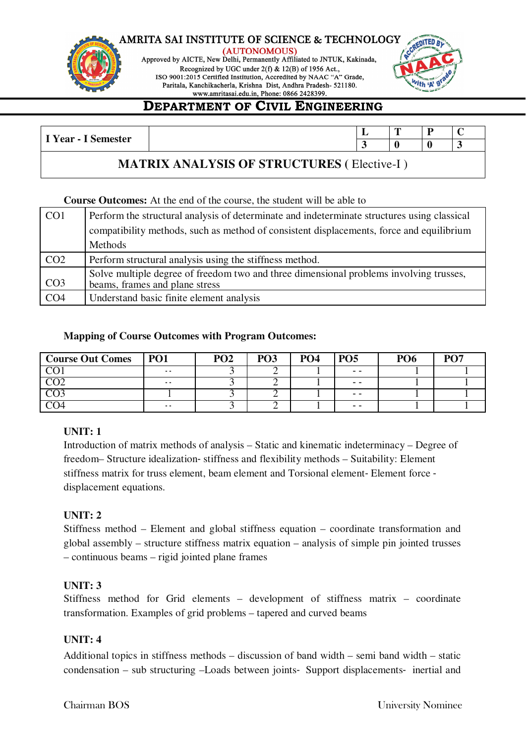## AMRITA SAI INSTITUTE OF SCIENCE & TECHNOLOGY

(AUTONOMOUS)

Approved by AICTE, New Delhi, Permanently Affiliated to JNTUK, Kakinada,
Recognized by UGC under 2(f) & 12(B) of 1956 Act.,
ISO 9001:2015 Certified Institution, Accredited by NAAC "A" Grade,
Paritala, Kanchikacherla, Krishna Dist, Andhra Pradesh- 521180.
www.amritasai.edu.in, Phone: 0866 2428399.

# DEPARTMENT OF CIVIL ENGINEERING

| I Year - I Semester | | L | T | P | C |
|---|---|---|---|---|---|
| | | 3 | 0 | 0 | 3 |
| **MATRIX ANALYSIS OF STRUCTURES** ( Elective-I ) | | | | | |

**Course Outcomes:** At the end of the course, the student will be able to

| | |
|---|---|
| CO1 | Perform the structural analysis of determinate and indeterminate structures using classical compatibility methods, such as method of consistent displacements, force and equilibrium Methods |
| CO2 | Perform structural analysis using the stiffness method. |
| CO3 | Solve multiple degree of freedom two and three dimensional problems involving trusses, beams, frames and plane stress |
| CO4 | Understand basic finite element analysis |

**Mapping of Course Outcomes with Program Outcomes:**

| Course Out Comes | PO1 | PO2 | PO3 | PO4 | PO5 | PO6 | PO7 |
|---|---|---|---|---|---|---|---|
| CO1 | - - | 3 | 2 | 1 | - - | 1 | 1 |
| CO2 | - - | 3 | 2 | 1 | - - | 1 | 1 |
| CO3 | 1 | 3 | 2 | 1 | - - | 1 | 1 |
| CO4 | - - | 3 | 2 | 1 | - - | 1 | 1 |

**UNIT: 1**

Introduction of matrix methods of analysis – Static and kinematic indeterminacy – Degree of freedom– Structure idealization- stiffness and flexibility methods – Suitability: Element stiffness matrix for truss element, beam element and Torsional element- Element force - displacement equations.

**UNIT: 2**

Stiffness method – Element and global stiffness equation – coordinate transformation and global assembly – structure stiffness matrix equation – analysis of simple pin jointed trusses – continuous beams – rigid jointed plane frames

**UNIT: 3**

Stiffness method for Grid elements – development of stiffness matrix – coordinate transformation. Examples of grid problems – tapered and curved beams

**UNIT: 4**

Additional topics in stiffness methods – discussion of band width – semi band width – static condensation – sub structuring –Loads between joints- Support displacements- inertial and

Chairman BOS University Nominee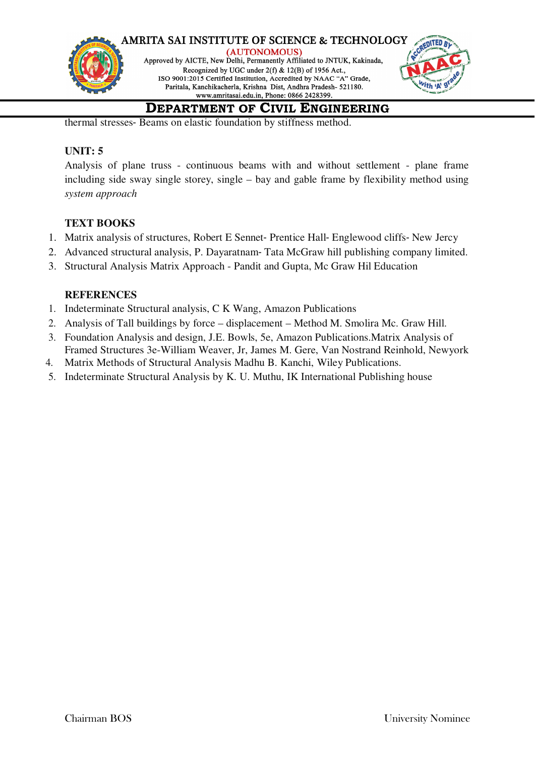thermal stresses- Beams on elastic foundation by stiffness method.

**UNIT: 5**

Analysis of plane truss - continuous beams with and without settlement - plane frame including side sway single storey, single – bay and gable frame by flexibility method using *system approach*

**TEXT BOOKS**

1. Matrix analysis of structures, Robert E Sennet- Prentice Hall- Englewood cliffs- New Jercy
2. Advanced structural analysis, P. Dayaratnam- Tata McGraw hill publishing company limited.
3. Structural Analysis Matrix Approach - Pandit and Gupta, Mc Graw Hil Education

**REFERENCES**

1. Indeterminate Structural analysis, C K Wang, Amazon Publications
2. Analysis of Tall buildings by force – displacement – Method M. Smolira Mc. Graw Hill.
3. Foundation Analysis and design, J.E. Bowls, 5e, Amazon Publications.Matrix Analysis of Framed Structures 3e-William Weaver, Jr, James M. Gere, Van Nostrand Reinhold, Newyork
4. Matrix Methods of Structural Analysis Madhu B. Kanchi, Wiley Publications.
5. Indeterminate Structural Analysis by K. U. Muthu, IK International Publishing house

Chairman BOS University Nominee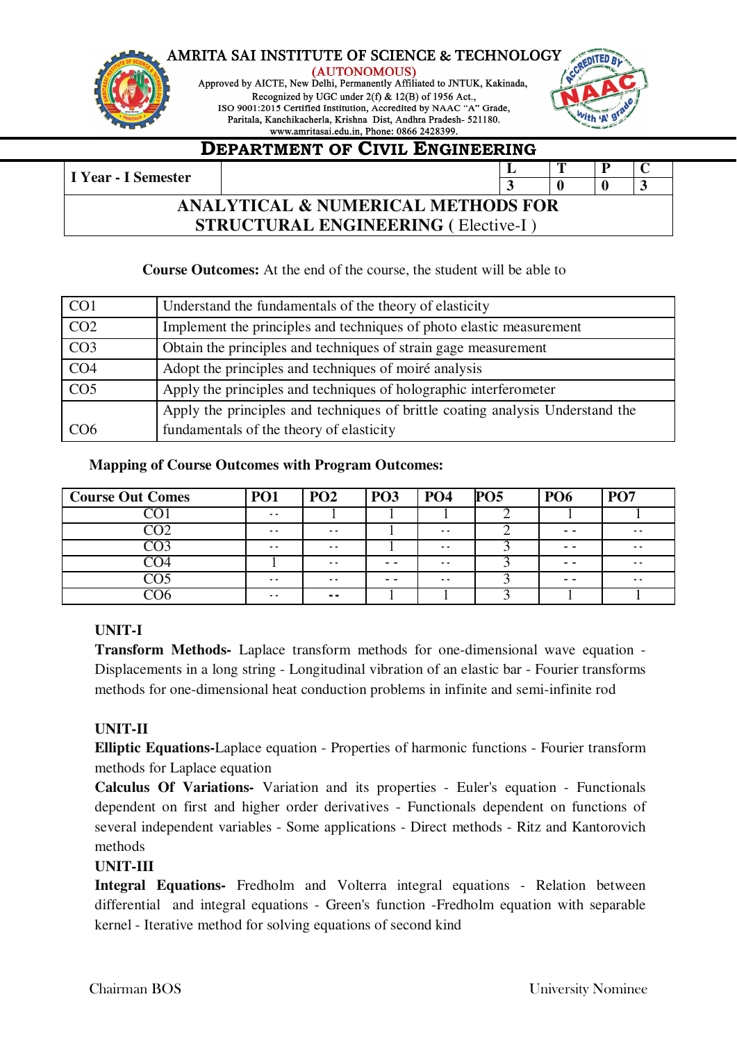AMRITA SAI INSTITUTE OF SCIENCE & TECHNOLOGY
(AUTONOMOUS)
Approved by AICTE, New Delhi, Permanently Affiliated to JNTUK, Kakinada,
Recognized by UGC under 2(f) & 12(B) of 1956 Act.,
ISO 9001:2015 Certified Institution, Accredited by NAAC "A" Grade,
Paritala, Kanchikacherla, Krishna Dist, Andhra Pradesh- 521180.
www.amritasai.edu.in, Phone: 0866 2428399.

# DEPARTMENT OF CIVIL ENGINEERING

| I Year - I Semester | | L | T | P | C |
|---|---|---|---|---|---|
| | | 3 | 0 | 0 | 3 |

## ANALYTICAL & NUMERICAL METHODS FOR STRUCTURAL ENGINEERING ( Elective-I )

**Course Outcomes:** At the end of the course, the student will be able to

| | |
|---|---|
| CO1 | Understand the fundamentals of the theory of elasticity |
| CO2 | Implement the principles and techniques of photo elastic measurement |
| CO3 | Obtain the principles and techniques of strain gage measurement |
| CO4 | Adopt the principles and techniques of moiré analysis |
| CO5 | Apply the principles and techniques of holographic interferometer |
| CO6 | Apply the principles and techniques of brittle coating analysis Understand the fundamentals of the theory of elasticity |

**Mapping of Course Outcomes with Program Outcomes:**

| Course Out Comes | PO1 | PO2 | PO3 | PO4 | PO5 | PO6 | PO7 |
|---|---|---|---|---|---|---|---|
| CO1 | -- | 1 | 1 | 1 | 2 | 1 | 1 |
| CO2 | -- | -- | 1 | -- | 2 | - - | -- |
| CO3 | -- | -- | 1 | -- | 3 | - - | -- |
| CO4 | 1 | -- | - - | -- | 3 | - - | -- |
| CO5 | -- | -- | - - | -- | 3 | - - | -- |
| CO6 | -- | -- | 1 | 1 | 3 | 1 | 1 |

**UNIT-I**

**Transform Methods-** Laplace transform methods for one-dimensional wave equation - Displacements in a long string - Longitudinal vibration of an elastic bar - Fourier transforms methods for one-dimensional heat conduction problems in infinite and semi-infinite rod

**UNIT-II**

**Elliptic Equations-**Laplace equation - Properties of harmonic functions - Fourier transform methods for Laplace equation

**Calculus Of Variations-** Variation and its properties - Euler's equation - Functionals dependent on first and higher order derivatives - Functionals dependent on functions of several independent variables - Some applications - Direct methods - Ritz and Kantorovich methods

**UNIT-III**

**Integral Equations-** Fredholm and Volterra integral equations - Relation between differential and integral equations - Green's function -Fredholm equation with separable kernel - Iterative method for solving equations of second kind

Chairman BOS                                                                 University Nominee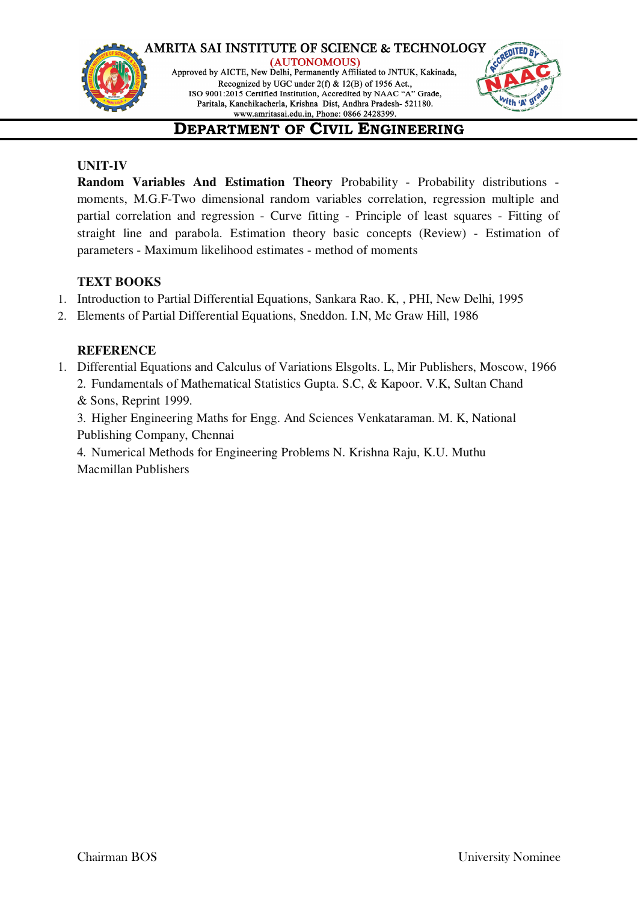### UNIT-IV

**Random Variables And Estimation Theory** Probability - Probability distributions - moments, M.G.F-Two dimensional random variables correlation, regression multiple and partial correlation and regression - Curve fitting - Principle of least squares - Fitting of straight line and parabola. Estimation theory basic concepts (Review) - Estimation of parameters - Maximum likelihood estimates - method of moments

### TEXT BOOKS

1. Introduction to Partial Differential Equations, Sankara Rao. K, , PHI, New Delhi, 1995
2. Elements of Partial Differential Equations, Sneddon. I.N, Mc Graw Hill, 1986

### REFERENCE

1. Differential Equations and Calculus of Variations Elsgolts. L, Mir Publishers, Moscow, 1966
2. Fundamentals of Mathematical Statistics Gupta. S.C, & Kapoor. V.K, Sultan Chand & Sons, Reprint 1999.
3. Higher Engineering Maths for Engg. And Sciences Venkataraman. M. K, National Publishing Company, Chennai
4. Numerical Methods for Engineering Problems N. Krishna Raju, K.U. Muthu Macmillan Publishers

Chairman BOS University Nominee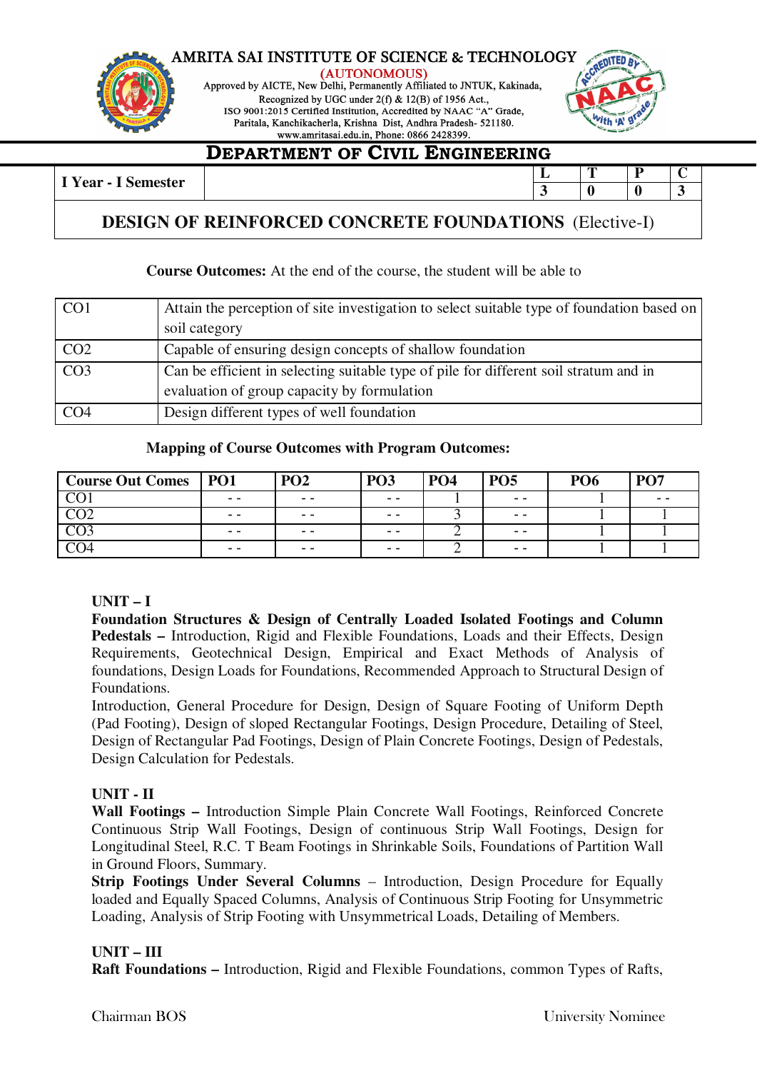AMRITA SAI INSTITUTE OF SCIENCE & TECHNOLOGY
(AUTONOMOUS)
Approved by AICTE, New Delhi, Permanently Affiliated to JNTUK, Kakinada,
Recognized by UGC under 2(f) & 12(B) of 1956 Act.,
ISO 9001:2015 Certified Institution, Accredited by NAAC "A" Grade,
Paritala, Kanchikacherla, Krishna Dist, Andhra Pradesh- 521180.
www.amritasai.edu.in, Phone: 0866 2428399.

# DEPARTMENT OF CIVIL ENGINEERING

| I Year - I Semester | | L | T | P | C |
|---|---|---|---|---|---|
| | | 3 | 0 | 0 | 3 |

## DESIGN OF REINFORCED CONCRETE FOUNDATIONS (Elective-I)

**Course Outcomes:** At the end of the course, the student will be able to

| | |
|---|---|
| CO1 | Attain the perception of site investigation to select suitable type of foundation based on soil category |
| CO2 | Capable of ensuring design concepts of shallow foundation |
| CO3 | Can be efficient in selecting suitable type of pile for different soil stratum and in evaluation of group capacity by formulation |
| CO4 | Design different types of well foundation |

**Mapping of Course Outcomes with Program Outcomes:**

| Course Out Comes | PO1 | PO2 | PO3 | PO4 | PO5 | PO6 | PO7 |
|---|---|---|---|---|---|---|---|
| CO1 | - - | - - | - - | 1 | - - | 1 | - - |
| CO2 | - - | - - | - - | 3 | - - | 1 | 1 |
| CO3 | - - | - - | - - | 2 | - - | 1 | 1 |
| CO4 | - - | - - | - - | 2 | - - | 1 | 1 |

### UNIT – I

**Foundation Structures & Design of Centrally Loaded Isolated Footings and Column Pedestals –** Introduction, Rigid and Flexible Foundations, Loads and their Effects, Design Requirements, Geotechnical Design, Empirical and Exact Methods of Analysis of foundations, Design Loads for Foundations, Recommended Approach to Structural Design of Foundations.

Introduction, General Procedure for Design, Design of Square Footing of Uniform Depth (Pad Footing), Design of sloped Rectangular Footings, Design Procedure, Detailing of Steel, Design of Rectangular Pad Footings, Design of Plain Concrete Footings, Design of Pedestals, Design Calculation for Pedestals.

### UNIT - II

**Wall Footings –** Introduction Simple Plain Concrete Wall Footings, Reinforced Concrete Continuous Strip Wall Footings, Design of continuous Strip Wall Footings, Design for Longitudinal Steel, R.C. T Beam Footings in Shrinkable Soils, Foundations of Partition Wall in Ground Floors, Summary.

**Strip Footings Under Several Columns** – Introduction, Design Procedure for Equally loaded and Equally Spaced Columns, Analysis of Continuous Strip Footing for Unsymmetric Loading, Analysis of Strip Footing with Unsymmetrical Loads, Detailing of Members.

### UNIT – III

**Raft Foundations –** Introduction, Rigid and Flexible Foundations, common Types of Rafts,

Chairman BOS | University Nominee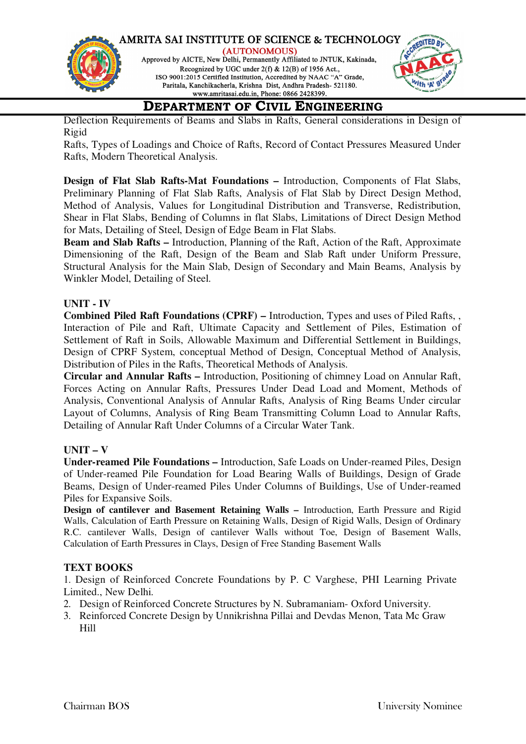Deflection Requirements of Beams and Slabs in Rafts, General considerations in Design of Rigid
Rafts, Types of Loadings and Choice of Rafts, Record of Contact Pressures Measured Under Rafts, Modern Theoretical Analysis.

**Design of Flat Slab Rafts-Mat Foundations –** Introduction, Components of Flat Slabs, Preliminary Planning of Flat Slab Rafts, Analysis of Flat Slab by Direct Design Method, Method of Analysis, Values for Longitudinal Distribution and Transverse, Redistribution, Shear in Flat Slabs, Bending of Columns in flat Slabs, Limitations of Direct Design Method for Mats, Detailing of Steel, Design of Edge Beam in Flat Slabs.
**Beam and Slab Rafts –** Introduction, Planning of the Raft, Action of the Raft, Approximate Dimensioning of the Raft, Design of the Beam and Slab Raft under Uniform Pressure, Structural Analysis for the Main Slab, Design of Secondary and Main Beams, Analysis by Winkler Model, Detailing of Steel.

**UNIT - IV**
**Combined Piled Raft Foundations (CPRF) –** Introduction, Types and uses of Piled Rafts, , Interaction of Pile and Raft, Ultimate Capacity and Settlement of Piles, Estimation of Settlement of Raft in Soils, Allowable Maximum and Differential Settlement in Buildings, Design of CPRF System, conceptual Method of Design, Conceptual Method of Analysis, Distribution of Piles in the Rafts, Theoretical Methods of Analysis.
**Circular and Annular Rafts –** Introduction, Positioning of chimney Load on Annular Raft, Forces Acting on Annular Rafts, Pressures Under Dead Load and Moment, Methods of Analysis, Conventional Analysis of Annular Rafts, Analysis of Ring Beams Under circular Layout of Columns, Analysis of Ring Beam Transmitting Column Load to Annular Rafts, Detailing of Annular Raft Under Columns of a Circular Water Tank.

**UNIT – V**
**Under-reamed Pile Foundations –** Introduction, Safe Loads on Under-reamed Piles, Design of Under-reamed Pile Foundation for Load Bearing Walls of Buildings, Design of Grade Beams, Design of Under-reamed Piles Under Columns of Buildings, Use of Under-reamed Piles for Expansive Soils.
**Design of cantilever and Basement Retaining Walls –** Introduction, Earth Pressure and Rigid Walls, Calculation of Earth Pressure on Retaining Walls, Design of Rigid Walls, Design of Ordinary R.C. cantilever Walls, Design of cantilever Walls without Toe, Design of Basement Walls, Calculation of Earth Pressures in Clays, Design of Free Standing Basement Walls

**TEXT BOOKS**
1. Design of Reinforced Concrete Foundations by P. C Varghese, PHI Learning Private Limited., New Delhi.
2. Design of Reinforced Concrete Structures by N. Subramaniam- Oxford University.
3. Reinforced Concrete Design by Unnikrishna Pillai and Devdas Menon, Tata Mc Graw Hill

Chairman BOS                                                                                    University Nominee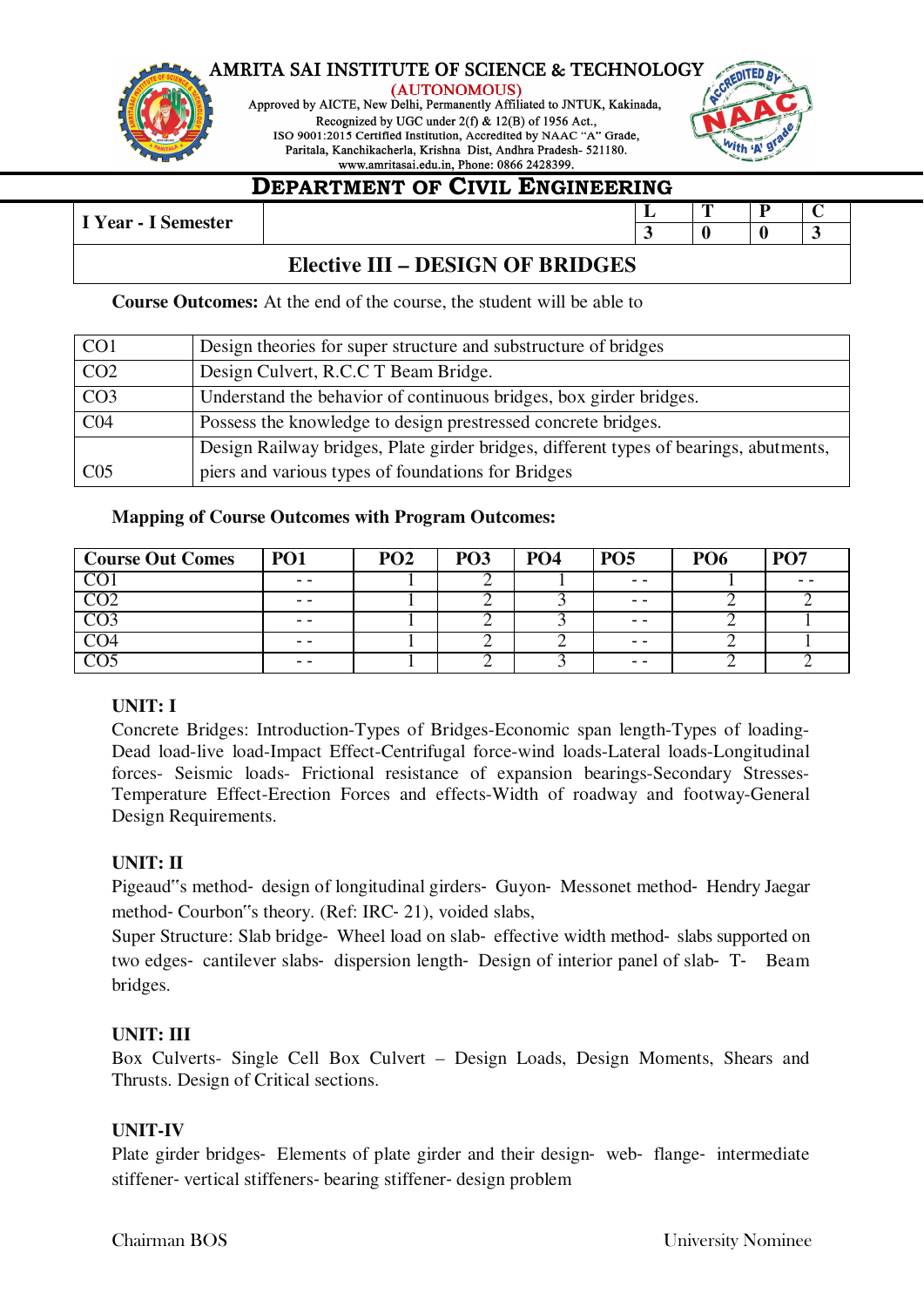# AMRITA SAI INSTITUTE OF SCIENCE & TECHNOLOGY

(AUTONOMOUS)

Approved by AICTE, New Delhi, Permanently Affiliated to JNTUK, Kakinada, Recognized by UGC under 2(f) & 12(B) of 1956 Act., ISO 9001:2015 Certified Institution, Accredited by NAAC "A" Grade, Paritala, Kanchikacherla, Krishna Dist, Andhra Pradesh- 521180. www.amritasai.edu.in, Phone: 0866 2428399.

## DEPARTMENT OF CIVIL ENGINEERING

| I Year - I Semester | | L | T | P | C |
|---|---|---|---|---|---|
| | | 3 | 0 | 0 | 3 |

### Elective III – DESIGN OF BRIDGES

**Course Outcomes:** At the end of the course, the student will be able to

| | |
|---|---|
| CO1 | Design theories for super structure and substructure of bridges |
| CO2 | Design Culvert, R.C.C T Beam Bridge. |
| CO3 | Understand the behavior of continuous bridges, box girder bridges. |
| C04 | Possess the knowledge to design prestressed concrete bridges. |
| C05 | Design Railway bridges, Plate girder bridges, different types of bearings, abutments, piers and various types of foundations for Bridges |

**Mapping of Course Outcomes with Program Outcomes:**

| Course Out Comes | PO1 | PO2 | PO3 | PO4 | PO5 | PO6 | PO7 |
|---|---|---|---|---|---|---|---|
| CO1 | - - | 1 | 2 | 1 | - - | 1 | - - |
| CO2 | - - | 1 | 2 | 3 | - - | 2 | 2 |
| CO3 | - - | 1 | 2 | 3 | - - | 2 | 1 |
| CO4 | - - | 1 | 2 | 2 | - - | 2 | 1 |
| CO5 | - - | 1 | 2 | 3 | - - | 2 | 2 |

**UNIT: I**

Concrete Bridges: Introduction-Types of Bridges-Economic span length-Types of loading-Dead load-live load-Impact Effect-Centrifugal force-wind loads-Lateral loads-Longitudinal forces- Seismic loads- Frictional resistance of expansion bearings-Secondary Stresses-Temperature Effect-Erection Forces and effects-Width of roadway and footway-General Design Requirements.

**UNIT: II**

Pigeaud"s method- design of longitudinal girders- Guyon- Messonet method- Hendry Jaegar method- Courbon"s theory. (Ref: IRC- 21), voided slabs,

Super Structure: Slab bridge- Wheel load on slab- effective width method- slabs supported on two edges- cantilever slabs- dispersion length- Design of interior panel of slab- T- Beam bridges.

**UNIT: III**

Box Culverts- Single Cell Box Culvert – Design Loads, Design Moments, Shears and Thrusts. Design of Critical sections.

**UNIT-IV**

Plate girder bridges- Elements of plate girder and their design- web- flange- intermediate stiffener- vertical stiffeners- bearing stiffener- design problem

Chairman BOS University Nominee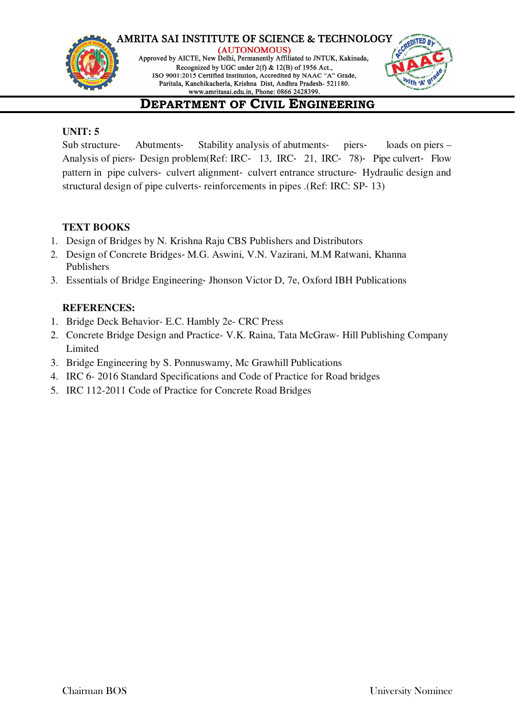**UNIT: 5**

Sub structure- Abutments- Stability analysis of abutments- piers- loads on piers – Analysis of piers- Design problem(Ref: IRC- 13, IRC- 21, IRC- 78)- Pipe culvert- Flow pattern in pipe culvers- culvert alignment- culvert entrance structure- Hydraulic design and structural design of pipe culverts- reinforcements in pipes .(Ref: IRC: SP- 13)

**TEXT BOOKS**

1. Design of Bridges by N. Krishna Raju CBS Publishers and Distributors
2. Design of Concrete Bridges- M.G. Aswini, V.N. Vazirani, M.M Ratwani, Khanna Publishers
3. Essentials of Bridge Engineering- Jhonson Victor D, 7e, Oxford IBH Publications

**REFERENCES:**

1. Bridge Deck Behavior- E.C. Hambly 2e- CRC Press
2. Concrete Bridge Design and Practice- V.K. Raina, Tata McGraw- Hill Publishing Company Limited
3. Bridge Engineering by S. Ponnuswamy, Mc Grawhill Publications
4. IRC 6- 2016 Standard Specifications and Code of Practice for Road bridges
5. IRC 112-2011 Code of Practice for Concrete Road Bridges

Chairman BOS University Nominee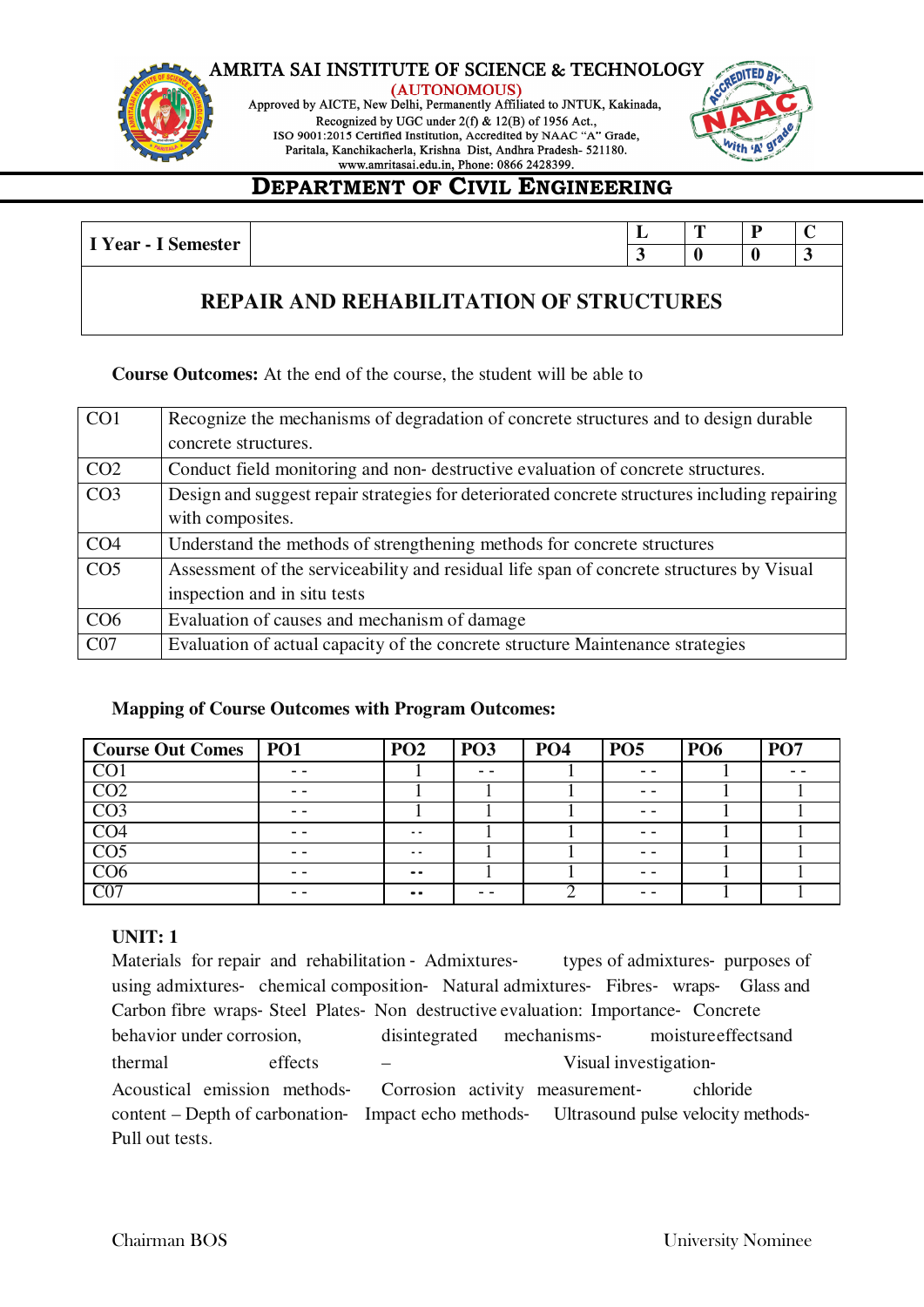# AMRITA SAI INSTITUTE OF SCIENCE & TECHNOLOGY

(AUTONOMOUS)

Approved by AICTE, New Delhi, Permanently Affiliated to JNTUK, Kakinada,
Recognized by UGC under 2(f) & 12(B) of 1956 Act.,
ISO 9001:2015 Certified Institution, Accredited by NAAC "A" Grade,
Paritala, Kanchikacherla, Krishna Dist, Andhra Pradesh- 521180.
www.amritasai.edu.in, Phone: 0866 2428399.

## DEPARTMENT OF CIVIL ENGINEERING

| I Year - I Semester | | L | T | P | C |
|---|---|---|---|---|---|
| | | 3 | 0 | 0 | 3 |

## REPAIR AND REHABILITATION OF STRUCTURES

**Course Outcomes:** At the end of the course, the student will be able to

| | |
|---|---|
| CO1 | Recognize the mechanisms of degradation of concrete structures and to design durable concrete structures. |
| CO2 | Conduct field monitoring and non- destructive evaluation of concrete structures. |
| CO3 | Design and suggest repair strategies for deteriorated concrete structures including repairing with composites. |
| CO4 | Understand the methods of strengthening methods for concrete structures |
| CO5 | Assessment of the serviceability and residual life span of concrete structures by Visual inspection and in situ tests |
| CO6 | Evaluation of causes and mechanism of damage |
| C07 | Evaluation of actual capacity of the concrete structure Maintenance strategies |

**Mapping of Course Outcomes with Program Outcomes:**

| Course Out Comes | PO1 | PO2 | PO3 | PO4 | PO5 | PO6 | PO7 |
|---|---|---|---|---|---|---|---|
| CO1 | - - | 1 | - - | 1 | - - | 1 | - - |
| CO2 | - - | 1 | 1 | 1 | - - | 1 | 1 |
| CO3 | - - | 1 | 1 | 1 | - - | 1 | 1 |
| CO4 | - - | - - | 1 | 1 | - - | 1 | 1 |
| CO5 | - - | - - | 1 | 1 | - - | 1 | 1 |
| CO6 | - - | - - | 1 | 1 | - - | 1 | 1 |
| C07 | - - | - - | - - | 2 | - - | 1 | 1 |

**UNIT: 1**

Materials for repair and rehabilitation - Admixtures- types of admixtures- purposes of using admixtures- chemical composition- Natural admixtures- Fibres- wraps- Glass and Carbon fibre wraps- Steel Plates- Non destructive evaluation: Importance- Concrete behavior under corrosion, disintegrated mechanisms- moisture effects and thermal effects – Visual investigation- Acoustical emission methods- Corrosion activity measurement- chloride content – Depth of carbonation- Impact echo methods- Ultrasound pulse velocity methods- Pull out tests.

Chairman BOS University Nominee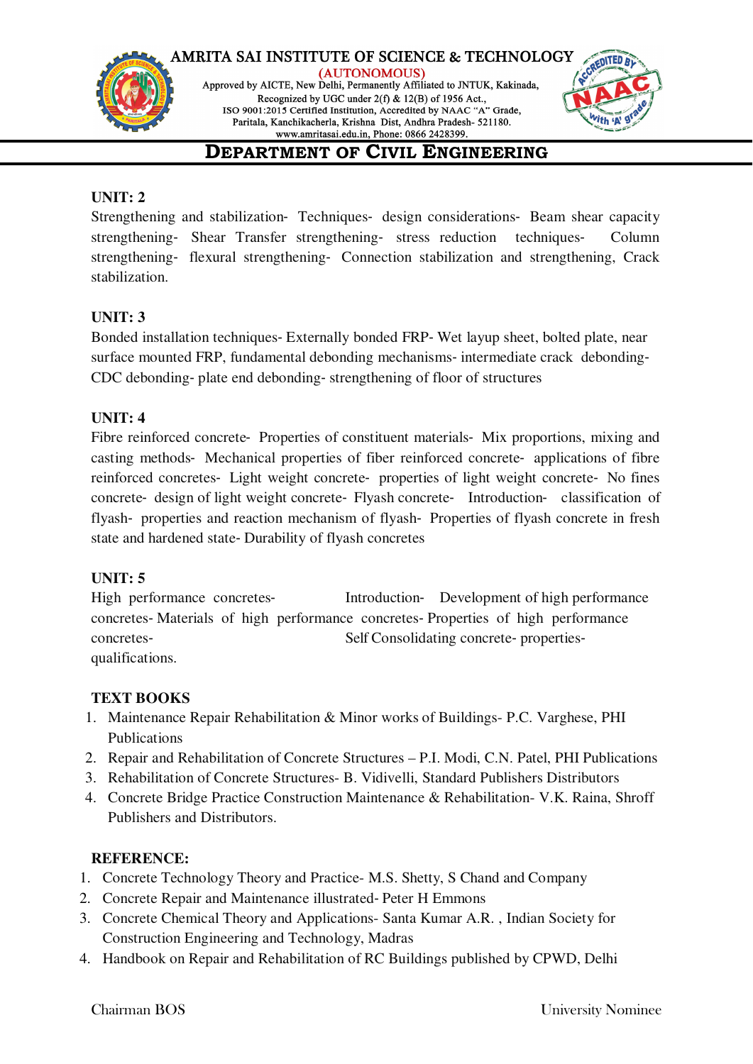**DEPARTMENT OF CIVIL ENGINEERING**

**UNIT: 2**

Strengthening and stabilization- Techniques- design considerations- Beam shear capacity strengthening- Shear Transfer strengthening- stress reduction techniques- Column strengthening- flexural strengthening- Connection stabilization and strengthening, Crack stabilization.

**UNIT: 3**

Bonded installation techniques- Externally bonded FRP- Wet layup sheet, bolted plate, near surface mounted FRP, fundamental debonding mechanisms- intermediate crack debonding- CDC debonding- plate end debonding- strengthening of floor of structures

**UNIT: 4**

Fibre reinforced concrete- Properties of constituent materials- Mix proportions, mixing and casting methods- Mechanical properties of fiber reinforced concrete- applications of fibre reinforced concretes- Light weight concrete- properties of light weight concrete- No fines concrete- design of light weight concrete- Flyash concrete- Introduction- classification of flyash- properties and reaction mechanism of flyash- Properties of flyash concrete in fresh state and hardened state- Durability of flyash concretes

**UNIT: 5**

High performance concretes- Introduction- Development of high performance concretes- Materials of high performance concretes- Properties of high performance concretes- Self Consolidating concrete- properties- qualifications.

**TEXT BOOKS**

1. Maintenance Repair Rehabilitation & Minor works of Buildings- P.C. Varghese, PHI Publications
2. Repair and Rehabilitation of Concrete Structures – P.I. Modi, C.N. Patel, PHI Publications
3. Rehabilitation of Concrete Structures- B. Vidivelli, Standard Publishers Distributors
4. Concrete Bridge Practice Construction Maintenance & Rehabilitation- V.K. Raina, Shroff Publishers and Distributors.

**REFERENCE:**

1. Concrete Technology Theory and Practice- M.S. Shetty, S Chand and Company
2. Concrete Repair and Maintenance illustrated- Peter H Emmons
3. Concrete Chemical Theory and Applications- Santa Kumar A.R. , Indian Society for Construction Engineering and Technology, Madras
4. Handbook on Repair and Rehabilitation of RC Buildings published by CPWD, Delhi

Chairman BOS University Nominee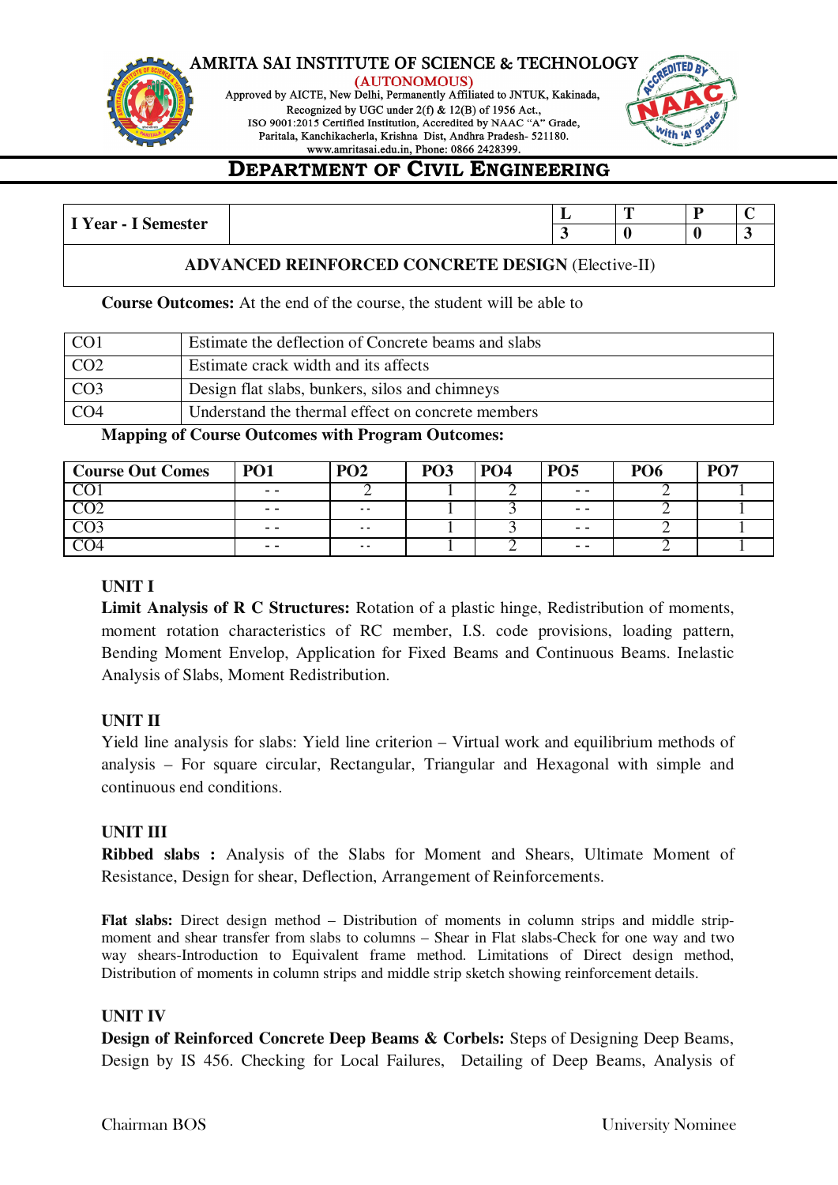# AMRITA SAI INSTITUTE OF SCIENCE & TECHNOLOGY

(AUTONOMOUS)

Approved by AICTE, New Delhi, Permanently Affiliated to JNTUK, Kakinada,
Recognized by UGC under 2(f) & 12(B) of 1956 Act.,
ISO 9001:2015 Certified Institution, Accredited by NAAC "A" Grade,
Paritala, Kanchikacherla, Krishna Dist, Andhra Pradesh- 521180.
www.amritasai.edu.in, Phone: 0866 2428399.

## DEPARTMENT OF CIVIL ENGINEERING

| I Year - I Semester | | L | T | P | C |
|---|---|---|---|---|---|
| | | 3 | 0 | 0 | 3 |

**ADVANCED REINFORCED CONCRETE DESIGN** (Elective-II)

**Course Outcomes:** At the end of the course, the student will be able to

| | |
|---|---|
| CO1 | Estimate the deflection of Concrete beams and slabs |
| CO2 | Estimate crack width and its affects |
| CO3 | Design flat slabs, bunkers, silos and chimneys |
| CO4 | Understand the thermal effect on concrete members |

**Mapping of Course Outcomes with Program Outcomes:**

| Course Out Comes | PO1 | PO2 | PO3 | PO4 | PO5 | PO6 | PO7 |
|---|---|---|---|---|---|---|---|
| CO1 | - - | 2 | 1 | 2 | - - | 2 | 1 |
| CO2 | - - | - - | 1 | 3 | - - | 2 | 1 |
| CO3 | - - | - - | 1 | 3 | - - | 2 | 1 |
| CO4 | - - | - - | 1 | 2 | - - | 2 | 1 |

### UNIT I

**Limit Analysis of R C Structures:** Rotation of a plastic hinge, Redistribution of moments, moment rotation characteristics of RC member, I.S. code provisions, loading pattern, Bending Moment Envelop, Application for Fixed Beams and Continuous Beams. Inelastic Analysis of Slabs, Moment Redistribution.

### UNIT II

Yield line analysis for slabs: Yield line criterion – Virtual work and equilibrium methods of analysis – For square circular, Rectangular, Triangular and Hexagonal with simple and continuous end conditions.

### UNIT III

**Ribbed slabs :** Analysis of the Slabs for Moment and Shears, Ultimate Moment of Resistance, Design for shear, Deflection, Arrangement of Reinforcements.

**Flat slabs:** Direct design method – Distribution of moments in column strips and middle strip-moment and shear transfer from slabs to columns – Shear in Flat slabs-Check for one way and two way shears-Introduction to Equivalent frame method. Limitations of Direct design method, Distribution of moments in column strips and middle strip sketch showing reinforcement details.

### UNIT IV

**Design of Reinforced Concrete Deep Beams & Corbels:** Steps of Designing Deep Beams, Design by IS 456. Checking for Local Failures, Detailing of Deep Beams, Analysis of

Chairman BOS University Nominee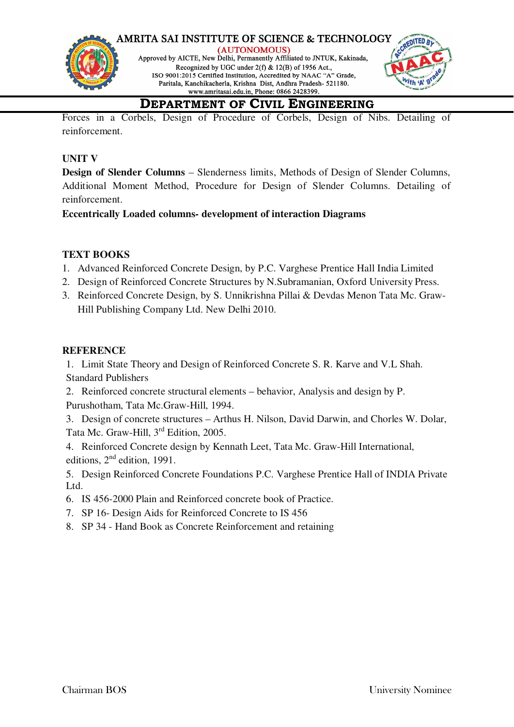Forces in a Corbels, Design of Procedure of Corbels, Design of Nibs. Detailing of reinforcement.

**UNIT V**

**Design of Slender Columns** – Slenderness limits, Methods of Design of Slender Columns, Additional Moment Method, Procedure for Design of Slender Columns. Detailing of reinforcement.

**Eccentrically Loaded columns- development of interaction Diagrams**

**TEXT BOOKS**

1. Advanced Reinforced Concrete Design, by P.C. Varghese Prentice Hall India Limited
2. Design of Reinforced Concrete Structures by N.Subramanian, Oxford University Press.
3. Reinforced Concrete Design, by S. Unnikrishna Pillai & Devdas Menon Tata Mc. Graw-Hill Publishing Company Ltd. New Delhi 2010.

**REFERENCE**

1. Limit State Theory and Design of Reinforced Concrete S. R. Karve and V.L Shah. Standard Publishers
2. Reinforced concrete structural elements – behavior, Analysis and design by P. Purushotham, Tata Mc.Graw-Hill, 1994.
3. Design of concrete structures – Arthus H. Nilson, David Darwin, and Chorles W. Dolar, Tata Mc. Graw-Hill, 3rd Edition, 2005.
4. Reinforced Concrete design by Kennath Leet, Tata Mc. Graw-Hill International, editions, 2nd edition, 1991.
5. Design Reinforced Concrete Foundations P.C. Varghese Prentice Hall of INDIA Private Ltd.
6. IS 456-2000 Plain and Reinforced concrete book of Practice.
7. SP 16- Design Aids for Reinforced Concrete to IS 456
8. SP 34 - Hand Book as Concrete Reinforcement and retaining

Chairman BOS　　　　University Nominee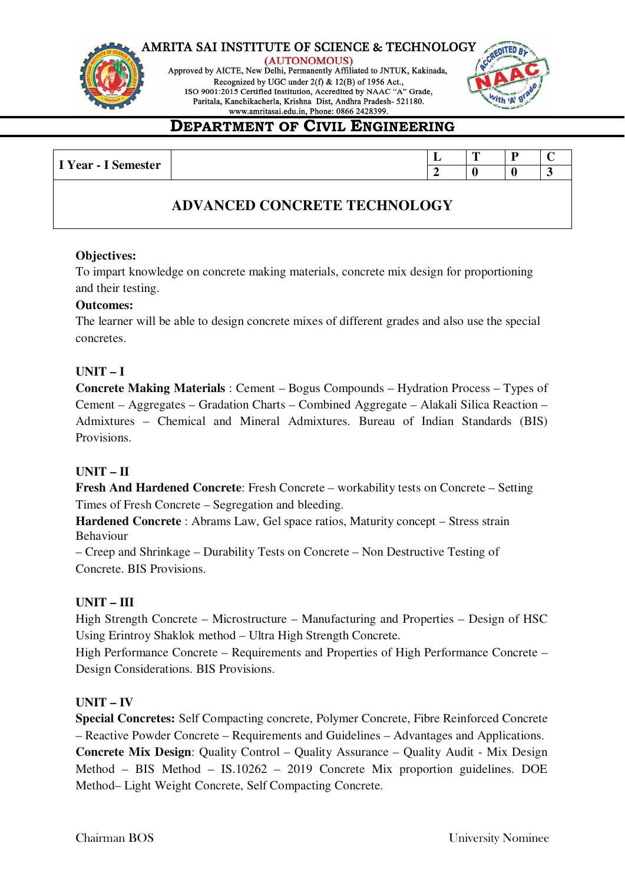AMRITA SAI INSTITUTE OF SCIENCE & TECHNOLOGY
(AUTONOMOUS)
Approved by AICTE, New Delhi, Permanently Affiliated to JNTUK, Kakinada,
Recognized by UGC under 2(f) & 12(B) of 1956 Act.,
ISO 9001:2015 Certified Institution, Accredited by NAAC "A" Grade,
Paritala, Kanchikacherla, Krishna Dist, Andhra Pradesh- 521180.
www.amritasai.edu.in, Phone: 0866 2428399.

## DEPARTMENT OF CIVIL ENGINEERING

| I Year - I Semester | | L | T | P | C |
|---|---|---|---|---|---|
| | | 2 | 0 | 0 | 3 |

# ADVANCED CONCRETE TECHNOLOGY

**Objectives:**
To impart knowledge on concrete making materials, concrete mix design for proportioning and their testing.

**Outcomes:**
The learner will be able to design concrete mixes of different grades and also use the special concretes.

**UNIT – I**

**Concrete Making Materials** : Cement – Bogus Compounds – Hydration Process – Types of Cement – Aggregates – Gradation Charts – Combined Aggregate – Alakali Silica Reaction – Admixtures – Chemical and Mineral Admixtures. Bureau of Indian Standards (BIS) Provisions.

**UNIT – II**

**Fresh And Hardened Concrete**: Fresh Concrete – workability tests on Concrete – Setting Times of Fresh Concrete – Segregation and bleeding.
**Hardened Concrete** : Abrams Law, Gel space ratios, Maturity concept – Stress strain Behaviour
– Creep and Shrinkage – Durability Tests on Concrete – Non Destructive Testing of Concrete. BIS Provisions.

**UNIT – III**

High Strength Concrete – Microstructure – Manufacturing and Properties – Design of HSC Using Erintroy Shaklok method – Ultra High Strength Concrete.
High Performance Concrete – Requirements and Properties of High Performance Concrete – Design Considerations. BIS Provisions.

**UNIT – IV**

**Special Concretes:** Self Compacting concrete, Polymer Concrete, Fibre Reinforced Concrete – Reactive Powder Concrete – Requirements and Guidelines – Advantages and Applications.
**Concrete Mix Design**: Quality Control – Quality Assurance – Quality Audit - Mix Design Method – BIS Method – IS.10262 – 2019 Concrete Mix proportion guidelines. DOE Method– Light Weight Concrete, Self Compacting Concrete.

Chairman BOS University Nominee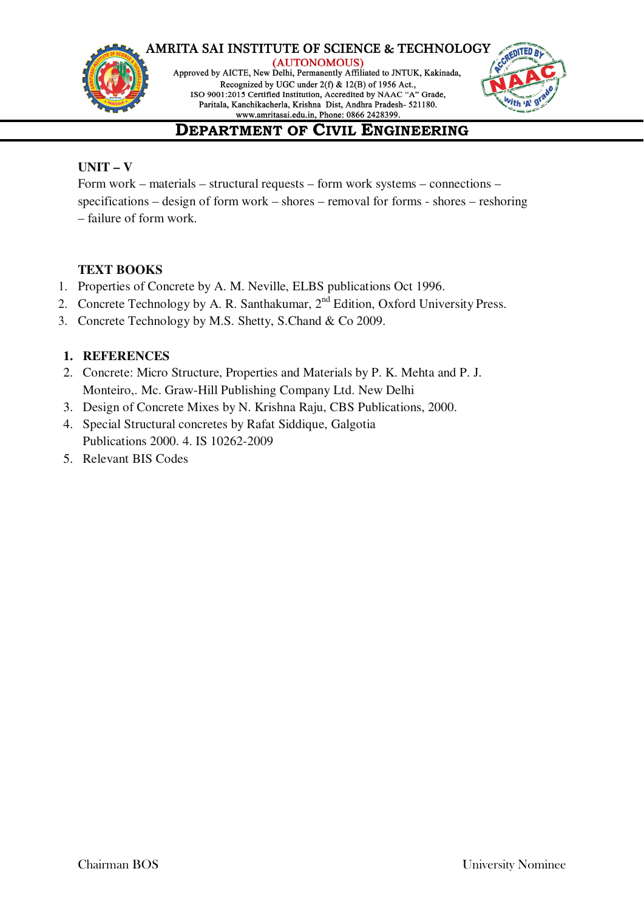**UNIT – V**

Form work – materials – structural requests – form work systems – connections – specifications – design of form work – shores – removal for forms - shores – reshoring – failure of form work.

**TEXT BOOKS**

1. Properties of Concrete by A. M. Neville, ELBS publications Oct 1996.
2. Concrete Technology by A. R. Santhakumar, $2^{nd}$ Edition, Oxford University Press.
3. Concrete Technology by M.S. Shetty, S.Chand & Co 2009.

1. **REFERENCES**
2. Concrete: Micro Structure, Properties and Materials by P. K. Mehta and P. J. Monteiro,. Mc. Graw-Hill Publishing Company Ltd. New Delhi
3. Design of Concrete Mixes by N. Krishna Raju, CBS Publications, 2000.
4. Special Structural concretes by Rafat Siddique, Galgotia Publications 2000. 4. IS 10262-2009
5. Relevant BIS Codes

Chairman BOS University Nominee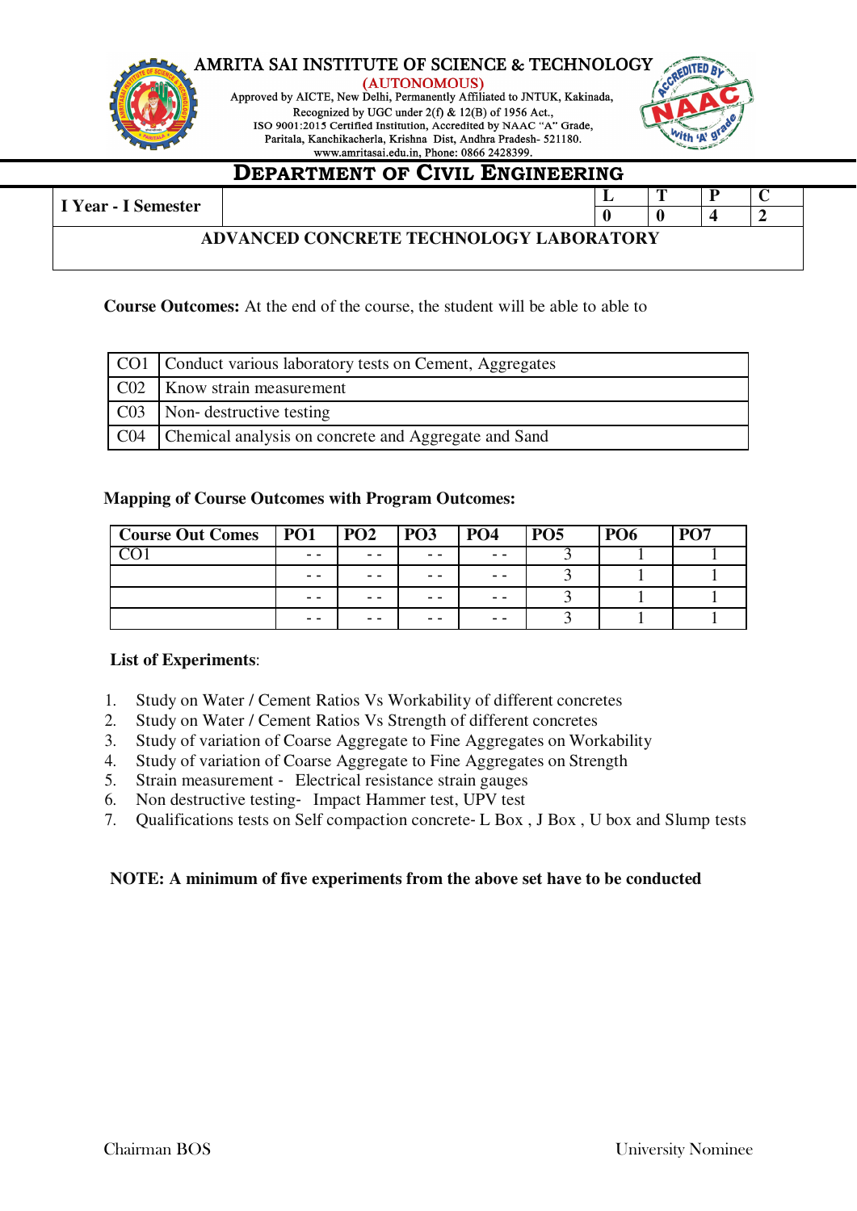AMRITA SAI INSTITUTE OF SCIENCE & TECHNOLOGY
(AUTONOMOUS)
Approved by AICTE, New Delhi, Permanently Affiliated to JNTUK, Kakinada,
Recognized by UGC under 2(f) & 12(B) of 1956 Act.,
ISO 9001:2015 Certified Institution, Accredited by NAAC "A" Grade,
Paritala, Kanchikacherla, Krishna Dist, Andhra Pradesh- 521180.
www.amritasai.edu.in, Phone: 0866 2428399.

# DEPARTMENT OF CIVIL ENGINEERING

| I Year - I Semester | | L | T | P | C |
|---|---|---|---|---|---|
| | | 0 | 0 | 4 | 2 |

## ADVANCED CONCRETE TECHNOLOGY LABORATORY

**Course Outcomes:** At the end of the course, the student will be able to able to

| CO1 | Conduct various laboratory tests on Cement, Aggregates |
|---|---|
| C02 | Know strain measurement |
| C03 | Non- destructive testing |
| C04 | Chemical analysis on concrete and Aggregate and Sand |

**Mapping of Course Outcomes with Program Outcomes:**

| Course Out Comes | PO1 | PO2 | PO3 | PO4 | PO5 | PO6 | PO7 |
|---|---|---|---|---|---|---|---|
| CO1 | - - | - - | - - | - - | 3 | 1 | 1 |
| | - - | - - | - - | - - | 3 | 1 | 1 |
| | - - | - - | - - | - - | 3 | 1 | 1 |
| | - - | - - | - - | - - | 3 | 1 | 1 |

**List of Experiments**:

1. Study on Water / Cement Ratios Vs Workability of different concretes
2. Study on Water / Cement Ratios Vs Strength of different concretes
3. Study of variation of Coarse Aggregate to Fine Aggregates on Workability
4. Study of variation of Coarse Aggregate to Fine Aggregates on Strength
5. Strain measurement - Electrical resistance strain gauges
6. Non destructive testing- Impact Hammer test, UPV test
7. Qualifications tests on Self compaction concrete- L Box , J Box , U box and Slump tests

**NOTE: A minimum of five experiments from the above set have to be conducted**

Chairman BOS | University Nominee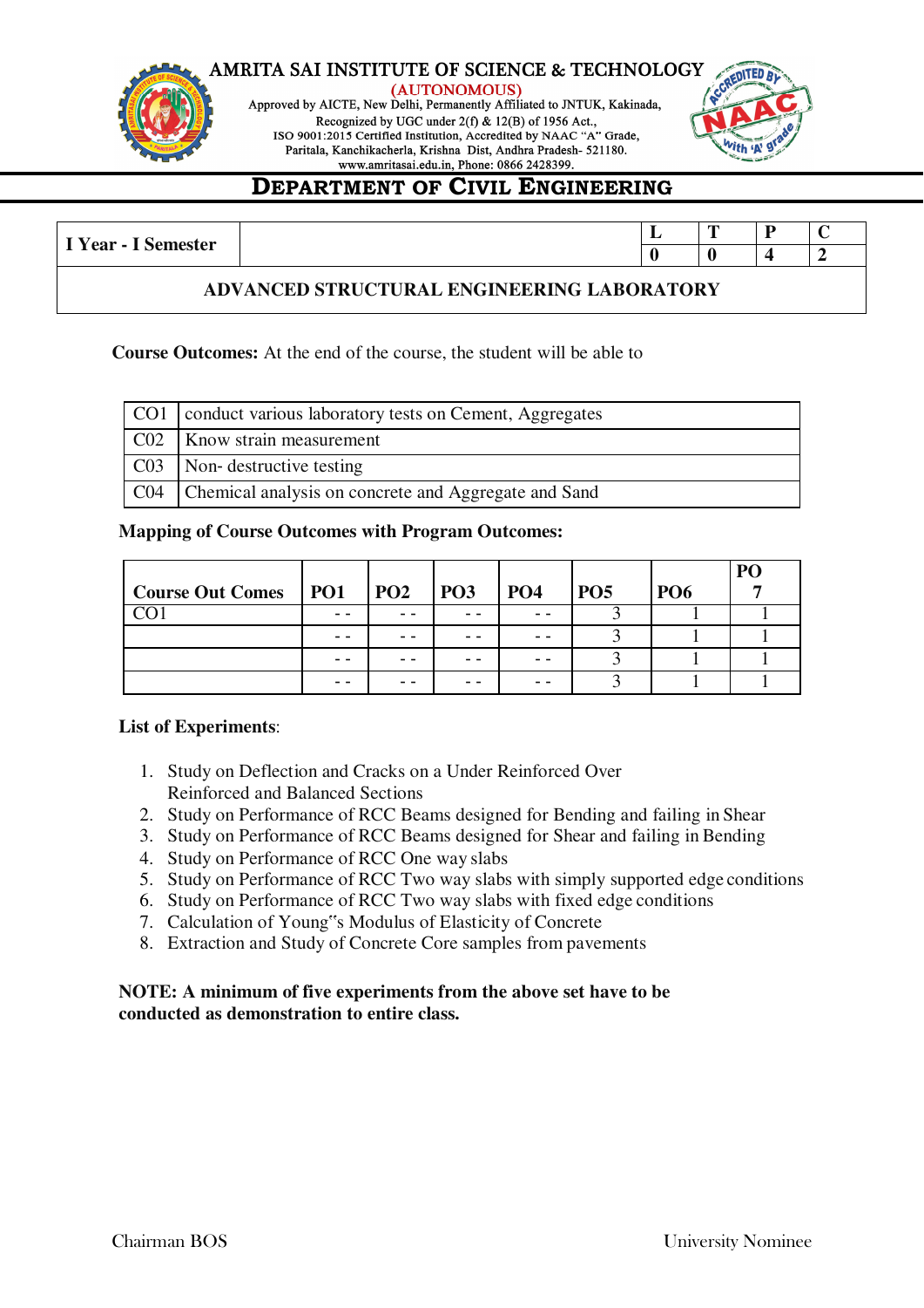AMRITA SAI INSTITUTE OF SCIENCE & TECHNOLOGY
(AUTONOMOUS)
Approved by AICTE, New Delhi, Permanently Affiliated to JNTUK, Kakinada,
Recognized by UGC under 2(f) & 12(B) of 1956 Act.,
ISO 9001:2015 Certified Institution, Accredited by NAAC "A" Grade,
Paritala, Kanchikacherla, Krishna Dist, Andhra Pradesh- 521180.
www.amritasai.edu.in, Phone: 0866 2428399.

# DEPARTMENT OF CIVIL ENGINEERING

| I Year - I Semester | | L | T | P | C |
|---|---|---|---|---|---|
| | | 0 | 0 | 4 | 2 |
| **ADVANCED STRUCTURAL ENGINEERING LABORATORY** | | | | | |

**Course Outcomes:** At the end of the course, the student will be able to

| CO1 | conduct various laboratory tests on Cement, Aggregates |
|---|---|
| C02 | Know strain measurement |
| C03 | Non- destructive testing |
| C04 | Chemical analysis on concrete and Aggregate and Sand |

**Mapping of Course Outcomes with Program Outcomes:**

| Course Out Comes | PO1 | PO2 | PO3 | PO4 | PO5 | PO6 | PO 7 |
|---|---|---|---|---|---|---|---|
| CO1 | - - | - - | - - | - - | 3 | 1 | 1 |
| | - - | - - | - - | - - | 3 | 1 | 1 |
| | - - | - - | - - | - - | 3 | 1 | 1 |
| | - - | - - | - - | - - | 3 | 1 | 1 |

**List of Experiments**:

1. Study on Deflection and Cracks on a Under Reinforced Over Reinforced and Balanced Sections
2. Study on Performance of RCC Beams designed for Bending and failing in Shear
3. Study on Performance of RCC Beams designed for Shear and failing in Bending
4. Study on Performance of RCC One way slabs
5. Study on Performance of RCC Two way slabs with simply supported edge conditions
6. Study on Performance of RCC Two way slabs with fixed edge conditions
7. Calculation of Young‟s Modulus of Elasticity of Concrete
8. Extraction and Study of Concrete Core samples from pavements

**NOTE: A minimum of five experiments from the above set have to be conducted as demonstration to entire class.**

Chairman BOS University Nominee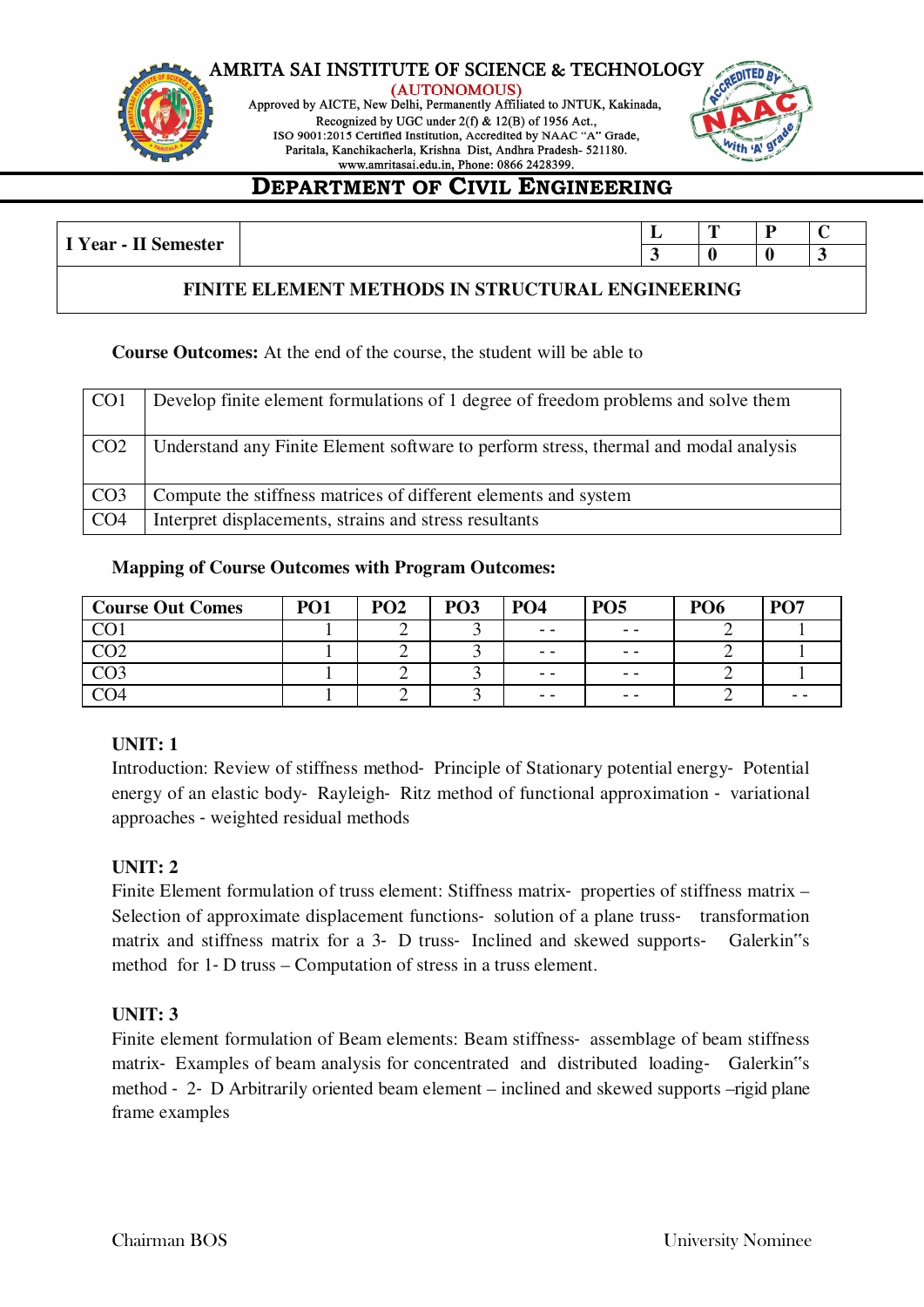## DEPARTMENT OF CIVIL ENGINEERING

| I Year - II Semester | | L | T | P | C |
|---|---|---|---|---|---|
| | | 3 | 0 | 0 | 3 |

**FINITE ELEMENT METHODS IN STRUCTURAL ENGINEERING**

**Course Outcomes:** At the end of the course, the student will be able to

| | |
|---|---|
| CO1 | Develop finite element formulations of 1 degree of freedom problems and solve them |
| CO2 | Understand any Finite Element software to perform stress, thermal and modal analysis |
| CO3 | Compute the stiffness matrices of different elements and system |
| CO4 | Interpret displacements, strains and stress resultants |

**Mapping of Course Outcomes with Program Outcomes:**

| Course Out Comes | PO1 | PO2 | PO3 | PO4 | PO5 | PO6 | PO7 |
|---|---|---|---|---|---|---|---|
| CO1 | 1 | 2 | 3 | - - | - - | 2 | 1 |
| CO2 | 1 | 2 | 3 | - - | - - | 2 | 1 |
| CO3 | 1 | 2 | 3 | - - | - - | 2 | 1 |
| CO4 | 1 | 2 | 3 | - - | - - | 2 | - - |

**UNIT: 1**

Introduction: Review of stiffness method- Principle of Stationary potential energy- Potential energy of an elastic body- Rayleigh- Ritz method of functional approximation - variational approaches - weighted residual methods

**UNIT: 2**

Finite Element formulation of truss element: Stiffness matrix- properties of stiffness matrix – Selection of approximate displacement functions- solution of a plane truss- transformation matrix and stiffness matrix for a 3- D truss- Inclined and skewed supports- Galerkin"s method for 1- D truss – Computation of stress in a truss element.

**UNIT: 3**

Finite element formulation of Beam elements: Beam stiffness- assemblage of beam stiffness matrix- Examples of beam analysis for concentrated and distributed loading- Galerkin"s method - 2- D Arbitrarily oriented beam element – inclined and skewed supports –rigid plane frame examples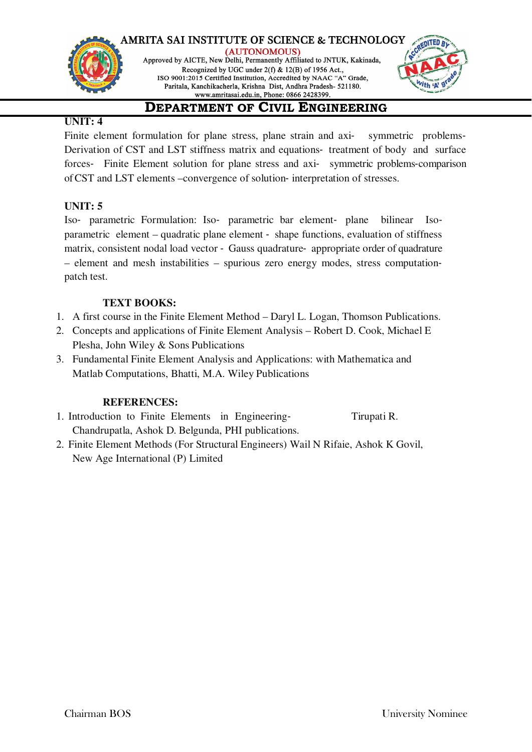**UNIT: 4**

Finite element formulation for plane stress, plane strain and axi- symmetric problems- Derivation of CST and LST stiffness matrix and equations- treatment of body and surface forces- Finite Element solution for plane stress and axi- symmetric problems-comparison of CST and LST elements –convergence of solution- interpretation of stresses.

**UNIT: 5**

Iso- parametric Formulation: Iso- parametric bar element- plane bilinear Iso- parametric element – quadratic plane element - shape functions, evaluation of stiffness matrix, consistent nodal load vector - Gauss quadrature- appropriate order of quadrature – element and mesh instabilities – spurious zero energy modes, stress computation- patch test.

**TEXT BOOKS:**

1. A first course in the Finite Element Method – Daryl L. Logan, Thomson Publications.
2. Concepts and applications of Finite Element Analysis – Robert D. Cook, Michael E Plesha, John Wiley & Sons Publications
3. Fundamental Finite Element Analysis and Applications: with Mathematica and Matlab Computations, Bhatti, M.A. Wiley Publications

**REFERENCES:**

1. Introduction to Finite Elements in Engineering- Tirupati R. Chandrupatla, Ashok D. Belgunda, PHI publications.
2. Finite Element Methods (For Structural Engineers) Wail N Rifaie, Ashok K Govil, New Age International (P) Limited

Chairman BOS　　　　　　　　University Nominee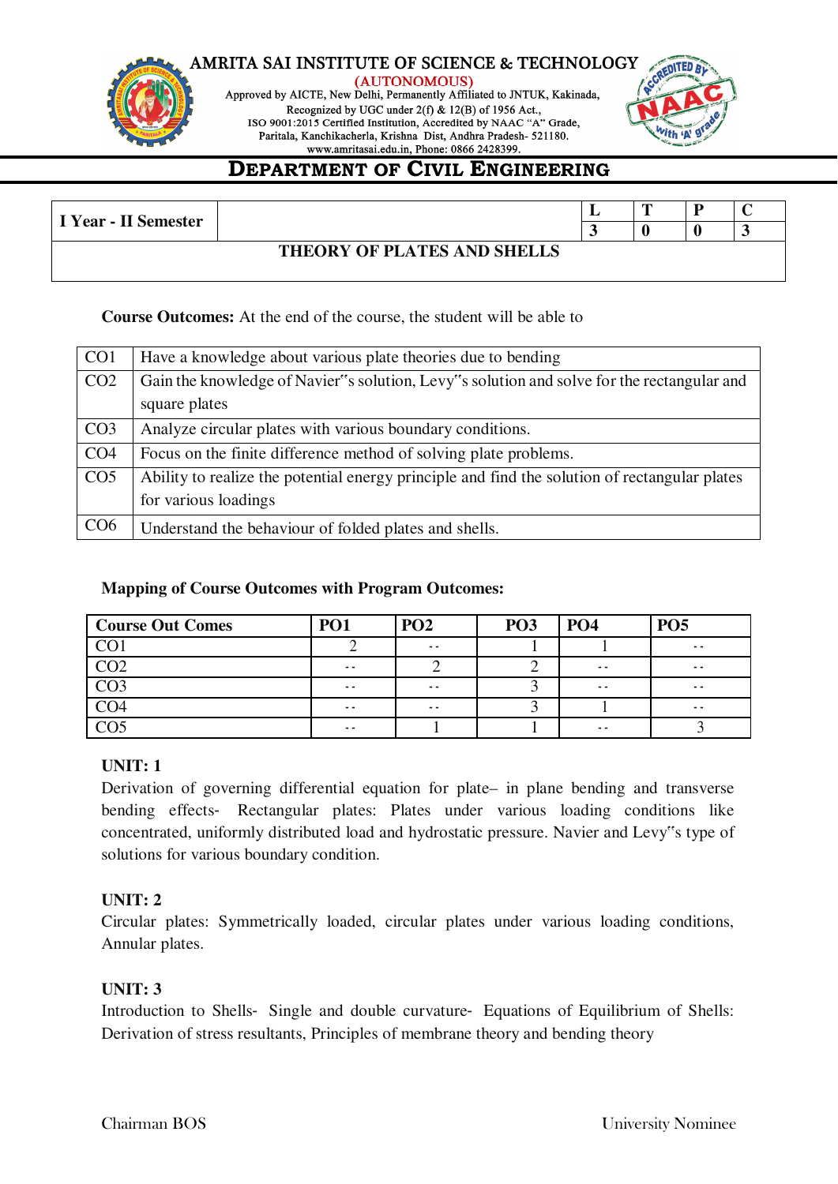# AMRITA SAI INSTITUTE OF SCIENCE & TECHNOLOGY

(AUTONOMOUS)

Approved by AICTE, New Delhi, Permanently Affiliated to JNTUK, Kakinada,
Recognized by UGC under 2(f) & 12(B) of 1956 Act.,
ISO 9001:2015 Certified Institution, Accredited by NAAC "A" Grade,
Paritala, Kanchikacherla, Krishna Dist, Andhra Pradesh- 521180.
www.amritasai.edu.in, Phone: 0866 2428399.

## DEPARTMENT OF CIVIL ENGINEERING

| I Year - II Semester | | L | T | P | C |
|---|---|---|---|---|---|
| | | 3 | 0 | 0 | 3 |
| THEORY OF PLATES AND SHELLS | | | | | |

**Course Outcomes:** At the end of the course, the student will be able to

| | |
|---|---|
| CO1 | Have a knowledge about various plate theories due to bending |
| CO2 | Gain the knowledge of Navier"s solution, Levy"s solution and solve for the rectangular and square plates |
| CO3 | Analyze circular plates with various boundary conditions. |
| CO4 | Focus on the finite difference method of solving plate problems. |
| CO5 | Ability to realize the potential energy principle and find the solution of rectangular plates for various loadings |
| CO6 | Understand the behaviour of folded plates and shells. |

**Mapping of Course Outcomes with Program Outcomes:**

| Course Out Comes | PO1 | PO2 | PO3 | PO4 | PO5 |
|---|---|---|---|---|---|
| CO1 | 2 | -- | 1 | 1 | -- |
| CO2 | -- | 2 | 2 | -- | -- |
| CO3 | -- | -- | 3 | -- | -- |
| CO4 | -- | -- | 3 | 1 | -- |
| CO5 | -- | 1 | 1 | -- | 3 |

**UNIT: 1**

Derivation of governing differential equation for plate– in plane bending and transverse bending effects- Rectangular plates: Plates under various loading conditions like concentrated, uniformly distributed load and hydrostatic pressure. Navier and Levy"s type of solutions for various boundary condition.

**UNIT: 2**

Circular plates: Symmetrically loaded, circular plates under various loading conditions, Annular plates.

**UNIT: 3**

Introduction to Shells- Single and double curvature- Equations of Equilibrium of Shells: Derivation of stress resultants, Principles of membrane theory and bending theory

Chairman BOS                                                                                University Nominee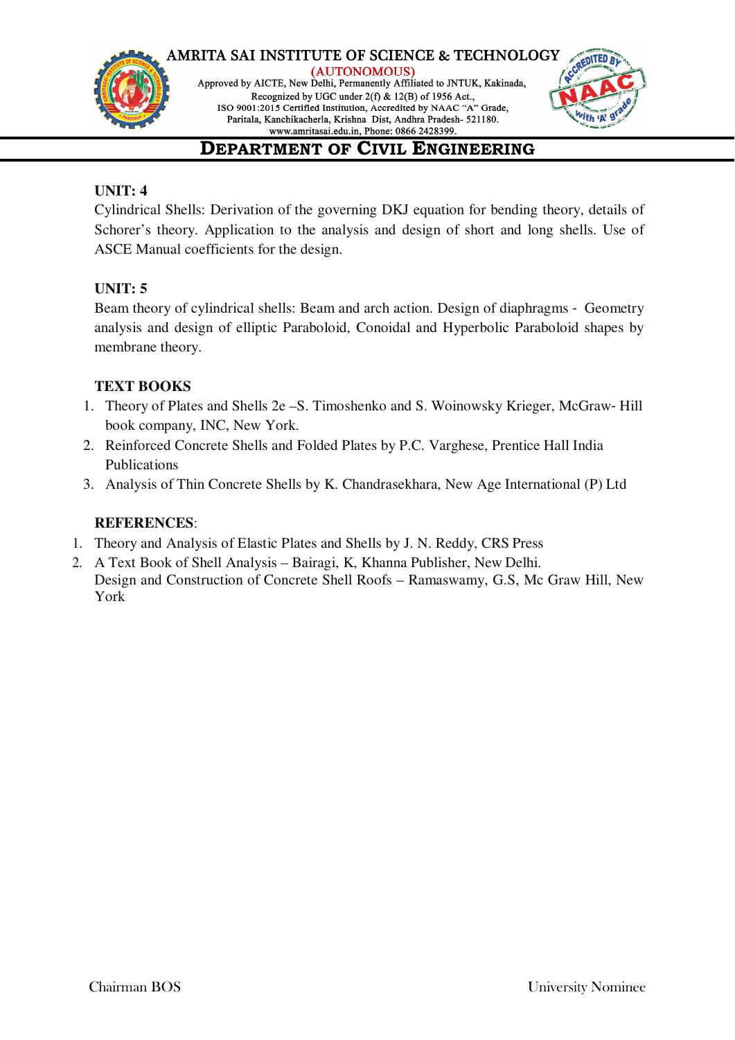**UNIT: 4**

Cylindrical Shells: Derivation of the governing DKJ equation for bending theory, details of Schorer's theory. Application to the analysis and design of short and long shells. Use of ASCE Manual coefficients for the design.

**UNIT: 5**

Beam theory of cylindrical shells: Beam and arch action. Design of diaphragms - Geometry analysis and design of elliptic Paraboloid, Conoidal and Hyperbolic Paraboloid shapes by membrane theory.

**TEXT BOOKS**

1. Theory of Plates and Shells 2e –S. Timoshenko and S. Woinowsky Krieger, McGraw- Hill book company, INC, New York.
2. Reinforced Concrete Shells and Folded Plates by P.C. Varghese, Prentice Hall India Publications
3. Analysis of Thin Concrete Shells by K. Chandrasekhara, New Age International (P) Ltd

**REFERENCES**:

1. Theory and Analysis of Elastic Plates and Shells by J. N. Reddy, CRS Press
2. A Text Book of Shell Analysis – Bairagi, K, Khanna Publisher, New Delhi.
   Design and Construction of Concrete Shell Roofs – Ramaswamy, G.S, Mc Graw Hill, New York

Chairman BOS                                                                 University Nominee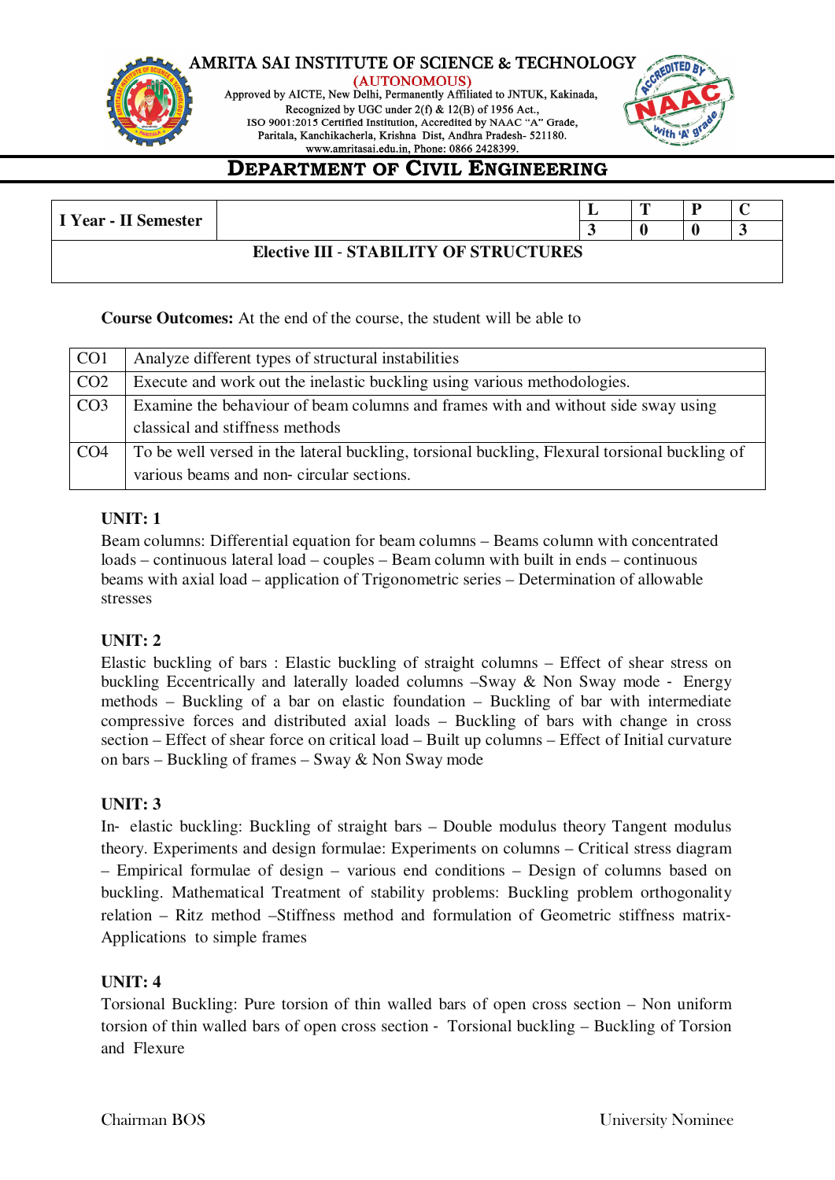# AMRITA SAI INSTITUTE OF SCIENCE & TECHNOLOGY

(AUTONOMOUS)

Approved by AICTE, New Delhi, Permanently Affiliated to JNTUK, Kakinada,
Recognized by UGC under 2(f) & 12(B) of 1956 Act.,
ISO 9001:2015 Certified Institution, Accredited by NAAC "A" Grade,
Paritala, Kanchikacherla, Krishna Dist, Andhra Pradesh- 521180.
www.amritasai.edu.in, Phone: 0866 2428399.

## DEPARTMENT OF CIVIL ENGINEERING

| I Year - II Semester | | L | T | P | C |
|---|---|---|---|---|---|
| | | 3 | 0 | 0 | 3 |
| **Elective III - STABILITY OF STRUCTURES** | | | | | |

**Course Outcomes:** At the end of the course, the student will be able to

| | |
|---|---|
| CO1 | Analyze different types of structural instabilities |
| CO2 | Execute and work out the inelastic buckling using various methodologies. |
| CO3 | Examine the behaviour of beam columns and frames with and without side sway using classical and stiffness methods |
| CO4 | To be well versed in the lateral buckling, torsional buckling, Flexural torsional buckling of various beams and non- circular sections. |

### UNIT: 1

Beam columns: Differential equation for beam columns – Beams column with concentrated loads – continuous lateral load – couples – Beam column with built in ends – continuous beams with axial load – application of Trigonometric series – Determination of allowable stresses

### UNIT: 2

Elastic buckling of bars : Elastic buckling of straight columns – Effect of shear stress on buckling Eccentrically and laterally loaded columns –Sway & Non Sway mode - Energy methods – Buckling of a bar on elastic foundation – Buckling of bar with intermediate compressive forces and distributed axial loads – Buckling of bars with change in cross section – Effect of shear force on critical load – Built up columns – Effect of Initial curvature on bars – Buckling of frames – Sway & Non Sway mode

### UNIT: 3

In- elastic buckling: Buckling of straight bars – Double modulus theory Tangent modulus theory. Experiments and design formulae: Experiments on columns – Critical stress diagram – Empirical formulae of design – various end conditions – Design of columns based on buckling. Mathematical Treatment of stability problems: Buckling problem orthogonality relation – Ritz method –Stiffness method and formulation of Geometric stiffness matrix- Applications to simple frames

### UNIT: 4

Torsional Buckling: Pure torsion of thin walled bars of open cross section – Non uniform torsion of thin walled bars of open cross section - Torsional buckling – Buckling of Torsion and Flexure

Chairman BOS                                                                 University Nominee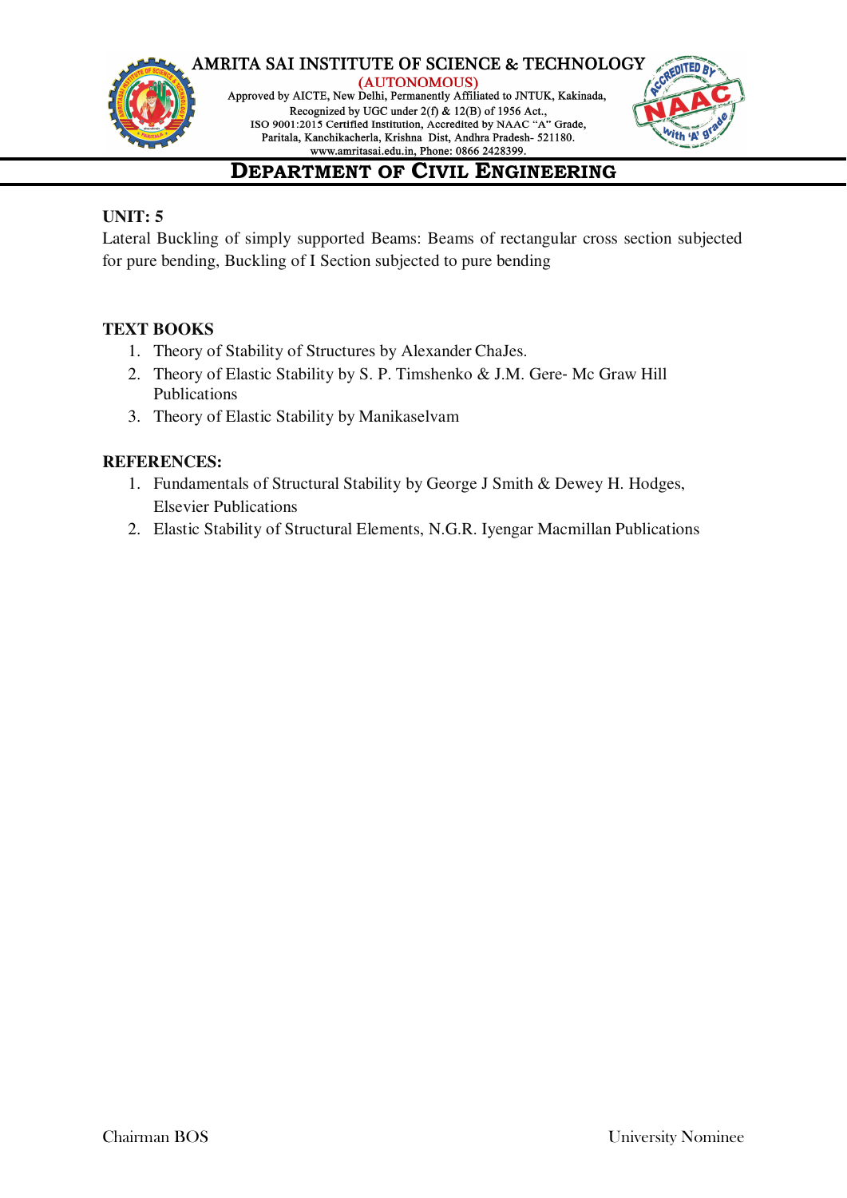**UNIT: 5**

Lateral Buckling of simply supported Beams: Beams of rectangular cross section subjected for pure bending, Buckling of I Section subjected to pure bending

**TEXT BOOKS**

1. Theory of Stability of Structures by Alexander ChaJes.
2. Theory of Elastic Stability by S. P. Timshenko & J.M. Gere- Mc Graw Hill Publications
3. Theory of Elastic Stability by Manikaselvam

**REFERENCES:**

1. Fundamentals of Structural Stability by George J Smith & Dewey H. Hodges, Elsevier Publications
2. Elastic Stability of Structural Elements, N.G.R. Iyengar Macmillan Publications

Chairman BOS — University Nominee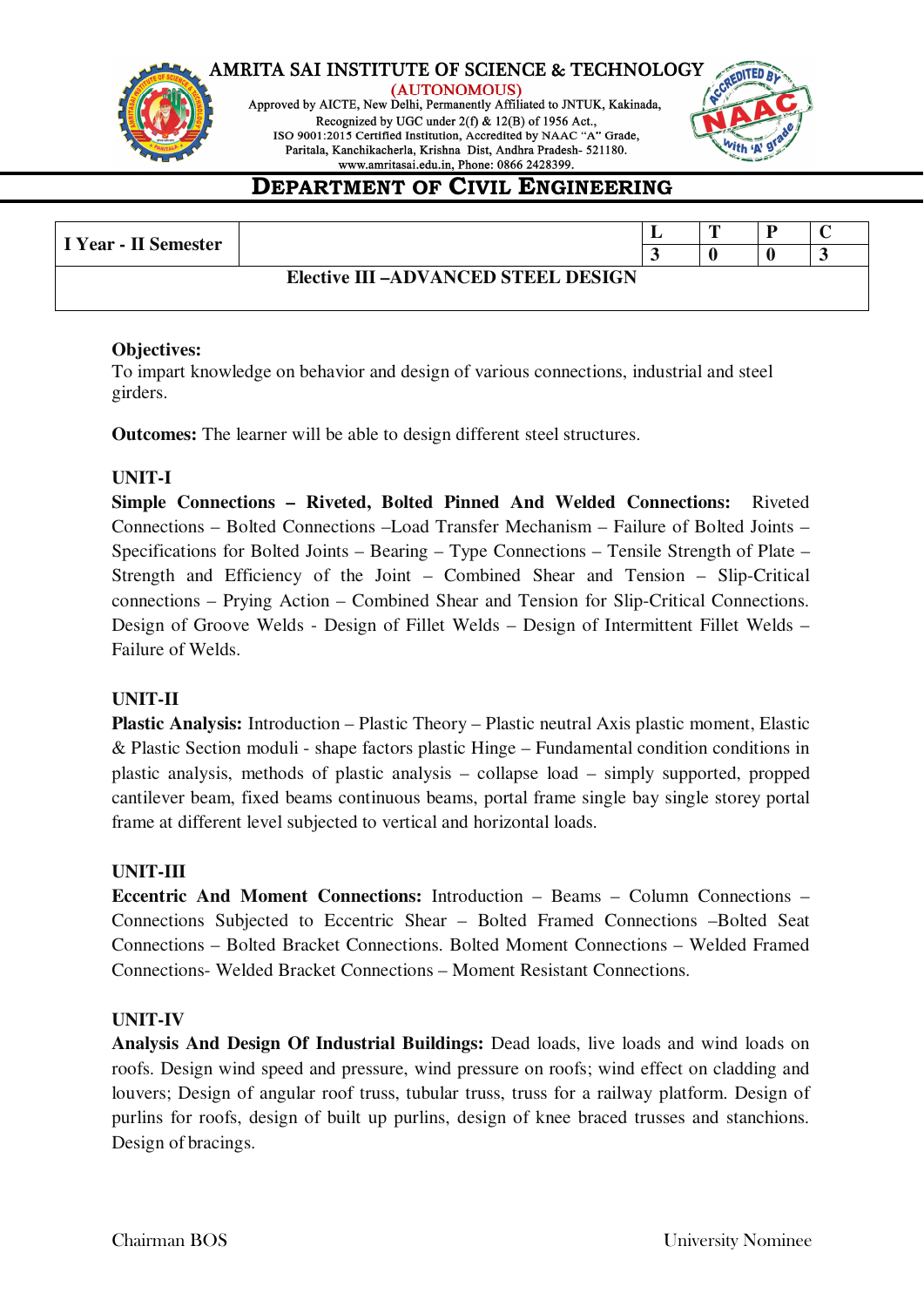# AMRITA SAI INSTITUTE OF SCIENCE & TECHNOLOGY

(AUTONOMOUS)

Approved by AICTE, New Delhi, Permanently Affiliated to JNTUK, Kakinada,
Recognized by UGC under 2(f) & 12(B) of 1956 Act.,
ISO 9001:2015 Certified Institution, Accredited by NAAC "A" Grade,
Paritala, Kanchikacherla, Krishna Dist, Andhra Pradesh- 521180.
www.amritasai.edu.in, Phone: 0866 2428399.

## DEPARTMENT OF CIVIL ENGINEERING

| I Year - II Semester | | L | T | P | C |
|---|---|---|---|---|---|
| | | 3 | 0 | 0 | 3 |
| **Elective III –ADVANCED STEEL DESIGN** | | | | | |

**Objectives:**
To impart knowledge on behavior and design of various connections, industrial and steel girders.

**Outcomes:** The learner will be able to design different steel structures.

**UNIT-I**

**Simple Connections – Riveted, Bolted Pinned And Welded Connections:** Riveted Connections – Bolted Connections –Load Transfer Mechanism – Failure of Bolted Joints – Specifications for Bolted Joints – Bearing – Type Connections – Tensile Strength of Plate – Strength and Efficiency of the Joint – Combined Shear and Tension – Slip-Critical connections – Prying Action – Combined Shear and Tension for Slip-Critical Connections. Design of Groove Welds - Design of Fillet Welds – Design of Intermittent Fillet Welds – Failure of Welds.

**UNIT-II**

**Plastic Analysis:** Introduction – Plastic Theory – Plastic neutral Axis plastic moment, Elastic & Plastic Section moduli - shape factors plastic Hinge – Fundamental condition conditions in plastic analysis, methods of plastic analysis – collapse load – simply supported, propped cantilever beam, fixed beams continuous beams, portal frame single bay single storey portal frame at different level subjected to vertical and horizontal loads.

**UNIT-III**

**Eccentric And Moment Connections:** Introduction – Beams – Column Connections – Connections Subjected to Eccentric Shear – Bolted Framed Connections –Bolted Seat Connections – Bolted Bracket Connections. Bolted Moment Connections – Welded Framed Connections- Welded Bracket Connections – Moment Resistant Connections.

**UNIT-IV**

**Analysis And Design Of Industrial Buildings:** Dead loads, live loads and wind loads on roofs. Design wind speed and pressure, wind pressure on roofs; wind effect on cladding and louvers; Design of angular roof truss, tubular truss, truss for a railway platform. Design of purlins for roofs, design of built up purlins, design of knee braced trusses and stanchions. Design of bracings.

Chairman BOS University Nominee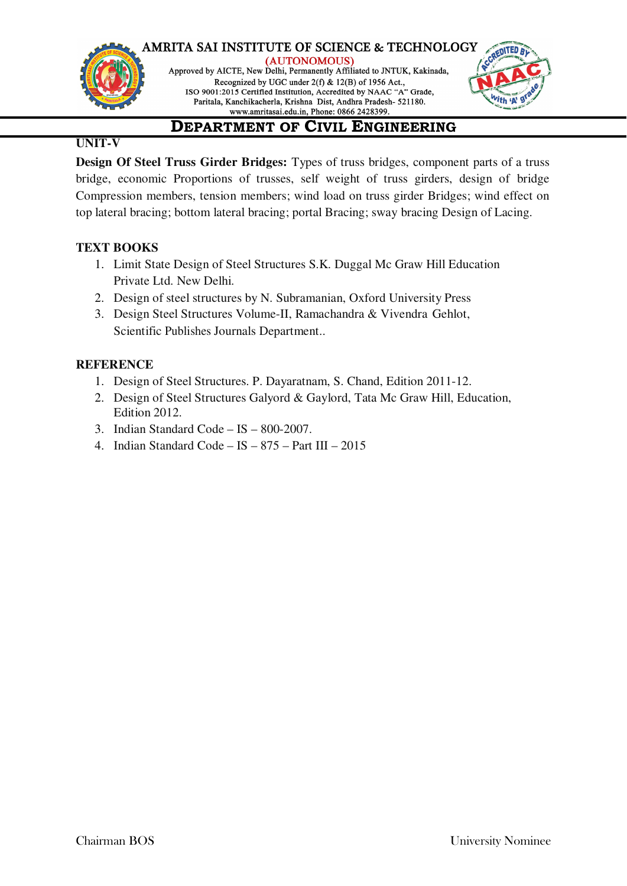## UNIT-V

**Design Of Steel Truss Girder Bridges:** Types of truss bridges, component parts of a truss bridge, economic Proportions of trusses, self weight of truss girders, design of bridge Compression members, tension members; wind load on truss girder Bridges; wind effect on top lateral bracing; bottom lateral bracing; portal Bracing; sway bracing Design of Lacing.

### TEXT BOOKS

1. Limit State Design of Steel Structures S.K. Duggal Mc Graw Hill Education Private Ltd. New Delhi.
2. Design of steel structures by N. Subramanian, Oxford University Press
3. Design Steel Structures Volume-II, Ramachandra & Vivendra Gehlot, Scientific Publishes Journals Department..

### REFERENCE

1. Design of Steel Structures. P. Dayaratnam, S. Chand, Edition 2011-12.
2. Design of Steel Structures Galyord & Gaylord, Tata Mc Graw Hill, Education, Edition 2012.
3. Indian Standard Code – IS – 800-2007.
4. Indian Standard Code – IS – 875 – Part III – 2015

Chairman BOS | University Nominee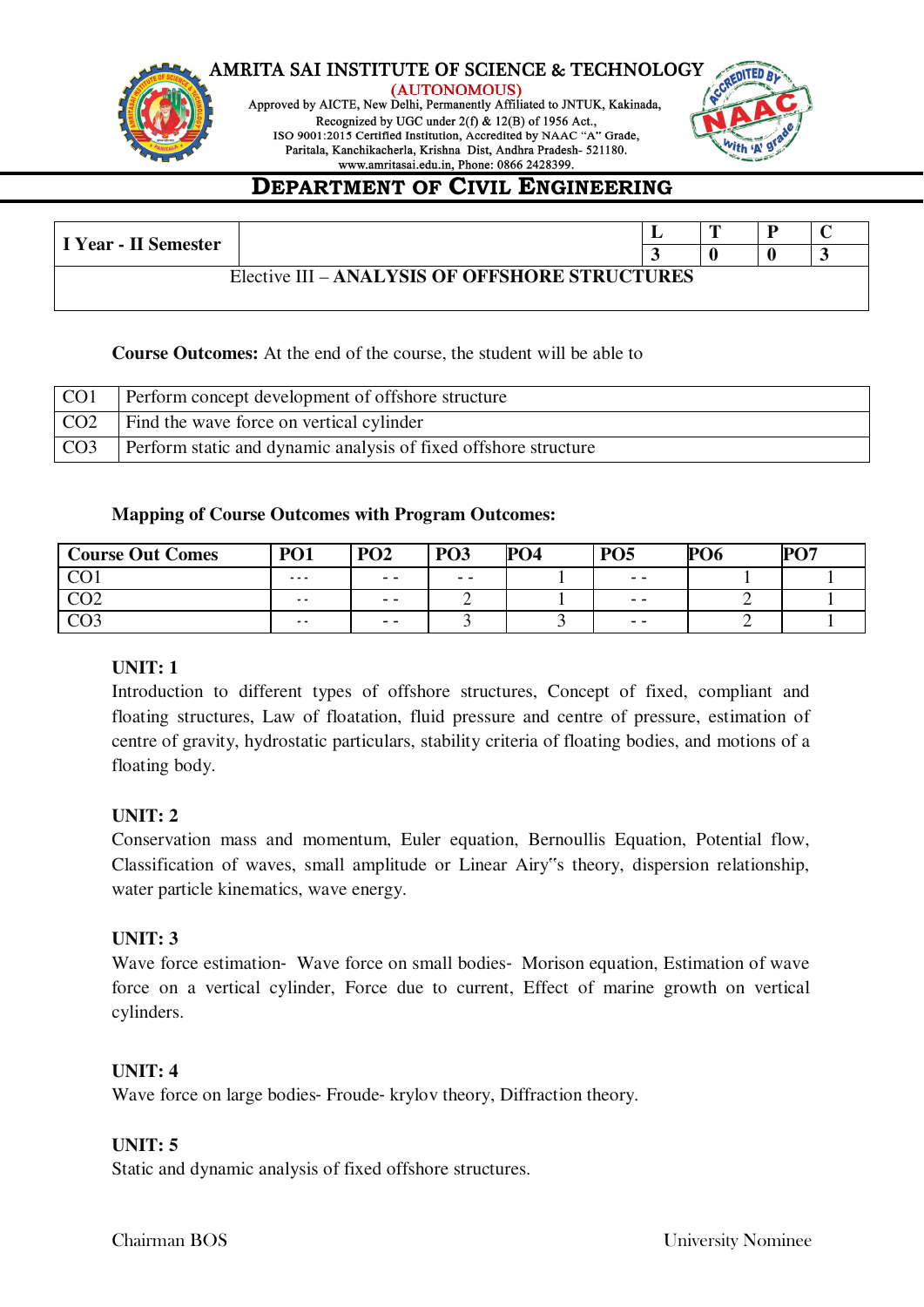# AMRITA SAI INSTITUTE OF SCIENCE & TECHNOLOGY

(AUTONOMOUS)

Approved by AICTE, New Delhi, Permanently Affiliated to JNTUK, Kakinada, Recognized by UGC under 2(f) & 12(B) of 1956 Act., ISO 9001:2015 Certified Institution, Accredited by NAAC "A" Grade, Paritala, Kanchikacherla, Krishna Dist, Andhra Pradesh- 521180. www.amritasai.edu.in, Phone: 0866 2428399.

## DEPARTMENT OF CIVIL ENGINEERING

| I Year - II Semester | | L | T | P | C |
|---|---|---|---|---|---|
| | | 3 | 0 | 0 | 3 |
| Elective III – **ANALYSIS OF OFFSHORE STRUCTURES** | | | | | |

**Course Outcomes:** At the end of the course, the student will be able to

| | |
|---|---|
| CO1 | Perform concept development of offshore structure |
| CO2 | Find the wave force on vertical cylinder |
| CO3 | Perform static and dynamic analysis of fixed offshore structure |

**Mapping of Course Outcomes with Program Outcomes:**

| Course Out Comes | PO1 | PO2 | PO3 | PO4 | PO5 | PO6 | PO7 |
|---|---|---|---|---|---|---|---|
| CO1 | - - - | - - | - - | 1 | - - | 1 | 1 |
| CO2 | - - | - - | 2 | 1 | - - | 2 | 1 |
| CO3 | - - | - - | 3 | 3 | - - | 2 | 1 |

**UNIT: 1**

Introduction to different types of offshore structures, Concept of fixed, compliant and floating structures, Law of floatation, fluid pressure and centre of pressure, estimation of centre of gravity, hydrostatic particulars, stability criteria of floating bodies, and motions of a floating body.

**UNIT: 2**

Conservation mass and momentum, Euler equation, Bernoullis Equation, Potential flow, Classification of waves, small amplitude or Linear Airy"s theory, dispersion relationship, water particle kinematics, wave energy.

**UNIT: 3**

Wave force estimation- Wave force on small bodies- Morison equation, Estimation of wave force on a vertical cylinder, Force due to current, Effect of marine growth on vertical cylinders.

**UNIT: 4**

Wave force on large bodies- Froude- krylov theory, Diffraction theory.

**UNIT: 5**

Static and dynamic analysis of fixed offshore structures.

Chairman BOS University Nominee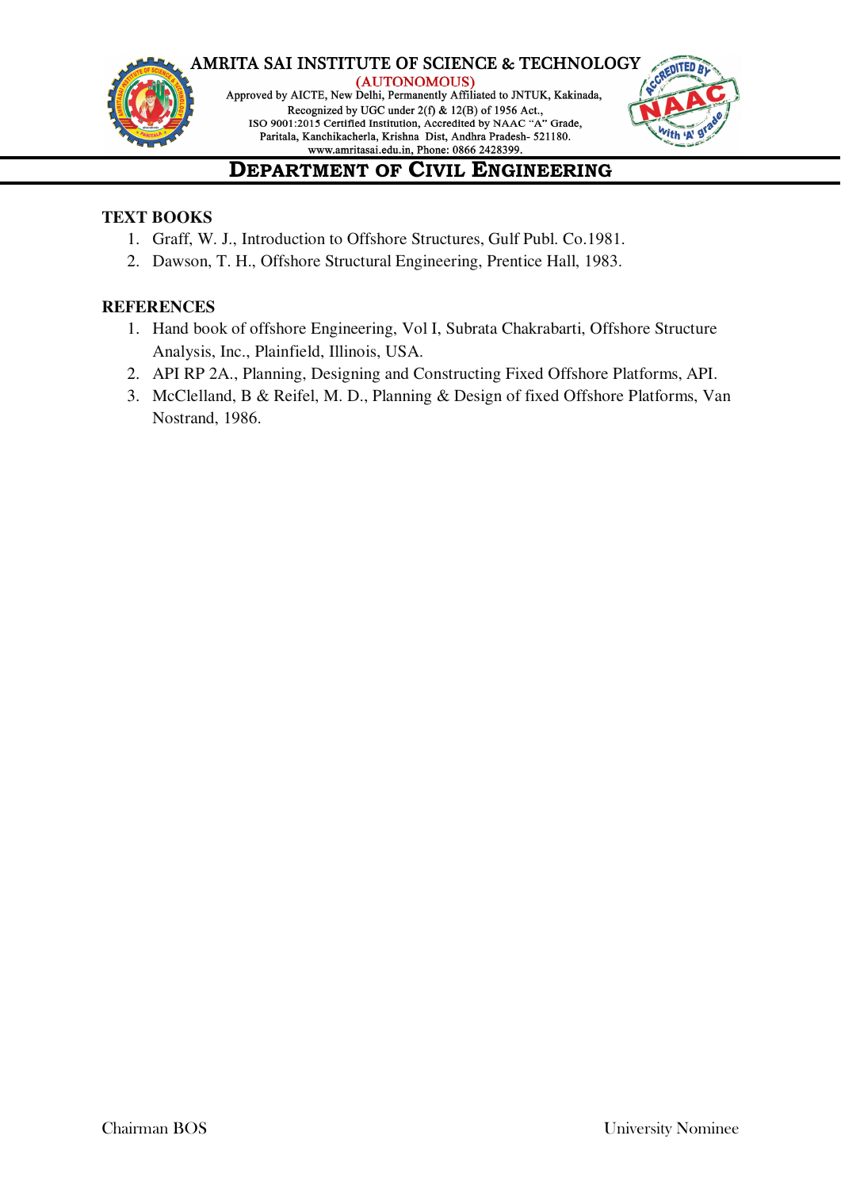**TEXT BOOKS**

1. Graff, W. J., Introduction to Offshore Structures, Gulf Publ. Co.1981.
2. Dawson, T. H., Offshore Structural Engineering, Prentice Hall, 1983.

**REFERENCES**

1. Hand book of offshore Engineering, Vol I, Subrata Chakrabarti, Offshore Structure Analysis, Inc., Plainfield, Illinois, USA.
2. API RP 2A., Planning, Designing and Constructing Fixed Offshore Platforms, API.
3. McClelland, B & Reifel, M. D., Planning & Design of fixed Offshore Platforms, Van Nostrand, 1986.

Chairman BOS University Nominee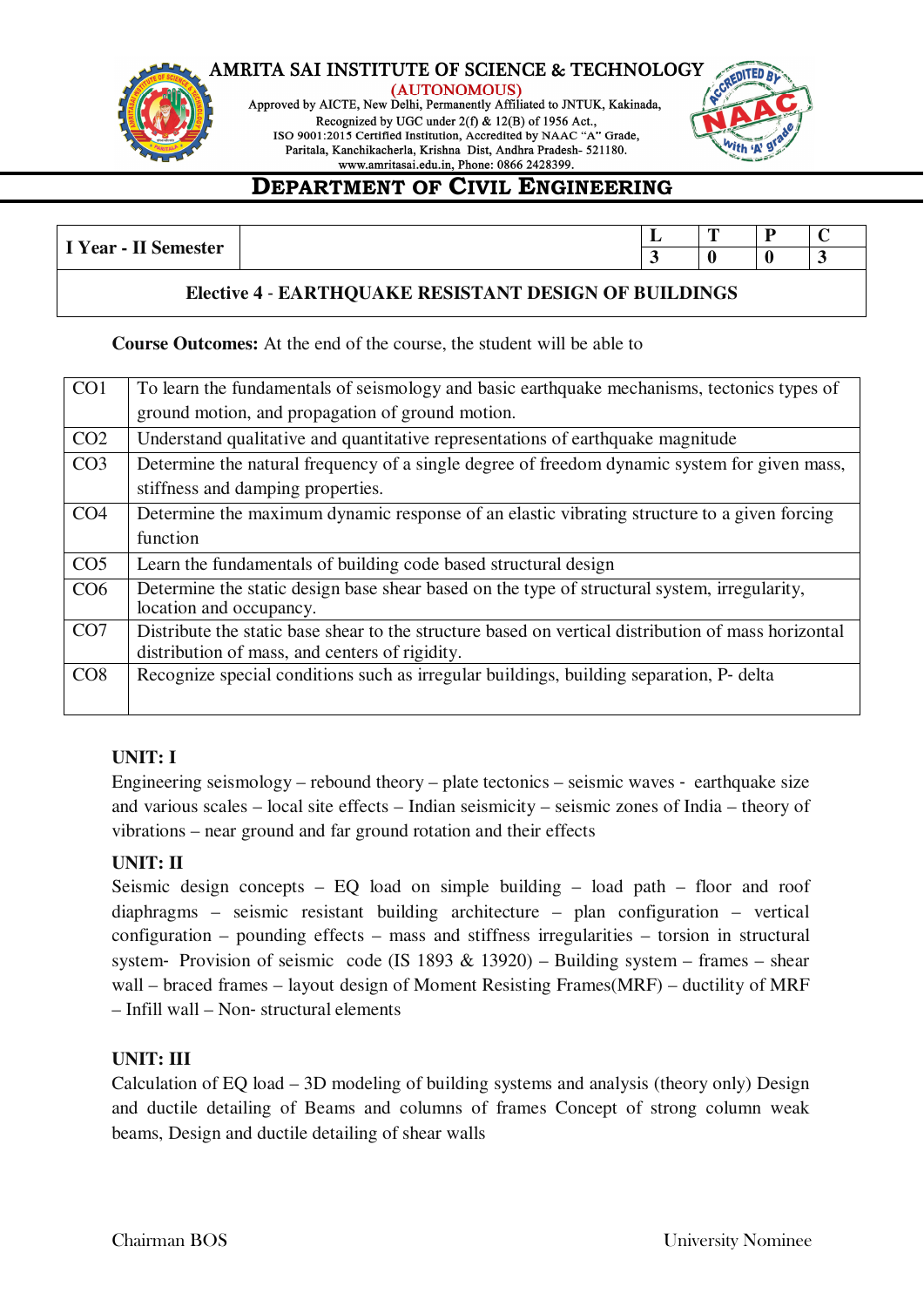# AMRITA SAI INSTITUTE OF SCIENCE & TECHNOLOGY

(AUTONOMOUS)

Approved by AICTE, New Delhi, Permanently Affiliated to JNTUK, Kakinada,
Recognized by UGC under 2(f) & 12(B) of 1956 Act.,
ISO 9001:2015 Certified Institution, Accredited by NAAC "A" Grade,
Paritala, Kanchikacherla, Krishna Dist, Andhra Pradesh- 521180.
www.amritasai.edu.in, Phone: 0866 2428399.

## DEPARTMENT OF CIVIL ENGINEERING

| I Year - II Semester | | L | T | P | C |
|---|---|---|---|---|---|
| | | 3 | 0 | 0 | 3 |
| **Elective 4 - EARTHQUAKE RESISTANT DESIGN OF BUILDINGS** | | | | | |

**Course Outcomes:** At the end of the course, the student will be able to

| | |
|---|---|
| CO1 | To learn the fundamentals of seismology and basic earthquake mechanisms, tectonics types of ground motion, and propagation of ground motion. |
| CO2 | Understand qualitative and quantitative representations of earthquake magnitude |
| CO3 | Determine the natural frequency of a single degree of freedom dynamic system for given mass, stiffness and damping properties. |
| CO4 | Determine the maximum dynamic response of an elastic vibrating structure to a given forcing function |
| CO5 | Learn the fundamentals of building code based structural design |
| CO6 | Determine the static design base shear based on the type of structural system, irregularity, location and occupancy. |
| CO7 | Distribute the static base shear to the structure based on vertical distribution of mass horizontal distribution of mass, and centers of rigidity. |
| CO8 | Recognize special conditions such as irregular buildings, building separation, P- delta |

### UNIT: I

Engineering seismology – rebound theory – plate tectonics – seismic waves - earthquake size and various scales – local site effects – Indian seismicity – seismic zones of India – theory of vibrations – near ground and far ground rotation and their effects

### UNIT: II

Seismic design concepts – EQ load on simple building – load path – floor and roof diaphragms – seismic resistant building architecture – plan configuration – vertical configuration – pounding effects – mass and stiffness irregularities – torsion in structural system- Provision of seismic code (IS 1893 & 13920) – Building system – frames – shear wall – braced frames – layout design of Moment Resisting Frames(MRF) – ductility of MRF – Infill wall – Non- structural elements

### UNIT: III

Calculation of EQ load – 3D modeling of building systems and analysis (theory only) Design and ductile detailing of Beams and columns of frames Concept of strong column weak beams, Design and ductile detailing of shear walls

Chairman BOS University Nominee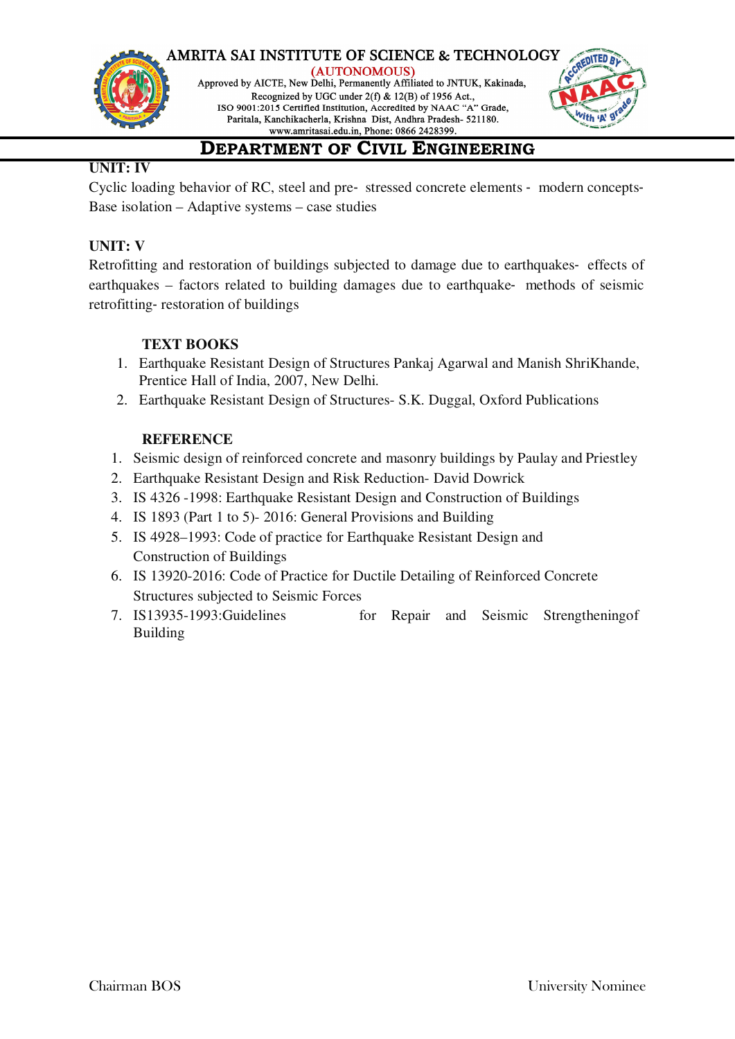**UNIT: IV**

Cyclic loading behavior of RC, steel and pre- stressed concrete elements - modern concepts- Base isolation – Adaptive systems – case studies

**UNIT: V**

Retrofitting and restoration of buildings subjected to damage due to earthquakes- effects of earthquakes – factors related to building damages due to earthquake- methods of seismic retrofitting- restoration of buildings

**TEXT BOOKS**

1. Earthquake Resistant Design of Structures Pankaj Agarwal and Manish ShriKhande, Prentice Hall of India, 2007, New Delhi.
2. Earthquake Resistant Design of Structures- S.K. Duggal, Oxford Publications

**REFERENCE**

1. Seismic design of reinforced concrete and masonry buildings by Paulay and Priestley
2. Earthquake Resistant Design and Risk Reduction- David Dowrick
3. IS 4326 -1998: Earthquake Resistant Design and Construction of Buildings
4. IS 1893 (Part 1 to 5)- 2016: General Provisions and Building
5. IS 4928–1993: Code of practice for Earthquake Resistant Design and Construction of Buildings
6. IS 13920-2016: Code of Practice for Ductile Detailing of Reinforced Concrete Structures subjected to Seismic Forces
7. IS13935-1993:Guidelines for Repair and Seismic Strengtheningof Building

Chairman BOS University Nominee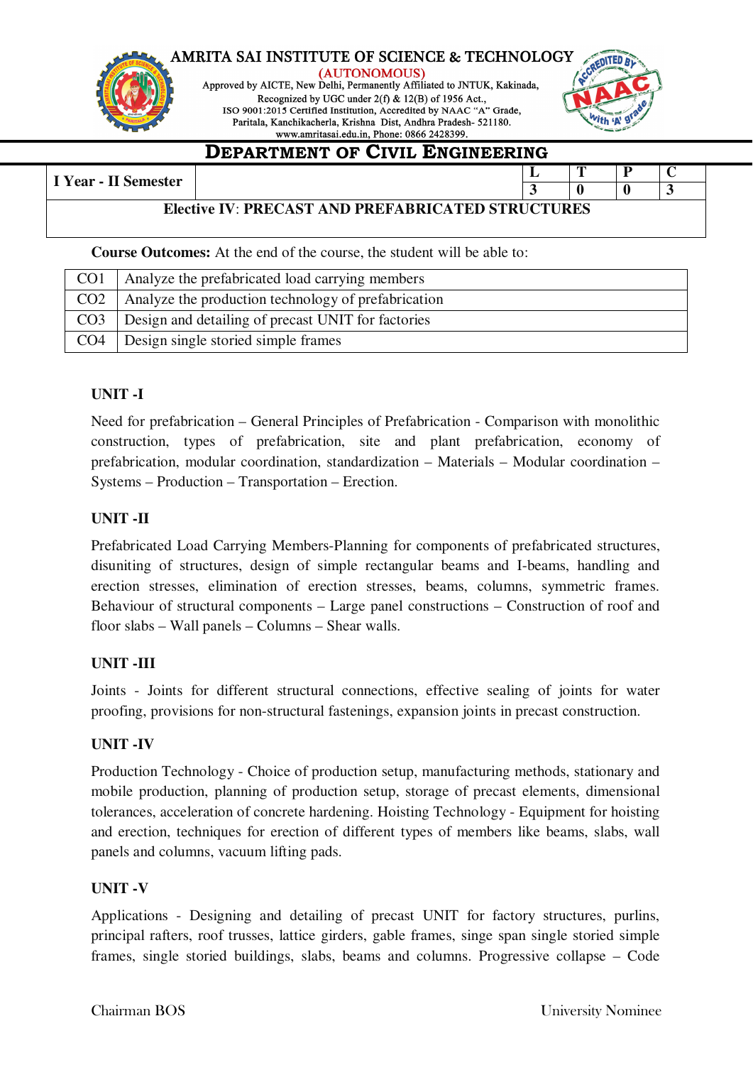AMRITA SAI INSTITUTE OF SCIENCE & TECHNOLOGY
(AUTONOMOUS)
Approved by AICTE, New Delhi, Permanently Affiliated to JNTUK, Kakinada,
Recognized by UGC under 2(f) & 12(B) of 1956 Act.,
ISO 9001:2015 Certified Institution, Accredited by NAAC "A" Grade,
Paritala, Kanchikacherla, Krishna Dist, Andhra Pradesh- 521180.
www.amritasai.edu.in, Phone: 0866 2428399.

# DEPARTMENT OF CIVIL ENGINEERING

| I Year - II Semester | | L | T | P | C |
|---|---|---|---|---|---|
| | | 3 | 0 | 0 | 3 |

**Elective IV: PRECAST AND PREFABRICATED STRUCTURES**

**Course Outcomes:** At the end of the course, the student will be able to:

| | |
|---|---|
| CO1 | Analyze the prefabricated load carrying members |
| CO2 | Analyze the production technology of prefabrication |
| CO3 | Design and detailing of precast UNIT for factories |
| CO4 | Design single storied simple frames |

### UNIT -I

Need for prefabrication – General Principles of Prefabrication - Comparison with monolithic construction, types of prefabrication, site and plant prefabrication, economy of prefabrication, modular coordination, standardization – Materials – Modular coordination – Systems – Production – Transportation – Erection.

### UNIT -II

Prefabricated Load Carrying Members-Planning for components of prefabricated structures, disuniting of structures, design of simple rectangular beams and I-beams, handling and erection stresses, elimination of erection stresses, beams, columns, symmetric frames. Behaviour of structural components – Large panel constructions – Construction of roof and floor slabs – Wall panels – Columns – Shear walls.

### UNIT -III

Joints - Joints for different structural connections, effective sealing of joints for water proofing, provisions for non-structural fastenings, expansion joints in precast construction.

### UNIT -IV

Production Technology - Choice of production setup, manufacturing methods, stationary and mobile production, planning of production setup, storage of precast elements, dimensional tolerances, acceleration of concrete hardening. Hoisting Technology - Equipment for hoisting and erection, techniques for erection of different types of members like beams, slabs, wall panels and columns, vacuum lifting pads.

### UNIT -V

Applications - Designing and detailing of precast UNIT for factory structures, purlins, principal rafters, roof trusses, lattice girders, gable frames, singe span single storied simple frames, single storied buildings, slabs, beams and columns. Progressive collapse – Code

Chairman BOS University Nominee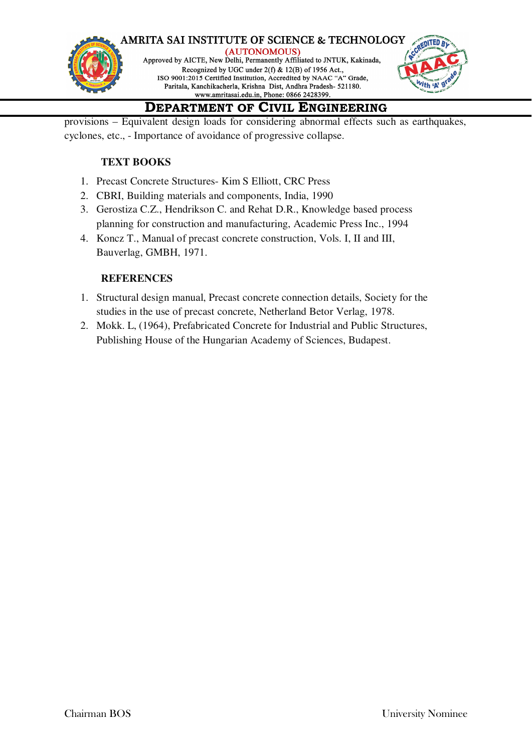provisions – Equivalent design loads for considering abnormal effects such as earthquakes, cyclones, etc., - Importance of avoidance of progressive collapse.

**TEXT BOOKS**

1. Precast Concrete Structures- Kim S Elliott, CRC Press
2. CBRI, Building materials and components, India, 1990
3. Gerostiza C.Z., Hendrikson C. and Rehat D.R., Knowledge based process planning for construction and manufacturing, Academic Press Inc., 1994
4. Koncz T., Manual of precast concrete construction, Vols. I, II and III, Bauverlag, GMBH, 1971.

**REFERENCES**

1. Structural design manual, Precast concrete connection details, Society for the studies in the use of precast concrete, Netherland Betor Verlag, 1978.
2. Mokk. L, (1964), Prefabricated Concrete for Industrial and Public Structures, Publishing House of the Hungarian Academy of Sciences, Budapest.

Chairman BOS | University Nominee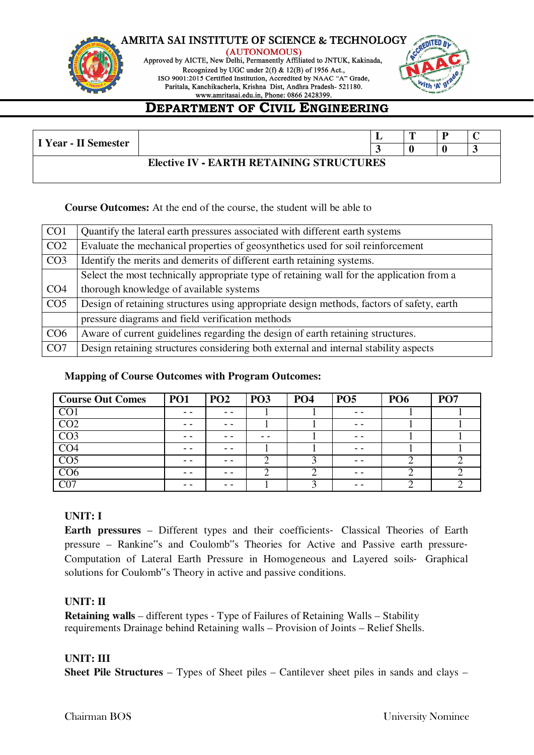AMRITA SAI INSTITUTE OF SCIENCE & TECHNOLOGY
(AUTONOMOUS)
Approved by AICTE, New Delhi, Permanently Affiliated to JNTUK, Kakinada,
Recognized by UGC under 2(f) & 12(B) of 1956 Act.,
ISO 9001:2015 Certified Institution, Accredited by NAAC "A" Grade,
Paritala, Kanchikacherla, Krishna Dist, Andhra Pradesh- 521180.
www.amritasai.edu.in, Phone: 0866 2428399.

# DEPARTMENT OF CIVIL ENGINEERING

| I Year - II Semester | | L | T | P | C |
|---|---|---|---|---|---|
| | | 3 | 0 | 0 | 3 |
| **Elective IV - EARTH RETAINING STRUCTURES** | | | | | |

**Course Outcomes:** At the end of the course, the student will be able to

| | |
|---|---|
| CO1 | Quantify the lateral earth pressures associated with different earth systems |
| CO2 | Evaluate the mechanical properties of geosynthetics used for soil reinforcement |
| CO3 | Identify the merits and demerits of different earth retaining systems. |
| CO4 | Select the most technically appropriate type of retaining wall for the application from a thorough knowledge of available systems |
| CO5 | Design of retaining structures using appropriate design methods, factors of safety, earth pressure diagrams and field verification methods |
| CO6 | Aware of current guidelines regarding the design of earth retaining structures. |
| CO7 | Design retaining structures considering both external and internal stability aspects |

**Mapping of Course Outcomes with Program Outcomes:**

| Course Out Comes | PO1 | PO2 | PO3 | PO4 | PO5 | PO6 | PO7 |
|---|---|---|---|---|---|---|---|
| CO1 | - - | - - | 1 | 1 | - - | 1 | 1 |
| CO2 | - - | - - | 1 | 1 | - - | 1 | 1 |
| CO3 | - - | - - | - - | 1 | - - | 1 | 1 |
| CO4 | - - | - - | 1 | 1 | - - | 1 | 1 |
| CO5 | - - | - - | 2 | 3 | - - | 2 | 2 |
| CO6 | - - | - - | 2 | 2 | - - | 2 | 2 |
| C07 | - - | - - | 1 | 3 | - - | 2 | 2 |

**UNIT: I**

**Earth pressures** – Different types and their coefficients- Classical Theories of Earth pressure – Rankine"s and Coulomb"s Theories for Active and Passive earth pressure- Computation of Lateral Earth Pressure in Homogeneous and Layered soils- Graphical solutions for Coulomb"s Theory in active and passive conditions.

**UNIT: II**

**Retaining walls** – different types - Type of Failures of Retaining Walls – Stability requirements Drainage behind Retaining walls – Provision of Joints – Relief Shells.

**UNIT: III**

**Sheet Pile Structures** – Types of Sheet piles – Cantilever sheet piles in sands and clays –

Chairman BOS University Nominee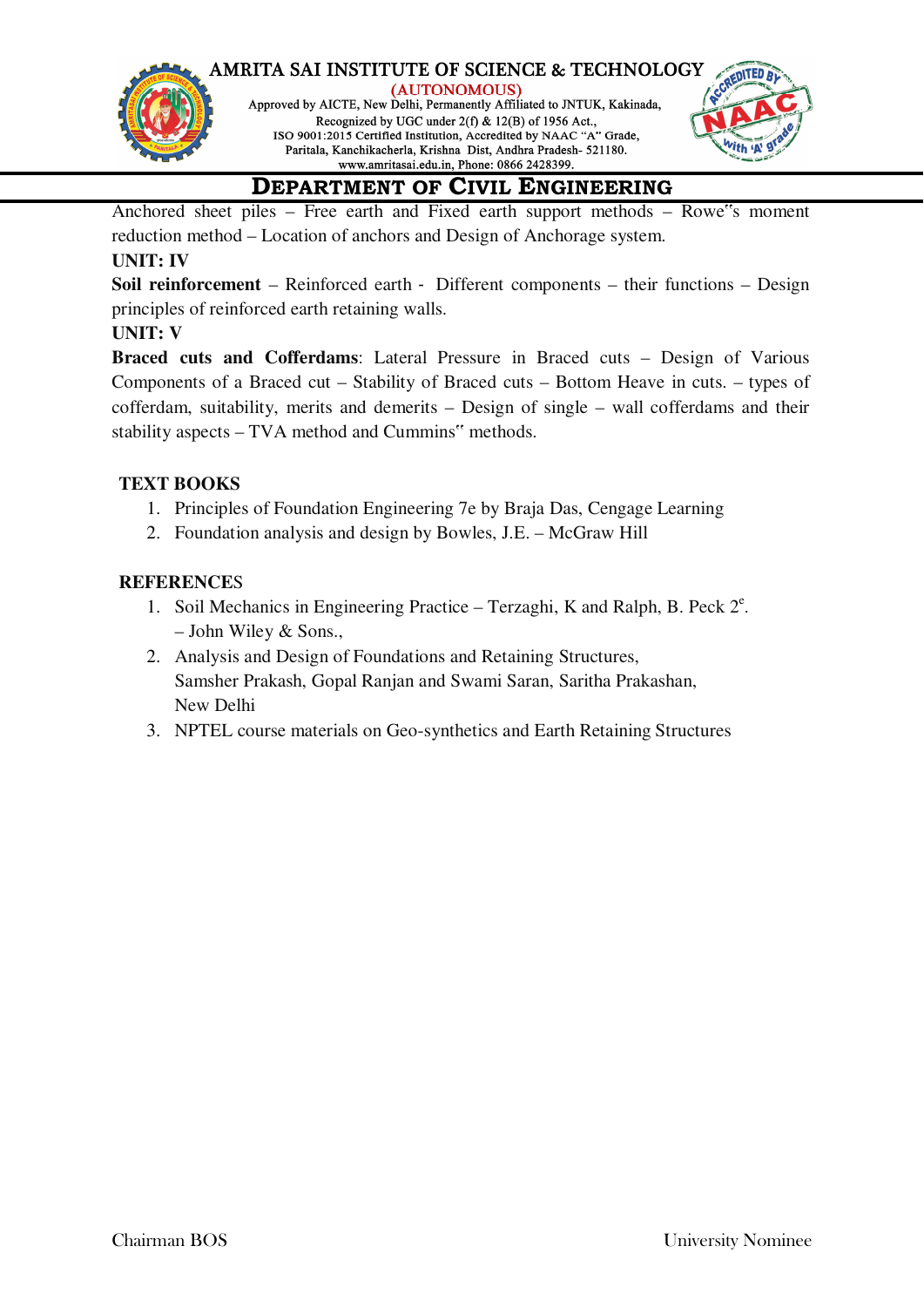Anchored sheet piles – Free earth and Fixed earth support methods – Rowe"s moment reduction method – Location of anchors and Design of Anchorage system.

**UNIT: IV**

**Soil reinforcement** – Reinforced earth - Different components – their functions – Design principles of reinforced earth retaining walls.

**UNIT: V**

**Braced cuts and Cofferdams**: Lateral Pressure in Braced cuts – Design of Various Components of a Braced cut – Stability of Braced cuts – Bottom Heave in cuts. – types of cofferdam, suitability, merits and demerits – Design of single – wall cofferdams and their stability aspects – TVA method and Cummins" methods.

**TEXT BOOKS**

1. Principles of Foundation Engineering 7e by Braja Das, Cengage Learning
2. Foundation analysis and design by Bowles, J.E. – McGraw Hill

**REFERENCES**

1. Soil Mechanics in Engineering Practice – Terzaghi, K and Ralph, B. Peck 2e. – John Wiley & Sons.,
2. Analysis and Design of Foundations and Retaining Structures, Samsher Prakash, Gopal Ranjan and Swami Saran, Saritha Prakashan, New Delhi
3. NPTEL course materials on Geo-synthetics and Earth Retaining Structures

Chairman BOS University Nominee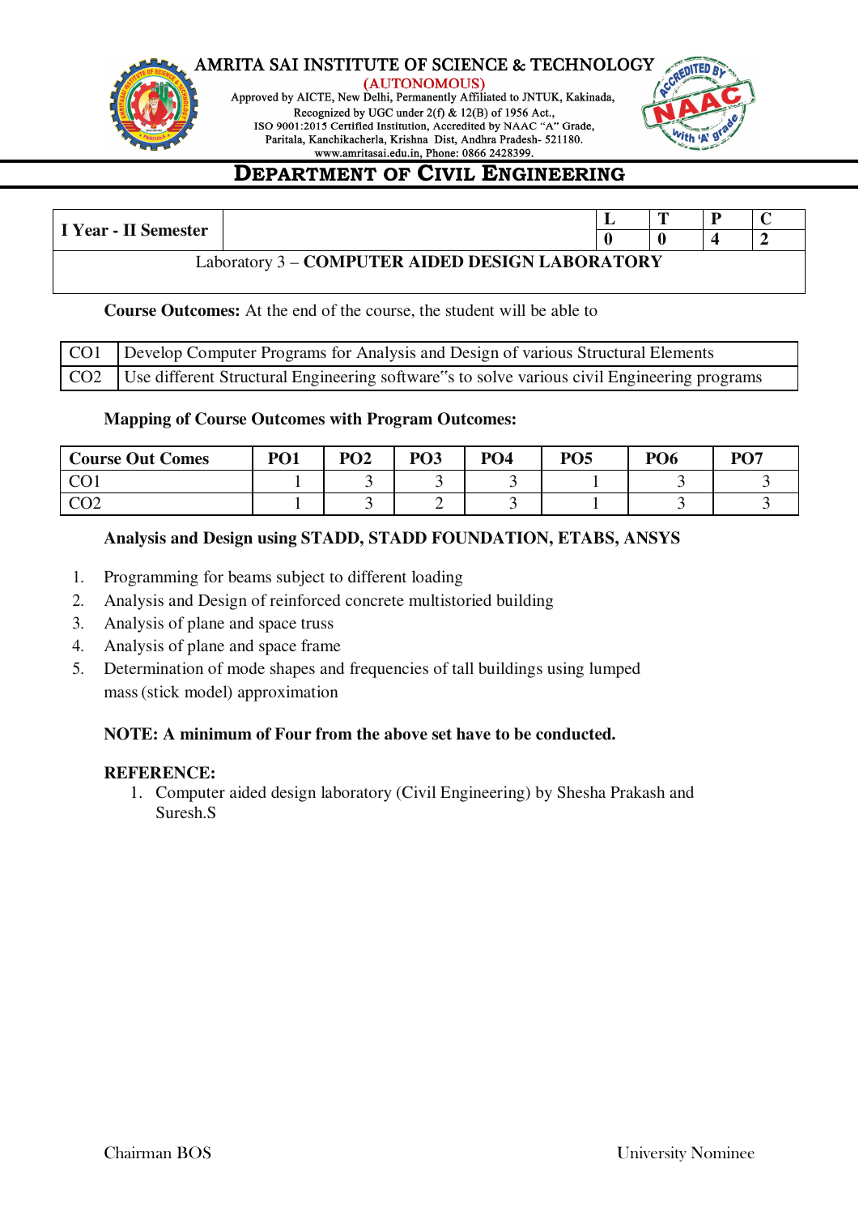# AMRITA SAI INSTITUTE OF SCIENCE & TECHNOLOGY

(AUTONOMOUS)

Approved by AICTE, New Delhi, Permanently Affiliated to JNTUK, Kakinada,
Recognized by UGC under 2(f) & 12(B) of 1956 Act.,
ISO 9001:2015 Certified Institution, Accredited by NAAC "A" Grade,
Paritala, Kanchikacherla, Krishna Dist, Andhra Pradesh- 521180.
www.amritasai.edu.in, Phone: 0866 2428399.

## DEPARTMENT OF CIVIL ENGINEERING

| I Year - II Semester | | L | T | P | C |
|---|---|---|---|---|---|
| | | 0 | 0 | 4 | 2 |
| Laboratory 3 – **COMPUTER AIDED DESIGN LABORATORY** | | | | | |

**Course Outcomes:** At the end of the course, the student will be able to

| | |
|---|---|
| CO1 | Develop Computer Programs for Analysis and Design of various Structural Elements |
| CO2 | Use different Structural Engineering software"s to solve various civil Engineering programs |

**Mapping of Course Outcomes with Program Outcomes:**

| Course Out Comes | PO1 | PO2 | PO3 | PO4 | PO5 | PO6 | PO7 |
|---|---|---|---|---|---|---|---|
| CO1 | 1 | 3 | 3 | 3 | 1 | 3 | 3 |
| CO2 | 1 | 3 | 2 | 3 | 1 | 3 | 3 |

**Analysis and Design using STADD, STADD FOUNDATION, ETABS, ANSYS**

1. Programming for beams subject to different loading
2. Analysis and Design of reinforced concrete multistoried building
3. Analysis of plane and space truss
4. Analysis of plane and space frame
5. Determination of mode shapes and frequencies of tall buildings using lumped mass (stick model) approximation

**NOTE: A minimum of Four from the above set have to be conducted.**

**REFERENCE:**

1. Computer aided design laboratory (Civil Engineering) by Shesha Prakash and Suresh.S

Chairman BOS University Nominee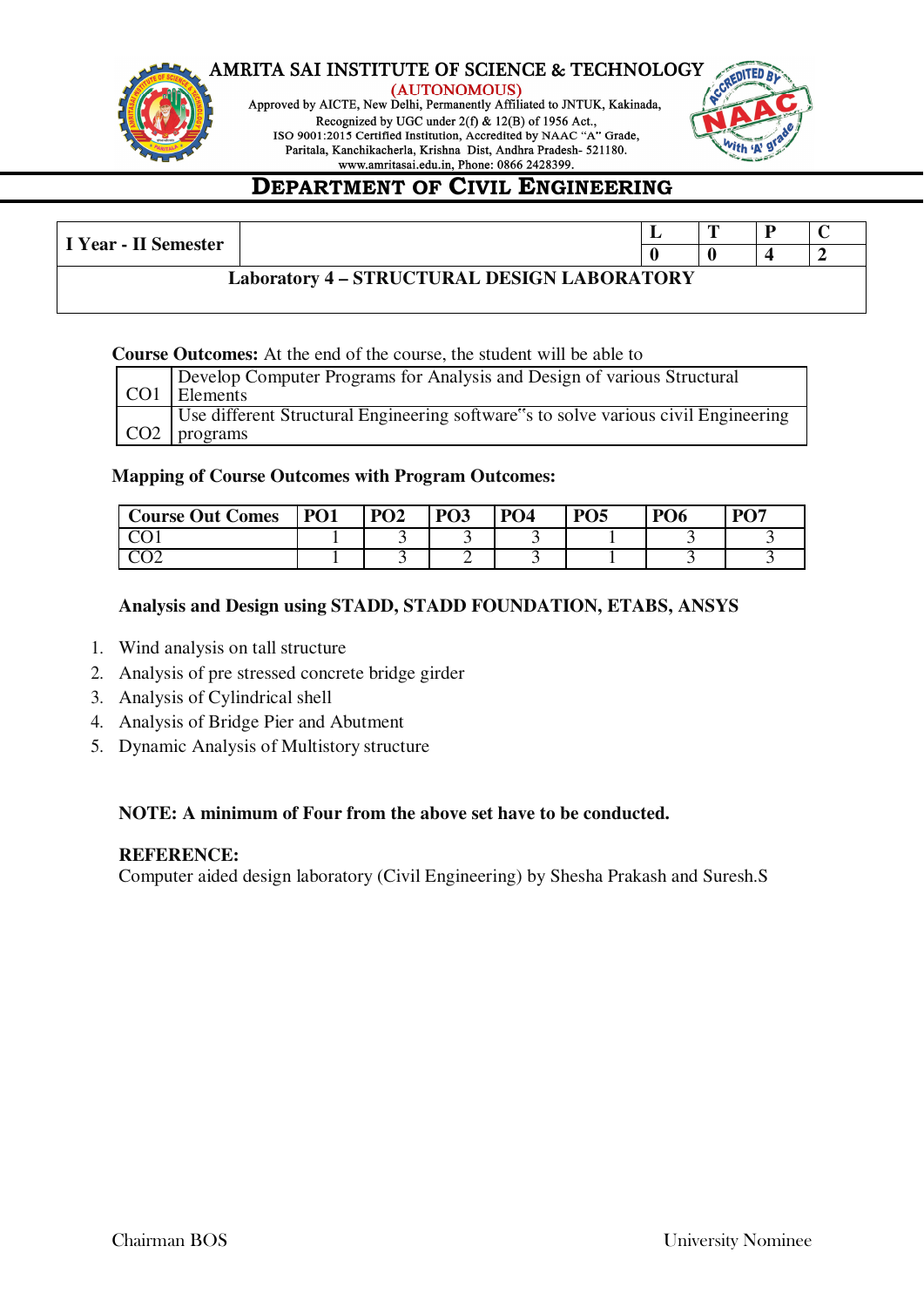# AMRITA SAI INSTITUTE OF SCIENCE & TECHNOLOGY

(AUTONOMOUS)

Approved by AICTE, New Delhi, Permanently Affiliated to JNTUK, Kakinada, Recognized by UGC under 2(f) & 12(B) of 1956 Act., ISO 9001:2015 Certified Institution, Accredited by NAAC "A" Grade, Paritala, Kanchikacherla, Krishna Dist, Andhra Pradesh- 521180. www.amritasai.edu.in, Phone: 0866 2428399.

## DEPARTMENT OF CIVIL ENGINEERING

| I Year - II Semester | | L | T | P | C |
|---|---|---|---|---|---|
| | | 0 | 0 | 4 | 2 |
| **Laboratory 4 – STRUCTURAL DESIGN LABORATORY** | | | | | |

**Course Outcomes:** At the end of the course, the student will be able to

| | |
|---|---|
| CO1 | Develop Computer Programs for Analysis and Design of various Structural Elements |
| CO2 | Use different Structural Engineering software"s to solve various civil Engineering programs |

**Mapping of Course Outcomes with Program Outcomes:**

| Course Out Comes | PO1 | PO2 | PO3 | PO4 | PO5 | PO6 | PO7 |
|---|---|---|---|---|---|---|---|
| CO1 | 1 | 3 | 3 | 3 | 1 | 3 | 3 |
| CO2 | 1 | 3 | 2 | 3 | 1 | 3 | 3 |

**Analysis and Design using STADD, STADD FOUNDATION, ETABS, ANSYS**

1. Wind analysis on tall structure
2. Analysis of pre stressed concrete bridge girder
3. Analysis of Cylindrical shell
4. Analysis of Bridge Pier and Abutment
5. Dynamic Analysis of Multistory structure

**NOTE: A minimum of Four from the above set have to be conducted.**

**REFERENCE:**

Computer aided design laboratory (Civil Engineering) by Shesha Prakash and Suresh.S

Chairman BOS University Nominee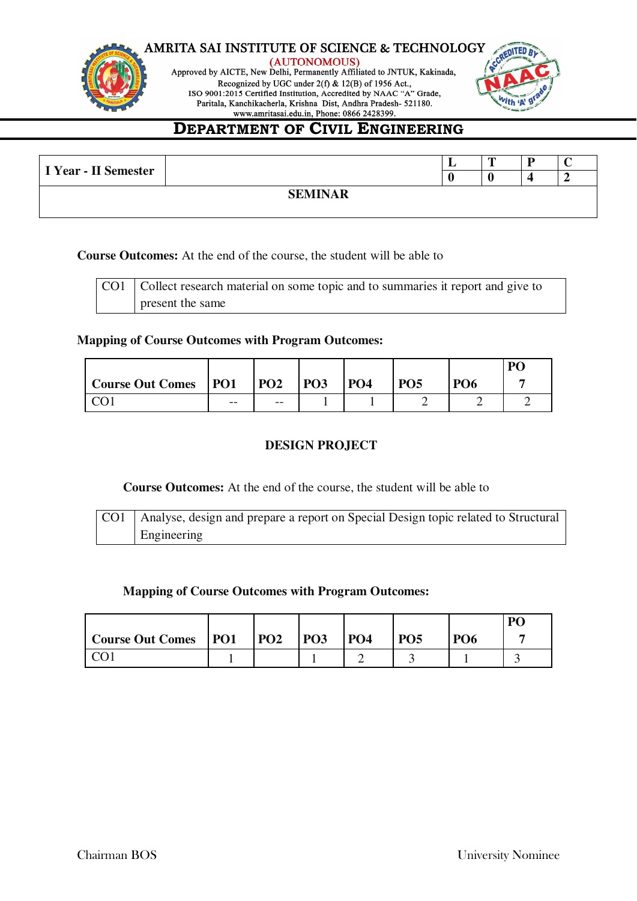| I Year - II Semester | | L | T | P | C |
|---|---|---|---|---|---|
| | | 0 | 0 | 4 | 2 |

**SEMINAR**

**Course Outcomes:** At the end of the course, the student will be able to

| CO1 | Collect research material on some topic and to summaries it report and give to present the same |
|---|---|

**Mapping of Course Outcomes with Program Outcomes:**

| Course Out Comes | PO1 | PO2 | PO3 | PO4 | PO5 | PO6 | PO 7 |
|---|---|---|---|---|---|---|---|
| CO1 | -- | -- | 1 | 1 | 2 | 2 | 2 |

**DESIGN PROJECT**

**Course Outcomes:** At the end of the course, the student will be able to

| CO1 | Analyse, design and prepare a report on Special Design topic related to Structural Engineering |
|---|---|

**Mapping of Course Outcomes with Program Outcomes:**

| Course Out Comes | PO1 | PO2 | PO3 | PO4 | PO5 | PO6 | PO 7 |
|---|---|---|---|---|---|---|---|
| CO1 | 1 | | 1 | 2 | 3 | 1 | 3 |

Chairman BOS | University Nominee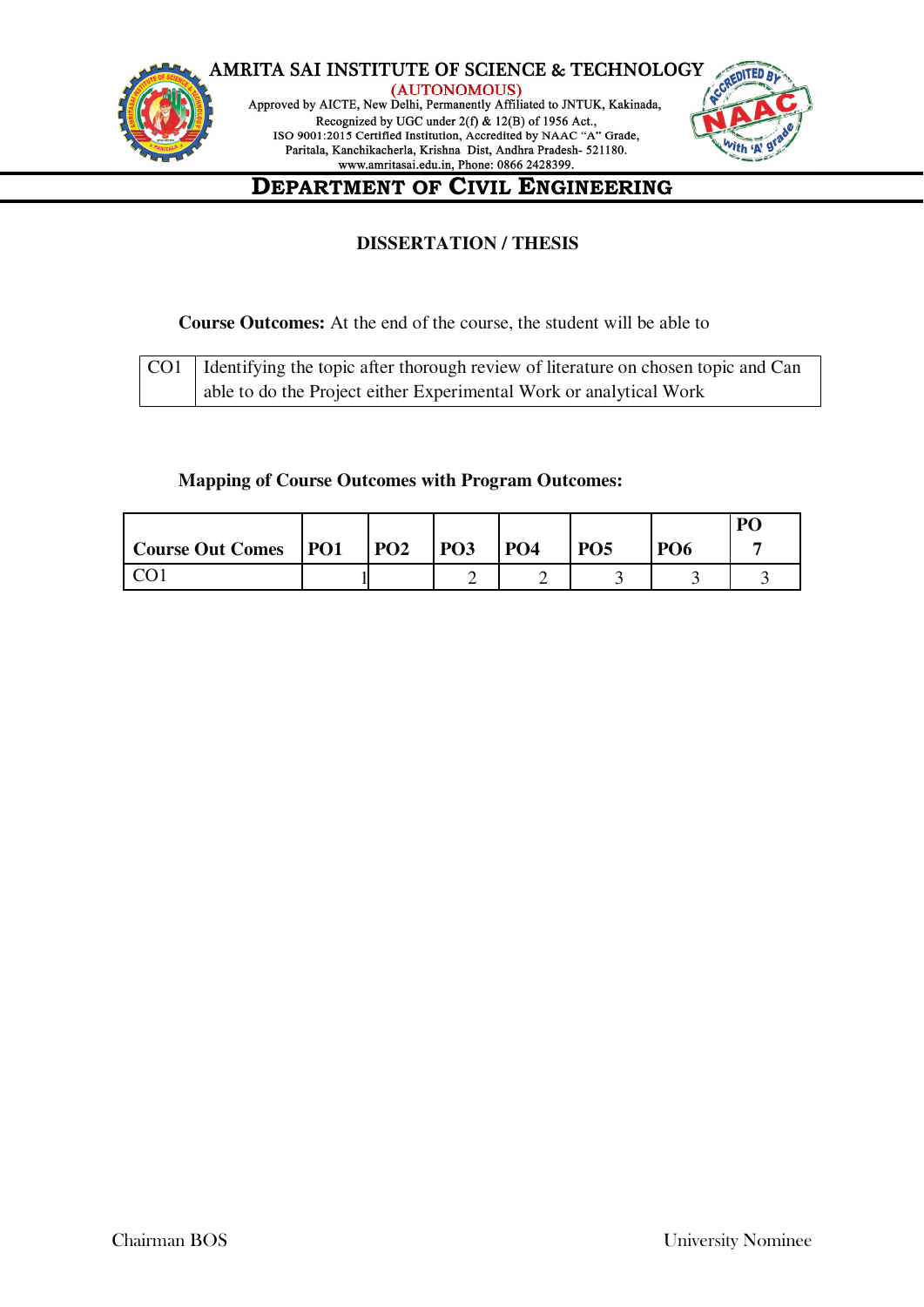AMRITA SAI INSTITUTE OF SCIENCE & TECHNOLOGY
(AUTONOMOUS)
Approved by AICTE, New Delhi, Permanently Affiliated to JNTUK, Kakinada,
Recognized by UGC under 2(f) & 12(B) of 1956 Act.,
ISO 9001:2015 Certified Institution, Accredited by NAAC "A" Grade,
Paritala, Kanchikacherla, Krishna Dist, Andhra Pradesh- 521180.
www.amritasai.edu.in, Phone: 0866 2428399.

# DEPARTMENT OF CIVIL ENGINEERING

## DISSERTATION / THESIS

**Course Outcomes:** At the end of the course, the student will be able to

| CO1 | Identifying the topic after thorough review of literature on chosen topic and Can able to do the Project either Experimental Work or analytical Work |
|---|---|

**Mapping of Course Outcomes with Program Outcomes:**

| Course Out Comes | PO1 | PO2 | PO3 | PO4 | PO5 | PO6 | PO 7 |
|---|---|---|---|---|---|---|---|
| CO1 | 1 | | 2 | 2 | 3 | 3 | 3 |

Chairman BOS

University Nominee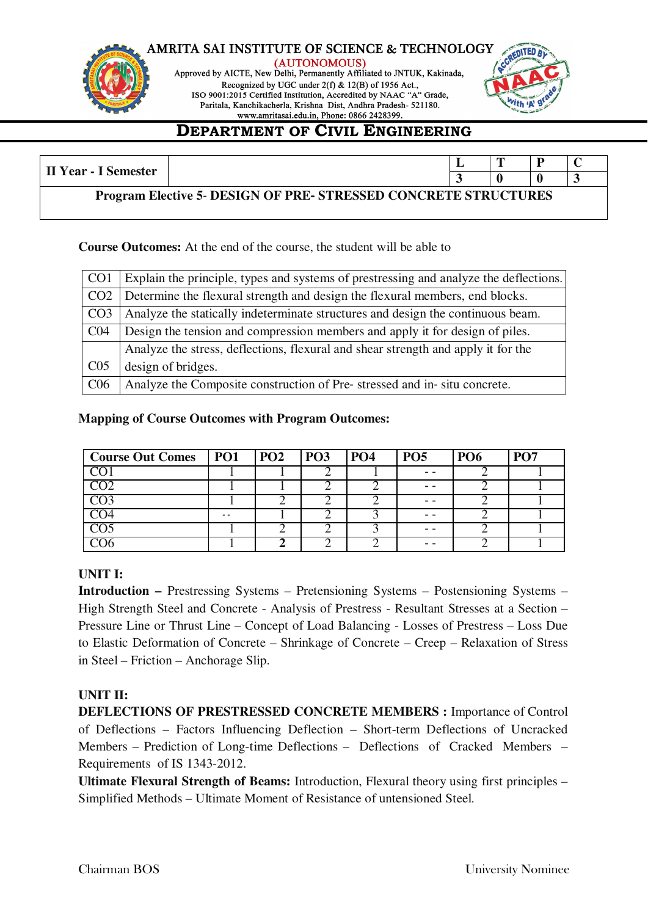# AMRITA SAI INSTITUTE OF SCIENCE & TECHNOLOGY

(AUTONOMOUS)

Approved by AICTE, New Delhi, Permanently Affiliated to JNTUK, Kakinada,
Recognized by UGC under 2(f) & 12(B) of 1956 Act.,
ISO 9001:2015 Certified Institution, Accredited by NAAC "A" Grade,
Paritala, Kanchikacherla, Krishna Dist, Andhra Pradesh- 521180.
www.amritasai.edu.in, Phone: 0866 2428399.

## DEPARTMENT OF CIVIL ENGINEERING

| II Year - I Semester | | L | T | P | C |
|---|---|---|---|---|---|
| | | 3 | 0 | 0 | 3 |
| **Program Elective 5- DESIGN OF PRE- STRESSED CONCRETE STRUCTURES** | | | | | |

**Course Outcomes:** At the end of the course, the student will be able to

| | |
|---|---|
| CO1 | Explain the principle, types and systems of prestressing and analyze the deflections. |
| CO2 | Determine the flexural strength and design the flexural members, end blocks. |
| CO3 | Analyze the statically indeterminate structures and design the continuous beam. |
| C04 | Design the tension and compression members and apply it for design of piles. |
| C05 | Analyze the stress, deflections, flexural and shear strength and apply it for the design of bridges. |
| C06 | Analyze the Composite construction of Pre- stressed and in- situ concrete. |

**Mapping of Course Outcomes with Program Outcomes:**

| Course Out Comes | PO1 | PO2 | PO3 | PO4 | PO5 | PO6 | PO7 |
|---|---|---|---|---|---|---|---|
| CO1 | 1 | 1 | 2 | 1 | - - | 2 | 1 |
| CO2 | 1 | 1 | 2 | 2 | - - | 2 | 1 |
| CO3 | 1 | 2 | 2 | 2 | - - | 2 | 1 |
| CO4 | - - | 1 | 2 | 3 | - - | 2 | 1 |
| CO5 | 1 | 2 | 2 | 3 | - - | 2 | 1 |
| CO6 | 1 | **2** | 2 | 2 | - - | 2 | 1 |

**UNIT I:**

**Introduction –** Prestressing Systems – Pretensioning Systems – Postensioning Systems – High Strength Steel and Concrete - Analysis of Prestress - Resultant Stresses at a Section – Pressure Line or Thrust Line – Concept of Load Balancing - Losses of Prestress – Loss Due to Elastic Deformation of Concrete – Shrinkage of Concrete – Creep – Relaxation of Stress in Steel – Friction – Anchorage Slip.

**UNIT II:**

**DEFLECTIONS OF PRESTRESSED CONCRETE MEMBERS :** Importance of Control of Deflections – Factors Influencing Deflection – Short-term Deflections of Uncracked Members – Prediction of Long-time Deflections – Deflections of Cracked Members – Requirements of IS 1343-2012.

**Ultimate Flexural Strength of Beams:** Introduction, Flexural theory using first principles – Simplified Methods – Ultimate Moment of Resistance of untensioned Steel.

Chairman BOS | University Nominee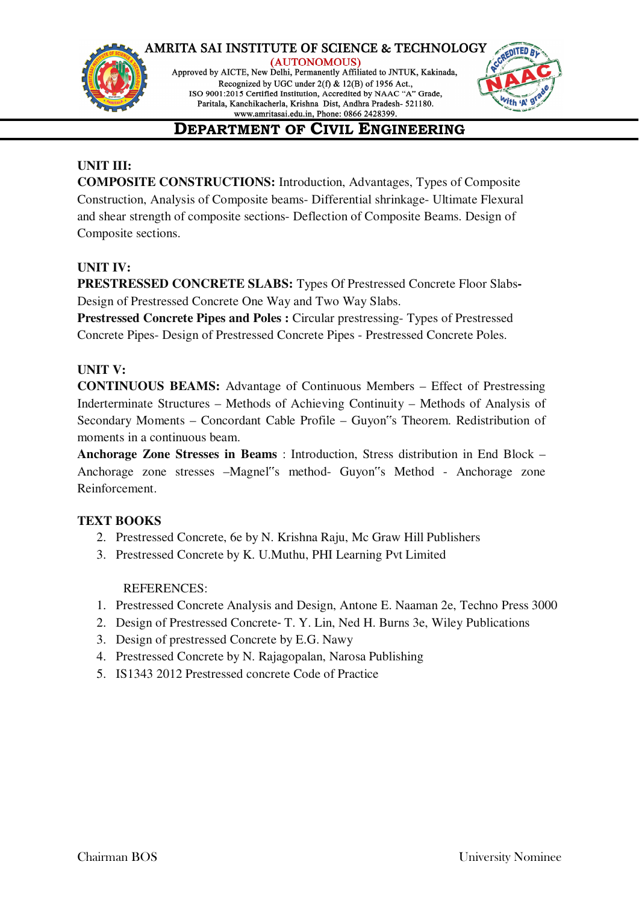**UNIT III:**

**COMPOSITE CONSTRUCTIONS:** Introduction, Advantages, Types of Composite Construction, Analysis of Composite beams- Differential shrinkage- Ultimate Flexural and shear strength of composite sections- Deflection of Composite Beams. Design of Composite sections.

**UNIT IV:**

**PRESTRESSED CONCRETE SLABS:** Types Of Prestressed Concrete Floor Slabs**-** Design of Prestressed Concrete One Way and Two Way Slabs.

**Prestressed Concrete Pipes and Poles :** Circular prestressing- Types of Prestressed Concrete Pipes- Design of Prestressed Concrete Pipes - Prestressed Concrete Poles.

**UNIT V:**

**CONTINUOUS BEAMS:** Advantage of Continuous Members – Effect of Prestressing Inderterminate Structures – Methods of Achieving Continuity – Methods of Analysis of Secondary Moments – Concordant Cable Profile – Guyon"s Theorem. Redistribution of moments in a continuous beam.

**Anchorage Zone Stresses in Beams** : Introduction, Stress distribution in End Block – Anchorage zone stresses –Magnel"s method- Guyon"s Method - Anchorage zone Reinforcement.

**TEXT BOOKS**

2. Prestressed Concrete, 6e by N. Krishna Raju, Mc Graw Hill Publishers
3. Prestressed Concrete by K. U.Muthu, PHI Learning Pvt Limited

REFERENCES:

1. Prestressed Concrete Analysis and Design, Antone E. Naaman 2e, Techno Press 3000
2. Design of Prestressed Concrete- T. Y. Lin, Ned H. Burns 3e, Wiley Publications
3. Design of prestressed Concrete by E.G. Nawy
4. Prestressed Concrete by N. Rajagopalan, Narosa Publishing
5. IS1343 2012 Prestressed concrete Code of Practice

Chairman BOS | University Nominee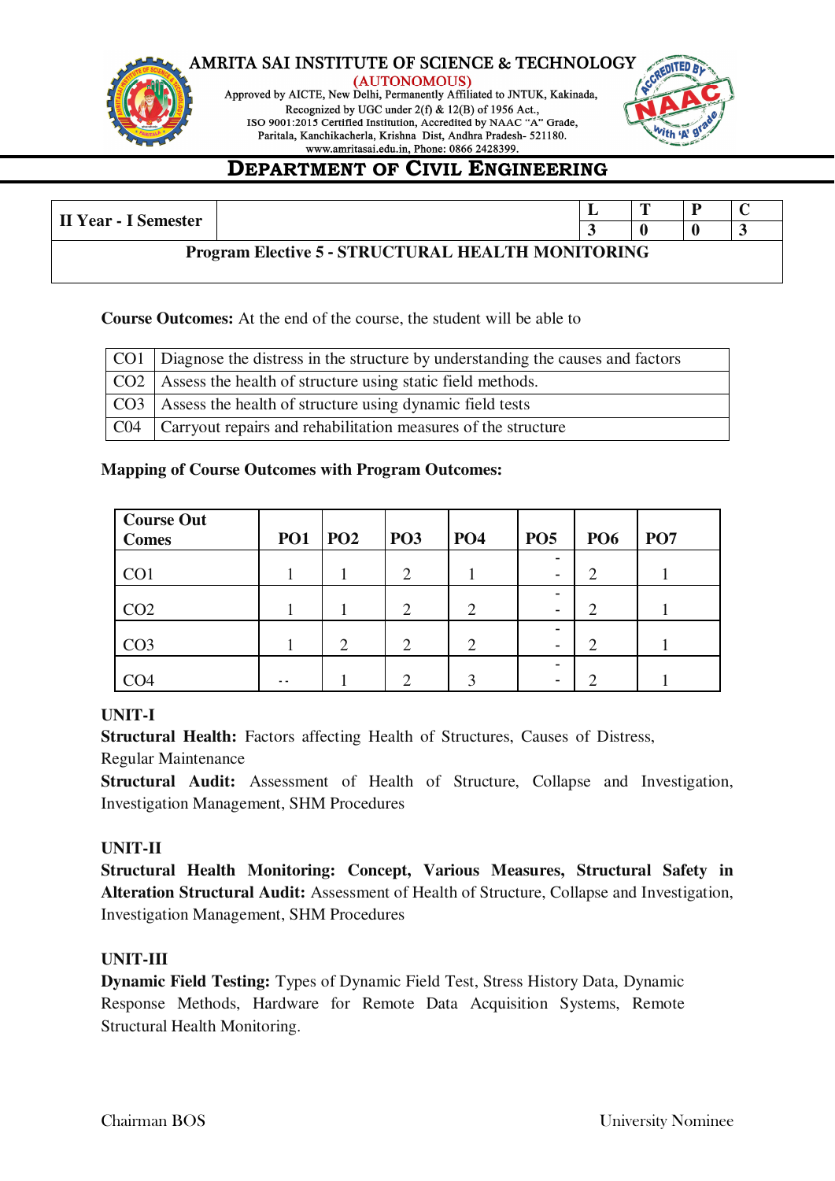AMRITA SAI INSTITUTE OF SCIENCE & TECHNOLOGY
(AUTONOMOUS)
Approved by AICTE, New Delhi, Permanently Affiliated to JNTUK, Kakinada,
Recognized by UGC under 2(f) & 12(B) of 1956 Act.,
ISO 9001:2015 Certified Institution, Accredited by NAAC "A" Grade,
Paritala, Kanchikacherla, Krishna Dist, Andhra Pradesh- 521180.
www.amritasai.edu.in, Phone: 0866 2428399.

# DEPARTMENT OF CIVIL ENGINEERING

| II Year - I Semester | | L | T | P | C |
|---|---|---|---|---|---|
| | | 3 | 0 | 0 | 3 |
| **Program Elective 5 - STRUCTURAL HEALTH MONITORING** | | | | | |

**Course Outcomes:** At the end of the course, the student will be able to

| | |
|---|---|
| CO1 | Diagnose the distress in the structure by understanding the causes and factors |
| CO2 | Assess the health of structure using static field methods. |
| CO3 | Assess the health of structure using dynamic field tests |
| C04 | Carryout repairs and rehabilitation measures of the structure |

**Mapping of Course Outcomes with Program Outcomes:**

| Course Out Comes | PO1 | PO2 | PO3 | PO4 | PO5 | PO6 | PO7 |
|---|---|---|---|---|---|---|---|
| CO1 | 1 | 1 | 2 | 1 | - - | 2 | 1 |
| CO2 | 1 | 1 | 2 | 2 | - - | 2 | 1 |
| CO3 | 1 | 2 | 2 | 2 | - - | 2 | 1 |
| CO4 | - - | 1 | 2 | 3 | - - | 2 | 1 |

**UNIT-I**

**Structural Health:** Factors affecting Health of Structures, Causes of Distress, Regular Maintenance

**Structural Audit:** Assessment of Health of Structure, Collapse and Investigation, Investigation Management, SHM Procedures

**UNIT-II**

**Structural Health Monitoring: Concept, Various Measures, Structural Safety in Alteration Structural Audit:** Assessment of Health of Structure, Collapse and Investigation, Investigation Management, SHM Procedures

**UNIT-III**

**Dynamic Field Testing:** Types of Dynamic Field Test, Stress History Data, Dynamic Response Methods, Hardware for Remote Data Acquisition Systems, Remote Structural Health Monitoring.

Chairman BOS | University Nominee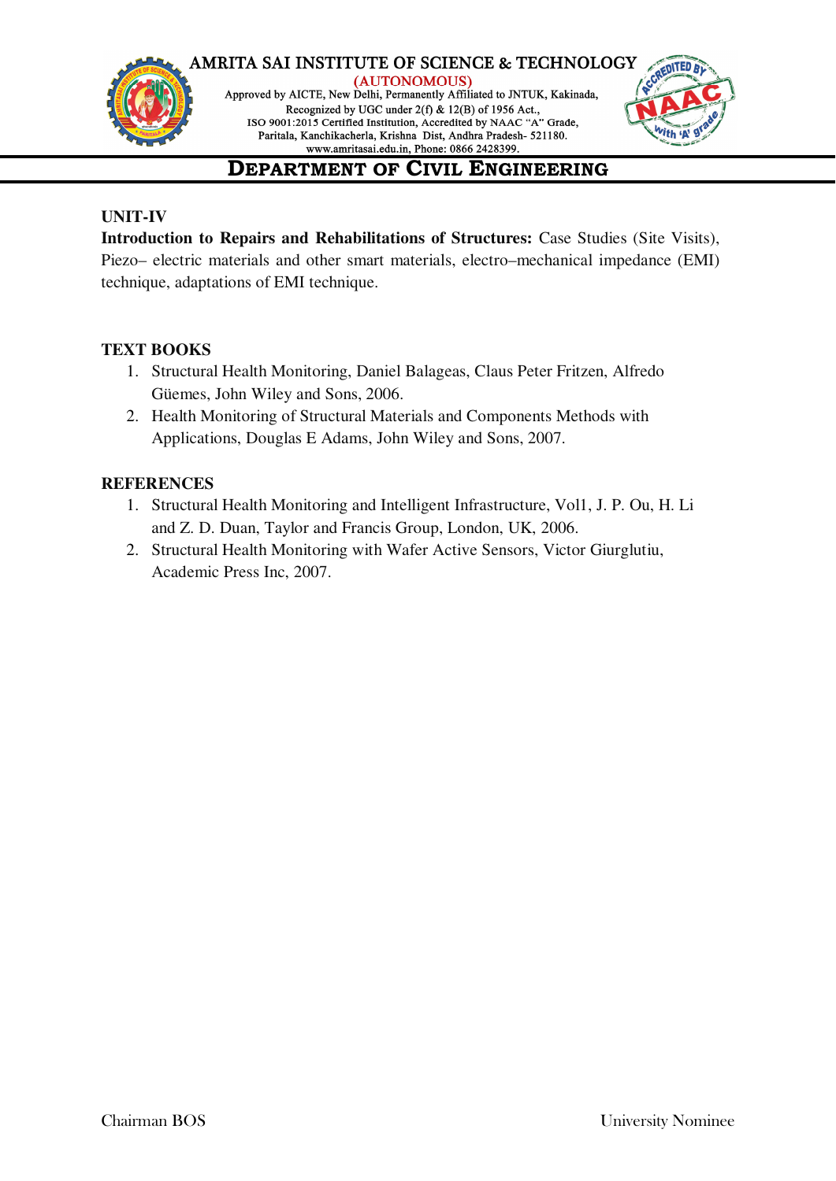**UNIT-IV**

**Introduction to Repairs and Rehabilitations of Structures:** Case Studies (Site Visits), Piezo– electric materials and other smart materials, electro–mechanical impedance (EMI) technique, adaptations of EMI technique.

**TEXT BOOKS**

1. Structural Health Monitoring, Daniel Balageas, Claus Peter Fritzen, Alfredo Güemes, John Wiley and Sons, 2006.
2. Health Monitoring of Structural Materials and Components Methods with Applications, Douglas E Adams, John Wiley and Sons, 2007.

**REFERENCES**

1. Structural Health Monitoring and Intelligent Infrastructure, Vol1, J. P. Ou, H. Li and Z. D. Duan, Taylor and Francis Group, London, UK, 2006.
2. Structural Health Monitoring with Wafer Active Sensors, Victor Giurglutiu, Academic Press Inc, 2007.

Chairman BOS University Nominee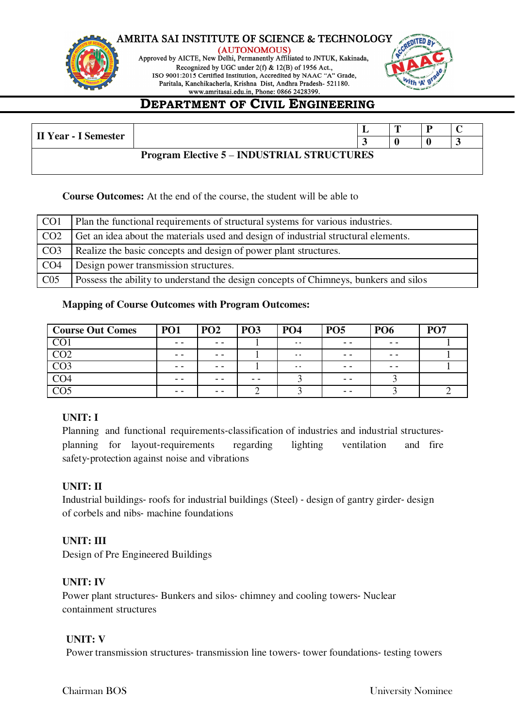AMRITA SAI INSTITUTE OF SCIENCE & TECHNOLOGY
(AUTONOMOUS)
Approved by AICTE, New Delhi, Permanently Affiliated to JNTUK, Kakinada,
Recognized by UGC under 2(f) & 12(B) of 1956 Act.,
ISO 9001:2015 Certified Institution, Accredited by NAAC "A" Grade,
Paritala, Kanchikacherla, Krishna Dist, Andhra Pradesh- 521180.
www.amritasai.edu.in, Phone: 0866 2428399.

# DEPARTMENT OF CIVIL ENGINEERING

| II Year - I Semester | | L | T | P | C |
|---|---|---|---|---|---|
| | | 3 | 0 | 0 | 3 |
| **Program Elective 5 – INDUSTRIAL STRUCTURES** | | | | | |

**Course Outcomes:** At the end of the course, the student will be able to

| | |
|---|---|
| CO1 | Plan the functional requirements of structural systems for various industries. |
| CO2 | Get an idea about the materials used and design of industrial structural elements. |
| CO3 | Realize the basic concepts and design of power plant structures. |
| CO4 | Design power transmission structures. |
| C05 | Possess the ability to understand the design concepts of Chimneys, bunkers and silos |

**Mapping of Course Outcomes with Program Outcomes:**

| Course Out Comes | PO1 | PO2 | PO3 | PO4 | PO5 | PO6 | PO7 |
|---|---|---|---|---|---|---|---|
| CO1 | - - | - - | 1 | - - | - - | - - | 1 |
| CO2 | - - | - - | 1 | - - | - - | - - | 1 |
| CO3 | - - | - - | 1 | - - | - - | - - | 1 |
| CO4 | - - | - - | - - | 3 | - - | 3 | |
| CO5 | - - | - - | 2 | 3 | - - | 3 | 2 |

**UNIT: I**

Planning and functional requirements-classification of industries and industrial structures-planning for layout-requirements regarding lighting ventilation and fire safety-protection against noise and vibrations

**UNIT: II**

Industrial buildings- roofs for industrial buildings (Steel) - design of gantry girder- design of corbels and nibs- machine foundations

**UNIT: III**

Design of Pre Engineered Buildings

**UNIT: IV**

Power plant structures- Bunkers and silos- chimney and cooling towers- Nuclear containment structures

**UNIT: V**

Power transmission structures- transmission line towers- tower foundations- testing towers

Chairman BOS                                                University Nominee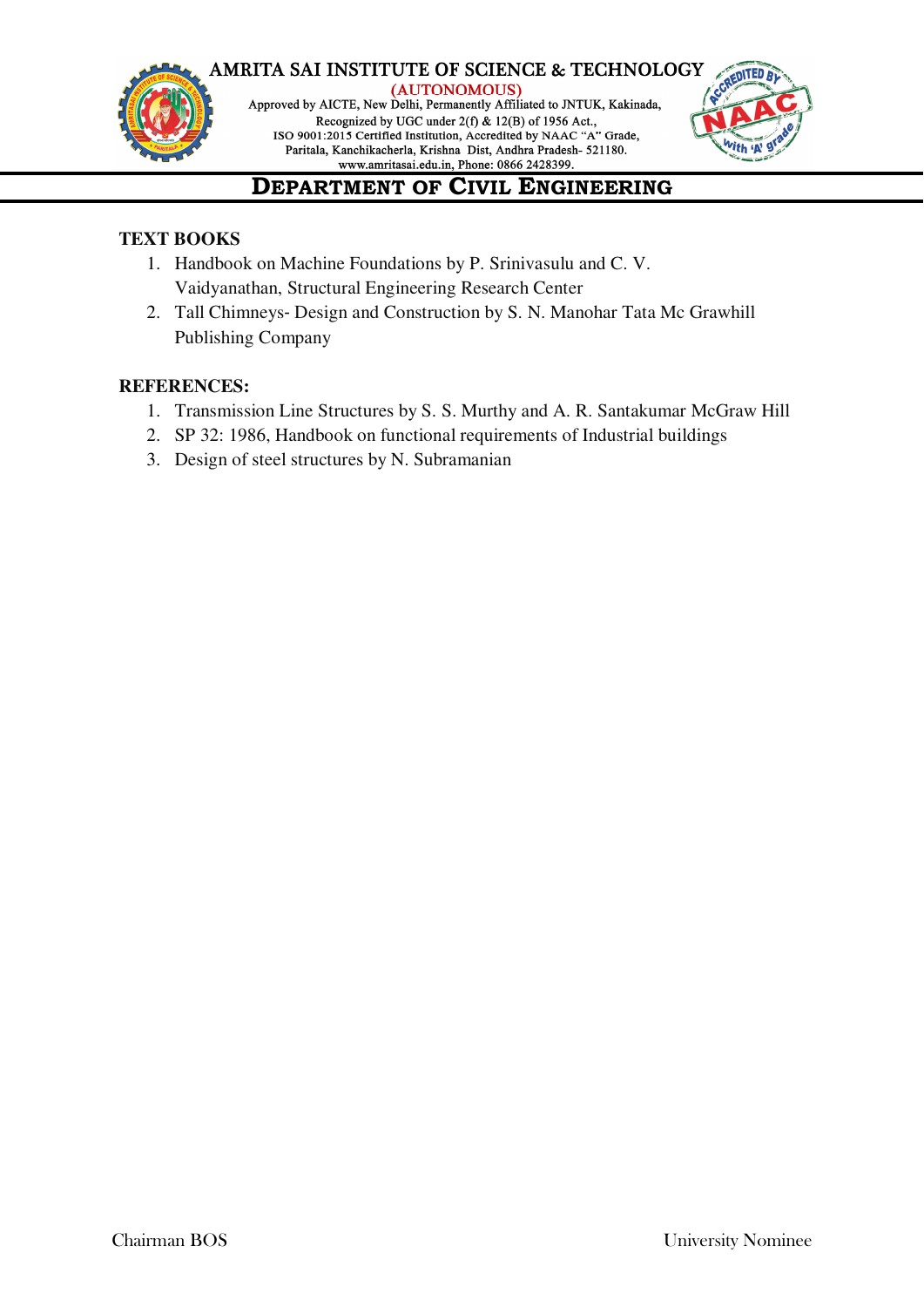**TEXT BOOKS**

1. Handbook on Machine Foundations by P. Srinivasulu and C. V. Vaidyanathan, Structural Engineering Research Center
2. Tall Chimneys- Design and Construction by S. N. Manohar Tata Mc Grawhill Publishing Company

**REFERENCES:**

1. Transmission Line Structures by S. S. Murthy and A. R. Santakumar McGraw Hill
2. SP 32: 1986, Handbook on functional requirements of Industrial buildings
3. Design of steel structures by N. Subramanian

Chairman BOS University Nominee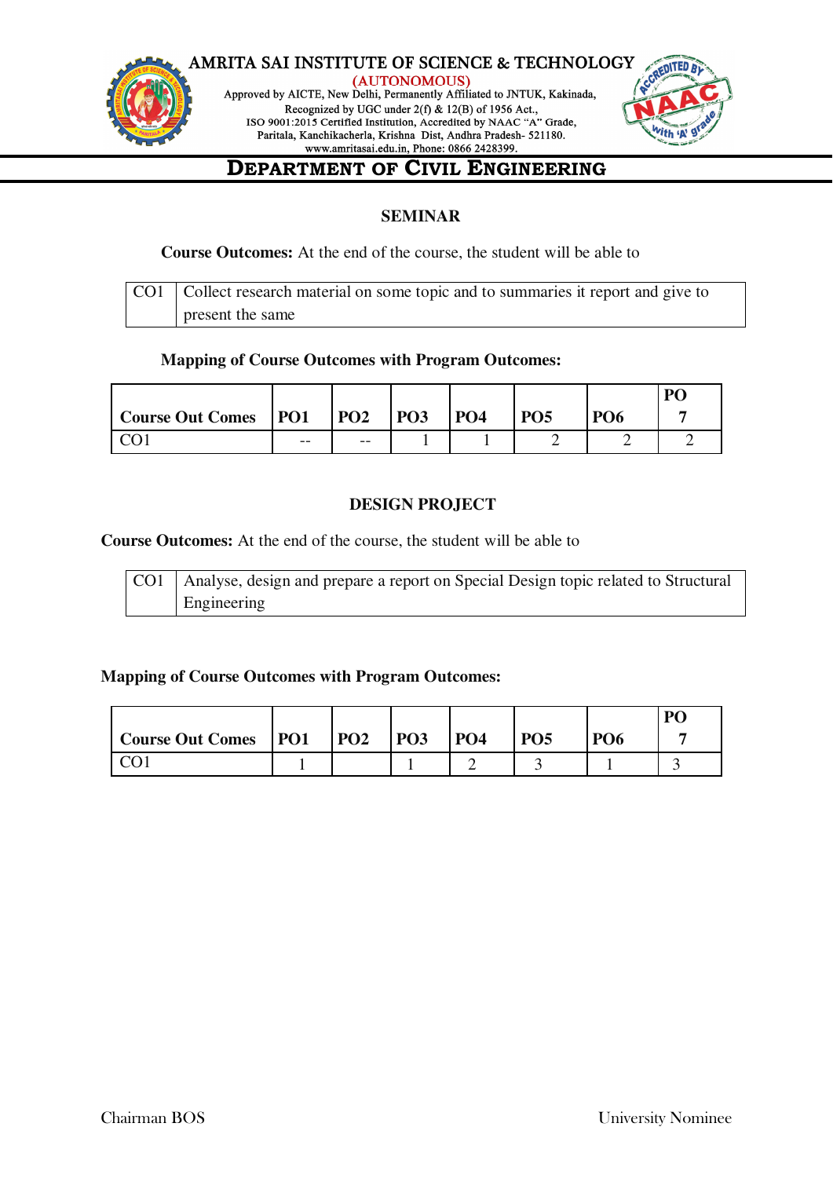## SEMINAR

**Course Outcomes:** At the end of the course, the student will be able to

| CO1 | Collect research material on some topic and to summaries it report and give to present the same |
|---|---|

**Mapping of Course Outcomes with Program Outcomes:**

| Course Out Comes | PO1 | PO2 | PO3 | PO4 | PO5 | PO6 | PO 7 |
|---|---|---|---|---|---|---|---|
| CO1 | -- | -- | 1 | 1 | 2 | 2 | 2 |

## DESIGN PROJECT

**Course Outcomes:** At the end of the course, the student will be able to

| CO1 | Analyse, design and prepare a report on Special Design topic related to Structural Engineering |
|---|---|

**Mapping of Course Outcomes with Program Outcomes:**

| Course Out Comes | PO1 | PO2 | PO3 | PO4 | PO5 | PO6 | PO 7 |
|---|---|---|---|---|---|---|---|
| CO1 | 1 | | 1 | 2 | 3 | 1 | 3 |

Chairman BOS | University Nominee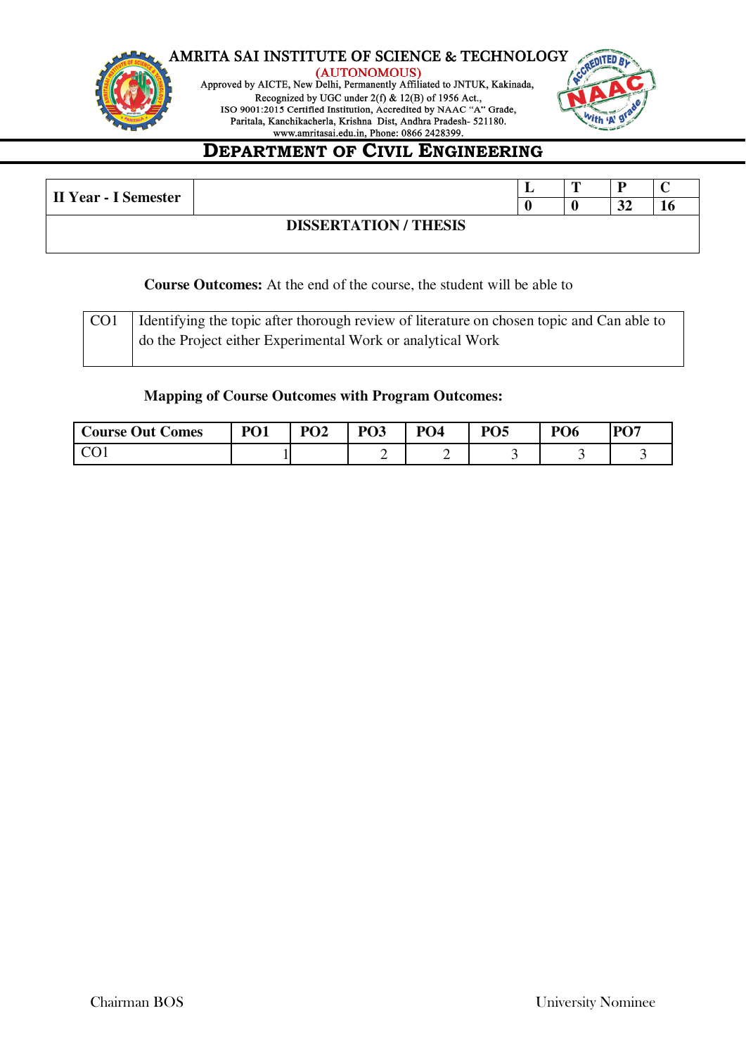# AMRITA SAI INSTITUTE OF SCIENCE & TECHNOLOGY

(AUTONOMOUS)

Approved by AICTE, New Delhi, Permanently Affiliated to JNTUK, Kakinada,
Recognized by UGC under 2(f) & 12(B) of 1956 Act.,
ISO 9001:2015 Certified Institution, Accredited by NAAC "A" Grade,
Paritala, Kanchikacherla, Krishna Dist, Andhra Pradesh- 521180.
www.amritasai.edu.in, Phone: 0866 2428399.

## DEPARTMENT OF CIVIL ENGINEERING

| II Year - I Semester | | L | T | P | C |
|---|---|---|---|---|---|
| | | 0 | 0 | 32 | 16 |
| DISSERTATION / THESIS | | | | | |

**Course Outcomes:** At the end of the course, the student will be able to

| | |
|---|---|
| CO1 | Identifying the topic after thorough review of literature on chosen topic and Can able to do the Project either Experimental Work or analytical Work |

**Mapping of Course Outcomes with Program Outcomes:**

| Course Out Comes | PO1 | PO2 | PO3 | PO4 | PO5 | PO6 | PO7 |
|---|---|---|---|---|---|---|---|
| CO1 | 1 | | 2 | 2 | 3 | 3 | 3 |

Chairman BOS

University Nominee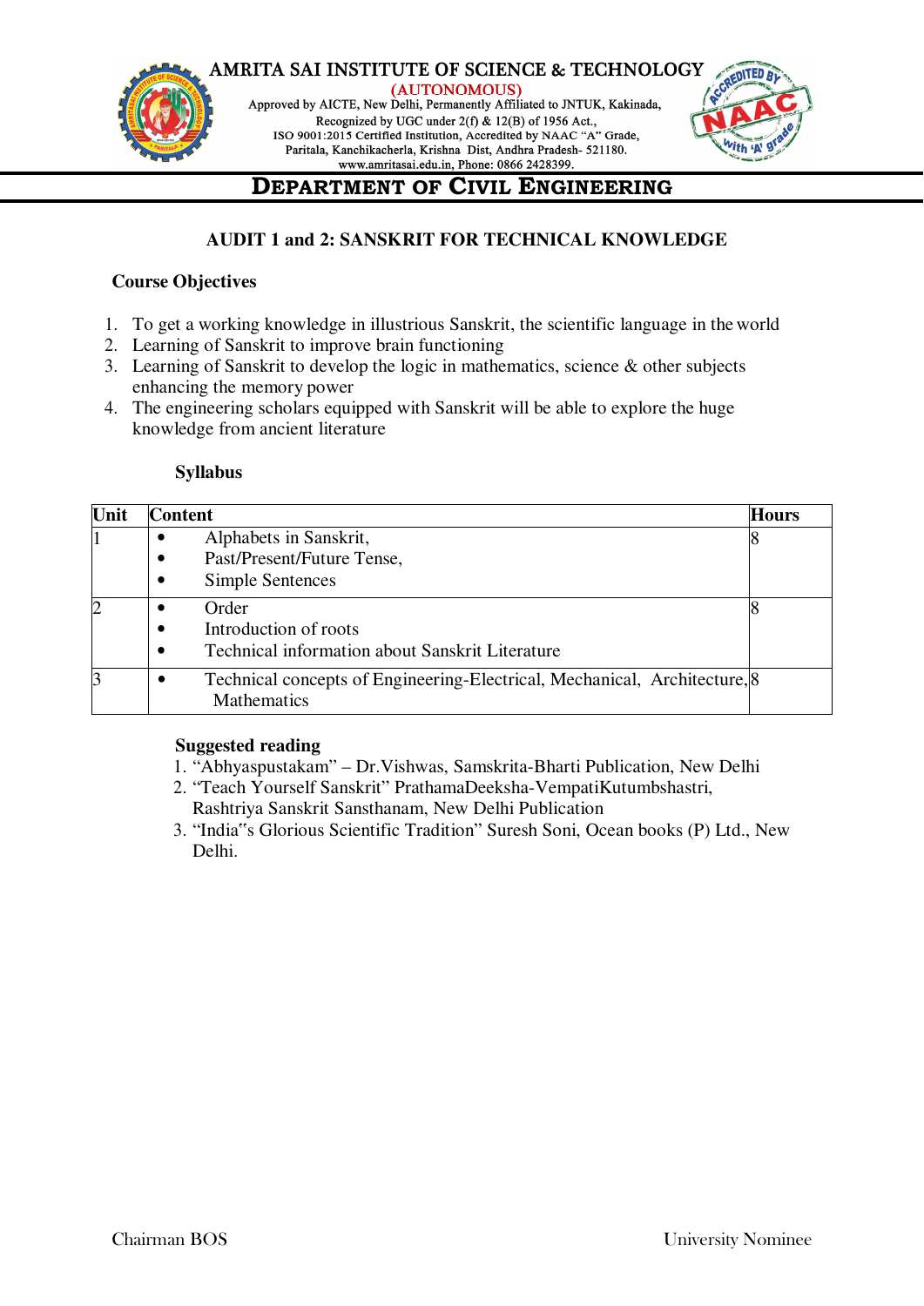# AMRITA SAI INSTITUTE OF SCIENCE & TECHNOLOGY

(AUTONOMOUS)

Approved by AICTE, New Delhi, Permanently Affiliated to JNTUK, Kakinada,
Recognized by UGC under 2(f) & 12(B) of 1956 Act.,
ISO 9001:2015 Certified Institution, Accredited by NAAC "A" Grade,
Paritala, Kanchikacherla, Krishna Dist, Andhra Pradesh- 521180.
www.amritasai.edu.in, Phone: 0866 2428399.

## DEPARTMENT OF CIVIL ENGINEERING

### AUDIT 1 and 2: SANSKRIT FOR TECHNICAL KNOWLEDGE

**Course Objectives**

1. To get a working knowledge in illustrious Sanskrit, the scientific language in the world
2. Learning of Sanskrit to improve brain functioning
3. Learning of Sanskrit to develop the logic in mathematics, science & other subjects enhancing the memory power
4. The engineering scholars equipped with Sanskrit will be able to explore the huge knowledge from ancient literature

**Syllabus**

| Unit | Content | Hours |
|---|---|---|
| 1 | • Alphabets in Sanskrit,<br>• Past/Present/Future Tense,<br>• Simple Sentences | 8 |
| 2 | • Order<br>• Introduction of roots<br>• Technical information about Sanskrit Literature | 8 |
| 3 | • Technical concepts of Engineering-Electrical, Mechanical, Architecture, Mathematics | 8 |

**Suggested reading**

1. "Abhyaspustakam" – Dr.Vishwas, Samskrita-Bharti Publication, New Delhi
2. "Teach Yourself Sanskrit" PrathamaDeeksha-VempatiKutumbshastri, Rashtriya Sanskrit Sansthanam, New Delhi Publication
3. "India"s Glorious Scientific Tradition" Suresh Soni, Ocean books (P) Ltd., New Delhi.

Chairman BOS | University Nominee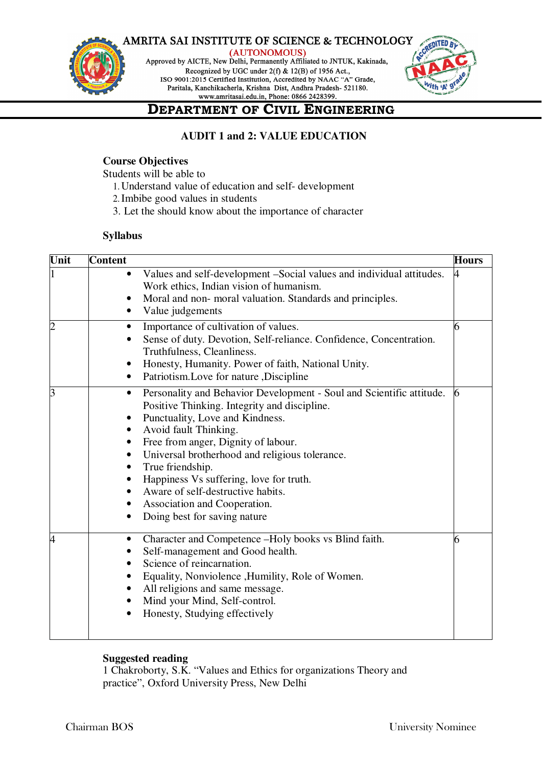# DEPARTMENT OF CIVIL ENGINEERING

## AUDIT 1 and 2: VALUE EDUCATION

### Course Objectives

Students will be able to

1. Understand value of education and self- development
2. Imbibe good values in students
3. Let the should know about the importance of character

### Syllabus

| Unit | Content | Hours |
|---|---|---|
| 1 | • Values and self-development –Social values and individual attitudes. Work ethics, Indian vision of humanism.<br>• Moral and non- moral valuation. Standards and principles.<br>• Value judgements | 4 |
| 2 | • Importance of cultivation of values.<br>• Sense of duty. Devotion, Self-reliance. Confidence, Concentration. Truthfulness, Cleanliness.<br>• Honesty, Humanity. Power of faith, National Unity.<br>• Patriotism.Love for nature ,Discipline | 6 |
| 3 | • Personality and Behavior Development - Soul and Scientific attitude. Positive Thinking. Integrity and discipline.<br>• Punctuality, Love and Kindness.<br>• Avoid fault Thinking.<br>• Free from anger, Dignity of labour.<br>• Universal brotherhood and religious tolerance.<br>• True friendship.<br>• Happiness Vs suffering, love for truth.<br>• Aware of self-destructive habits.<br>• Association and Cooperation.<br>• Doing best for saving nature | 6 |
| 4 | • Character and Competence –Holy books vs Blind faith.<br>• Self-management and Good health.<br>• Science of reincarnation.<br>• Equality, Nonviolence ,Humility, Role of Women.<br>• All religions and same message.<br>• Mind your Mind, Self-control.<br>• Honesty, Studying effectively | 6 |

### Suggested reading

1 Chakroborty, S.K. "Values and Ethics for organizations Theory and practice", Oxford University Press, New Delhi

Chairman BOS

University Nominee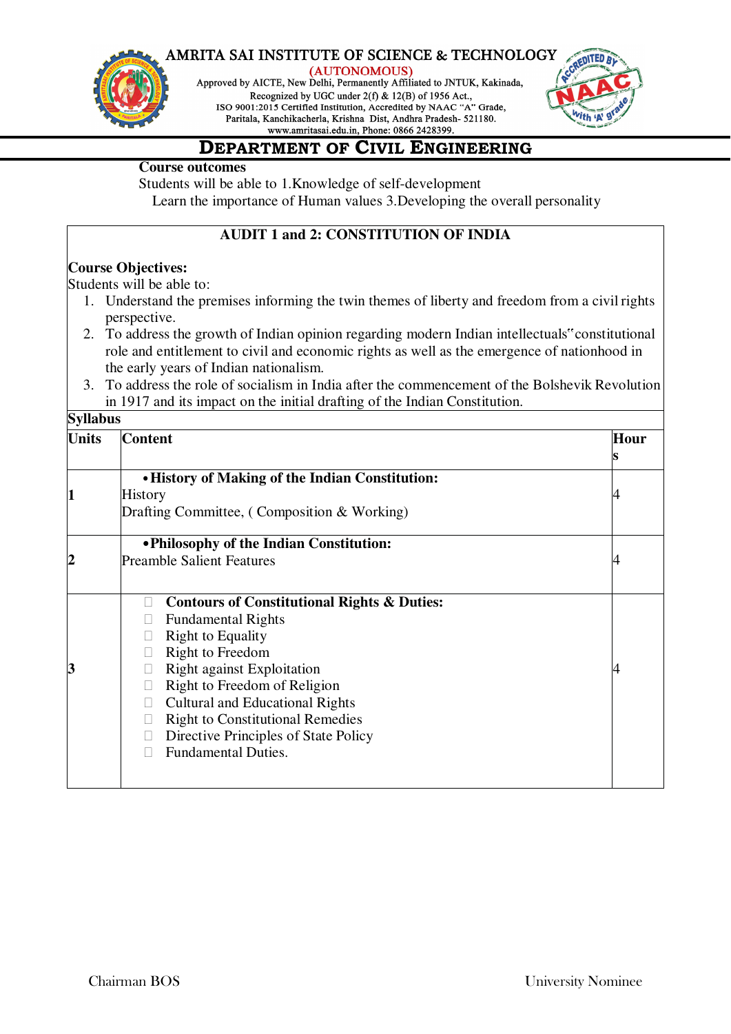## DEPARTMENT OF CIVIL ENGINEERING

**Course outcomes**

Students will be able to 1.Knowledge of self-development
Learn the importance of Human values 3.Developing the overall personality

### AUDIT 1 and 2: CONSTITUTION OF INDIA

**Course Objectives:**

Students will be able to:

1. Understand the premises informing the twin themes of liberty and freedom from a civil rights perspective.
2. To address the growth of Indian opinion regarding modern Indian intellectuals‟ constitutional role and entitlement to civil and economic rights as well as the emergence of nationhood in the early years of Indian nationalism.
3. To address the role of socialism in India after the commencement of the Bolshevik Revolution in 1917 and its impact on the initial drafting of the Indian Constitution.

**Syllabus**

| Units | Content | Hours |
|---|---|---|
| 1 | • **History of Making of the Indian Constitution:**<br>History<br>Drafting Committee, ( Composition & Working) | 4 |
| 2 | • **Philosophy of the Indian Constitution:**<br>Preamble Salient Features | 4 |
| 3 | • **Contours of Constitutional Rights & Duties:**<br>• Fundamental Rights<br>• Right to Equality<br>• Right to Freedom<br>• Right against Exploitation<br>• Right to Freedom of Religion<br>• Cultural and Educational Rights<br>• Right to Constitutional Remedies<br>• Directive Principles of State Policy<br>• Fundamental Duties. | 4 |

Chairman BOS University Nominee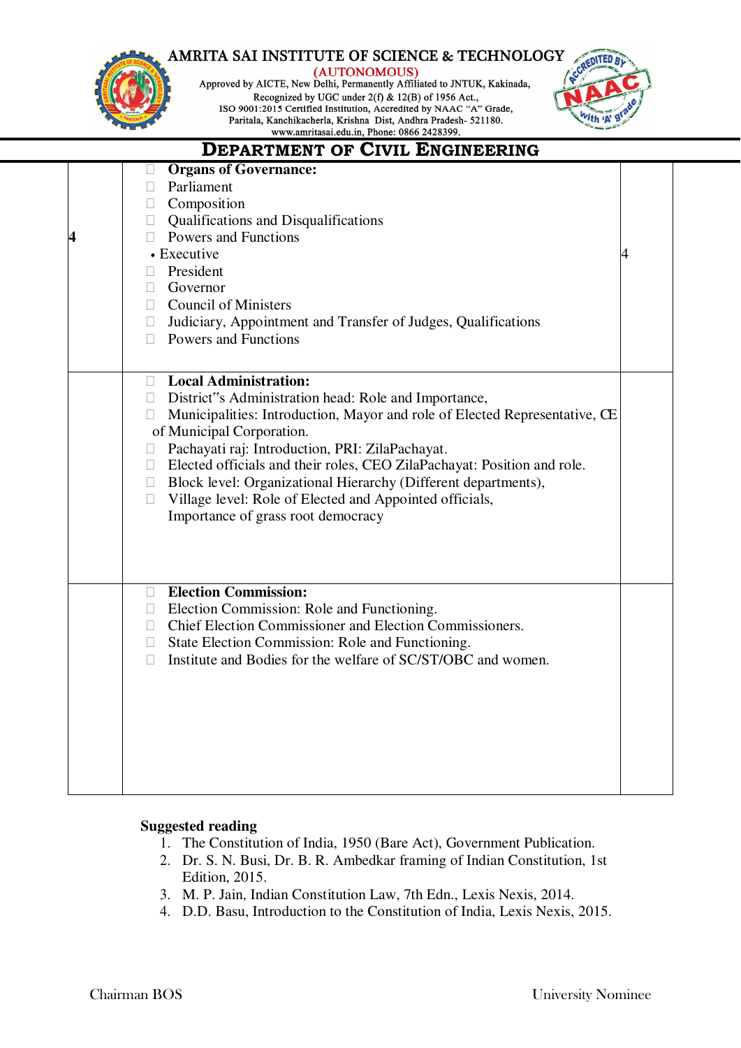| | | |
|---|---|---|
| 4 | **Organs of Governance:**<br>Parliament<br>Composition<br>Qualifications and Disqualifications<br>Powers and Functions<br>• Executive<br>President<br>Governor<br>Council of Ministers<br>Judiciary, Appointment and Transfer of Judges, Qualifications<br>Powers and Functions | 4 |
| | **Local Administration:**<br>District"s Administration head: Role and Importance,<br>Municipalities: Introduction, Mayor and role of Elected Representative, CE of Municipal Corporation.<br>Pachayati raj: Introduction, PRI: ZilaPachayat.<br>Elected officials and their roles, CEO ZilaPachayat: Position and role.<br>Block level: Organizational Hierarchy (Different departments),<br>Village level: Role of Elected and Appointed officials,<br>Importance of grass root democracy | |
| | **Election Commission:**<br>Election Commission: Role and Functioning.<br>Chief Election Commissioner and Election Commissioners.<br>State Election Commission: Role and Functioning.<br>Institute and Bodies for the welfare of SC/ST/OBC and women. | |

**Suggested reading**

1. The Constitution of India, 1950 (Bare Act), Government Publication.
2. Dr. S. N. Busi, Dr. B. R. Ambedkar framing of Indian Constitution, 1st Edition, 2015.
3. M. P. Jain, Indian Constitution Law, 7th Edn., Lexis Nexis, 2014.
4. D.D. Basu, Introduction to the Constitution of India, Lexis Nexis, 2015.

Chairman BOS &emsp;&emsp;&emsp;&emsp;&emsp;&emsp;&emsp;&emsp; University Nominee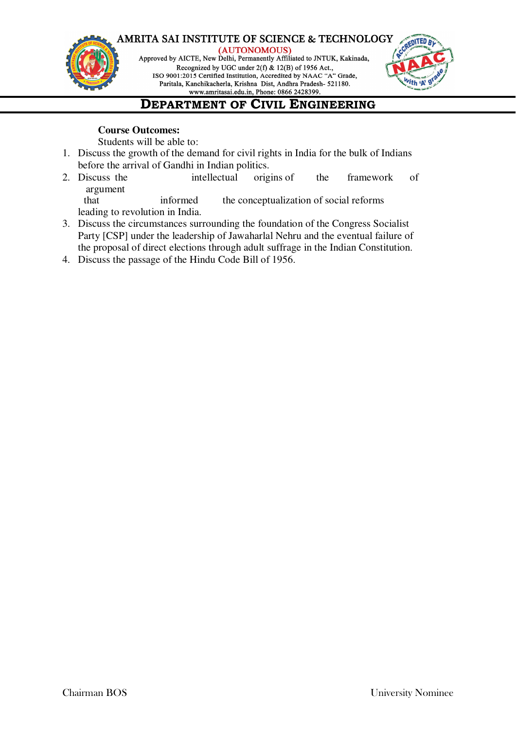**Course Outcomes:**

Students will be able to:

1. Discuss the growth of the demand for civil rights in India for the bulk of Indians before the arrival of Gandhi in Indian politics.
2. Discuss the intellectual origins of the framework of argument that informed the conceptualization of social reforms leading to revolution in India.
3. Discuss the circumstances surrounding the foundation of the Congress Socialist Party [CSP] under the leadership of Jawaharlal Nehru and the eventual failure of the proposal of direct elections through adult suffrage in the Indian Constitution.
4. Discuss the passage of the Hindu Code Bill of 1956.

Chairman BOS University Nominee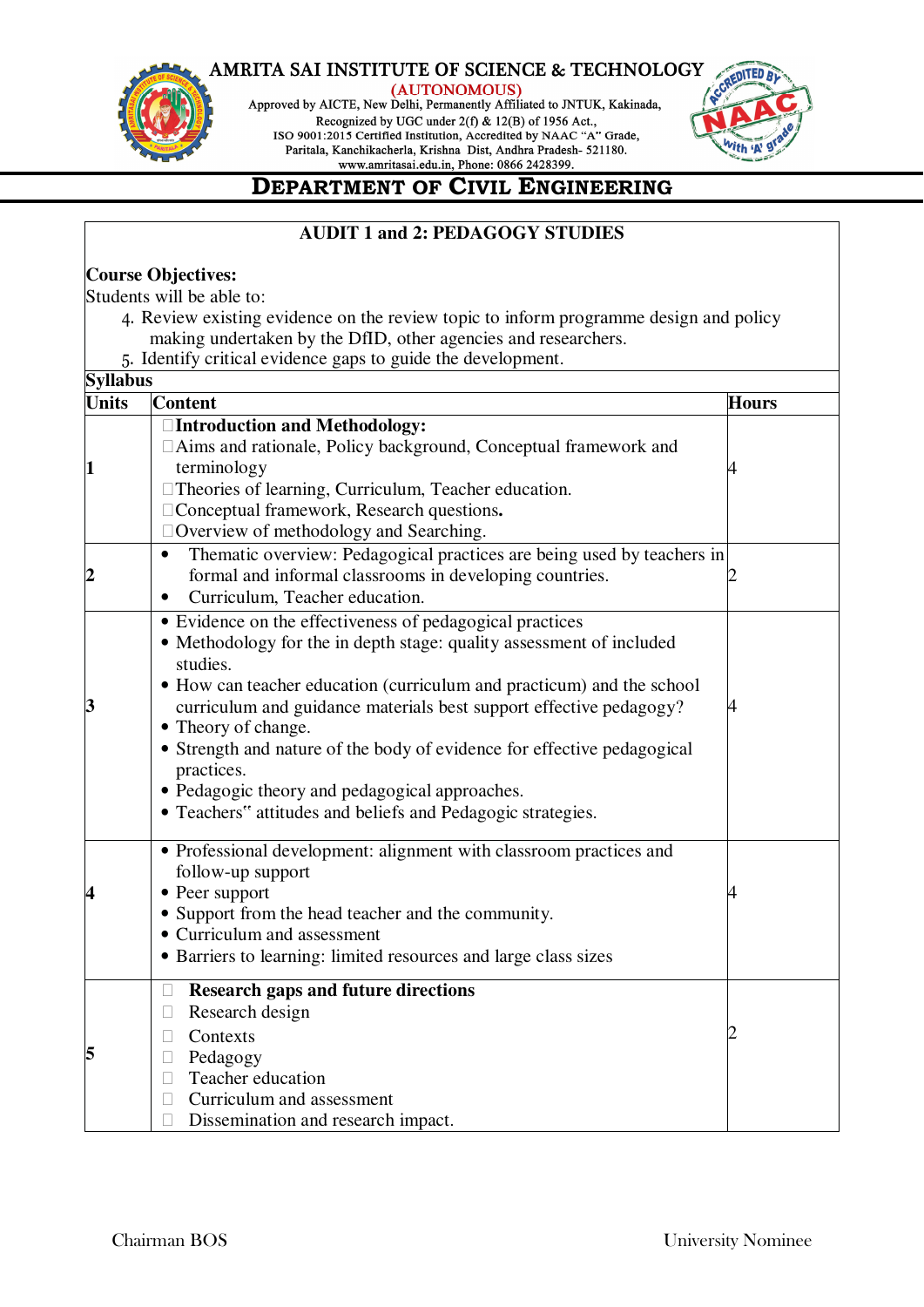# DEPARTMENT OF CIVIL ENGINEERING

## AUDIT 1 and 2: PEDAGOGY STUDIES

**Course Objectives:**

Students will be able to:

4. Review existing evidence on the review topic to inform programme design and policy making undertaken by the DfID, other agencies and researchers.
5. Identify critical evidence gaps to guide the development.

**Syllabus**

| Units | Content | Hours |
|---|---|---|
| 1 | **Introduction and Methodology:**<br>Aims and rationale, Policy background, Conceptual framework and terminology<br>Theories of learning, Curriculum, Teacher education.<br>Conceptual framework, Research questions.<br>Overview of methodology and Searching. | 4 |
| 2 | • Thematic overview: Pedagogical practices are being used by teachers in formal and informal classrooms in developing countries.<br>• Curriculum, Teacher education. | 2 |
| 3 | • Evidence on the effectiveness of pedagogical practices<br>• Methodology for the in depth stage: quality assessment of included studies.<br>• How can teacher education (curriculum and practicum) and the school curriculum and guidance materials best support effective pedagogy?<br>• Theory of change.<br>• Strength and nature of the body of evidence for effective pedagogical practices.<br>• Pedagogic theory and pedagogical approaches.<br>• Teachers" attitudes and beliefs and Pedagogic strategies. | 4 |
| 4 | • Professional development: alignment with classroom practices and follow-up support<br>• Peer support<br>• Support from the head teacher and the community.<br>• Curriculum and assessment<br>• Barriers to learning: limited resources and large class sizes | 4 |
| 5 | **Research gaps and future directions**<br>Research design<br>Contexts<br>Pedagogy<br>Teacher education<br>Curriculum and assessment<br>Dissemination and research impact. | 2 |

Chairman BOS University Nominee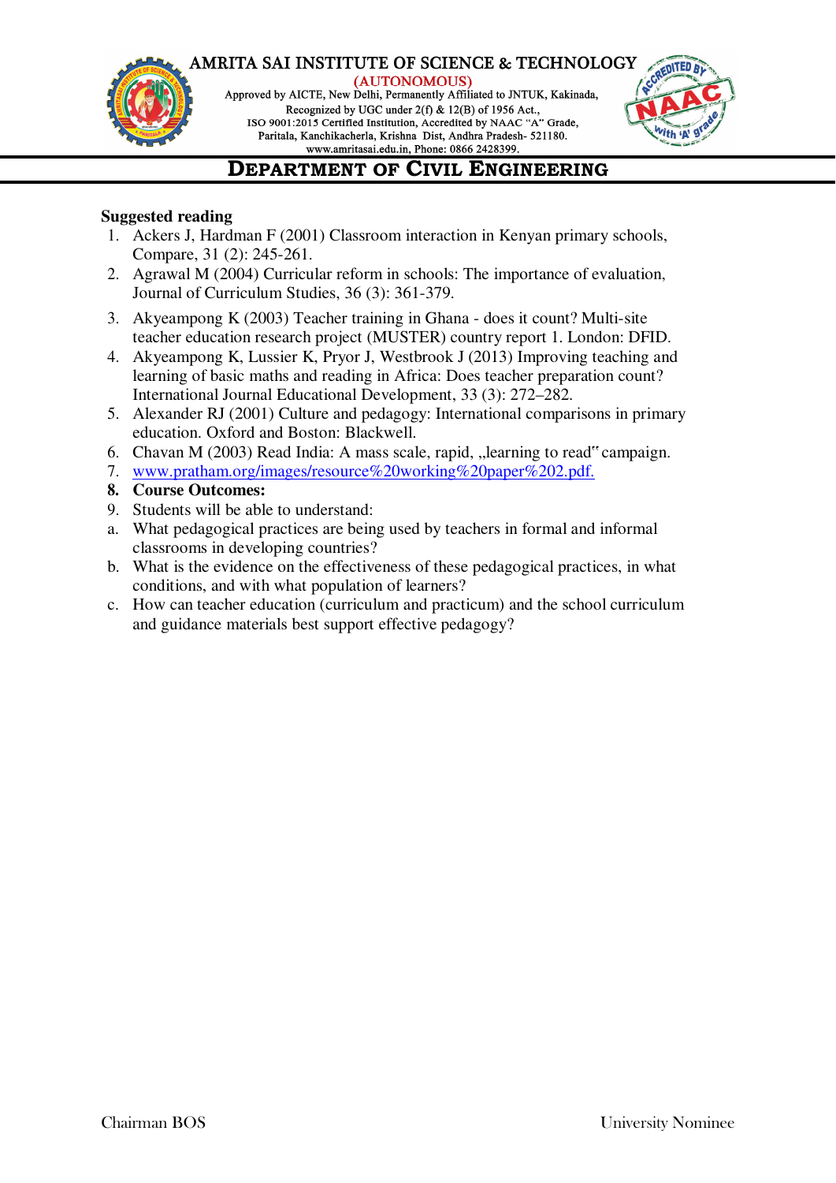**Suggested reading**

1. Ackers J, Hardman F (2001) Classroom interaction in Kenyan primary schools, Compare, 31 (2): 245-261.
2. Agrawal M (2004) Curricular reform in schools: The importance of evaluation, Journal of Curriculum Studies, 36 (3): 361-379.
3. Akyeampong K (2003) Teacher training in Ghana - does it count? Multi-site teacher education research project (MUSTER) country report 1. London: DFID.
4. Akyeampong K, Lussier K, Pryor J, Westbrook J (2013) Improving teaching and learning of basic maths and reading in Africa: Does teacher preparation count? International Journal Educational Development, 33 (3): 272–282.
5. Alexander RJ (2001) Culture and pedagogy: International comparisons in primary education. Oxford and Boston: Blackwell.
6. Chavan M (2003) Read India: A mass scale, rapid, „learning to read" campaign.
7. www.pratham.org/images/resource%20working%20paper%202.pdf.
8. **Course Outcomes:**
9. Students will be able to understand:

a. What pedagogical practices are being used by teachers in formal and informal classrooms in developing countries?
b. What is the evidence on the effectiveness of these pedagogical practices, in what conditions, and with what population of learners?
c. How can teacher education (curriculum and practicum) and the school curriculum and guidance materials best support effective pedagogy?

Chairman BOS University Nominee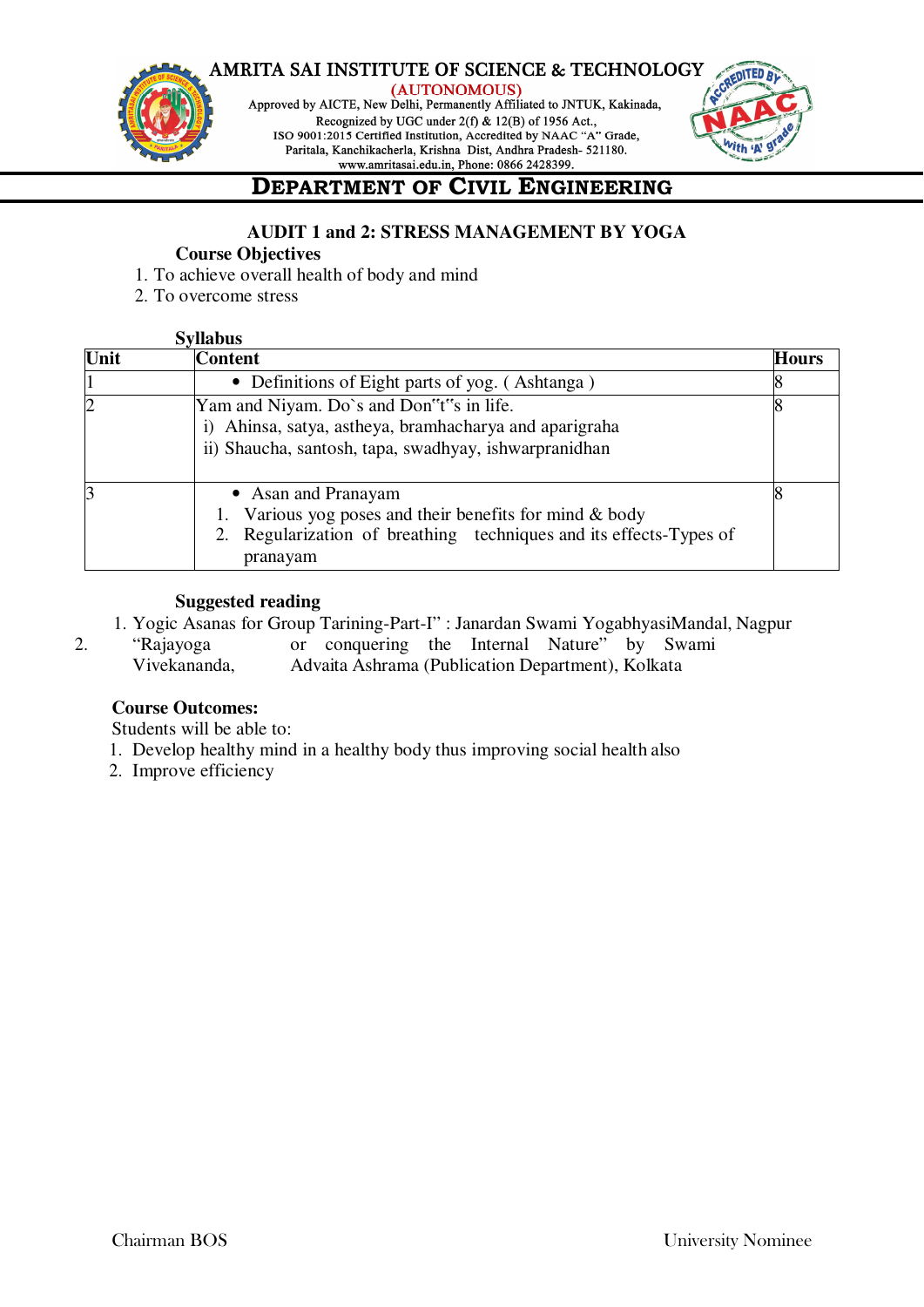## DEPARTMENT OF CIVIL ENGINEERING

### AUDIT 1 and 2: STRESS MANAGEMENT BY YOGA

**Course Objectives**

1. To achieve overall health of body and mind
2. To overcome stress

**Syllabus**

| Unit | Content | Hours |
|---|---|---|
| 1 | • Definitions of Eight parts of yog. ( Ashtanga ) | 8 |
| 2 | Yam and Niyam. Do`s and Don"t"s in life.<br>i) Ahinsa, satya, astheya, bramhacharya and aparigraha<br>ii) Shaucha, santosh, tapa, swadhyay, ishwarpranidhan | 8 |
| 3 | • Asan and Pranayam<br>1. Various yog poses and their benefits for mind & body<br>2. Regularization of breathing techniques and its effects-Types of pranayam | 8 |

**Suggested reading**

1. Yogic Asanas for Group Tarining-Part-I" : Janardan Swami YogabhyasiMandal, Nagpur
2. "Rajayoga or conquering the Internal Nature" by Swami Vivekananda, Advaita Ashrama (Publication Department), Kolkata

**Course Outcomes:**

Students will be able to:

1. Develop healthy mind in a healthy body thus improving social health also
2. Improve efficiency

Chairman BOS                                                    University Nominee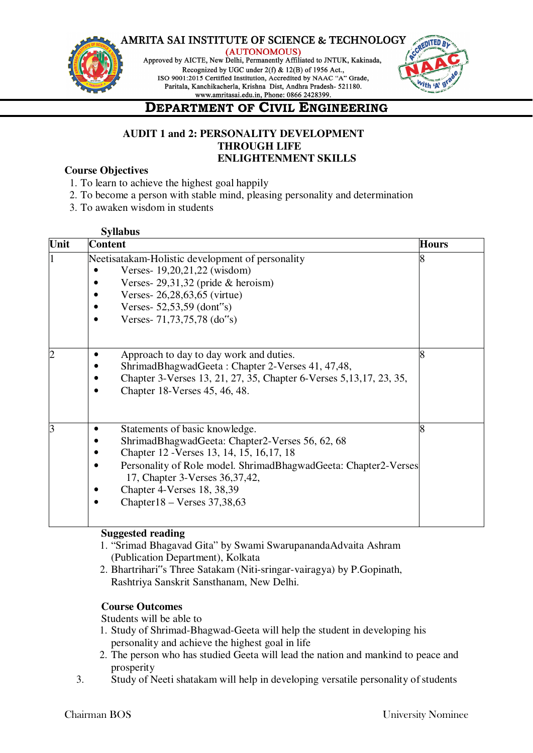AMRITA SAI INSTITUTE OF SCIENCE & TECHNOLOGY
(AUTONOMOUS)
Approved by AICTE, New Delhi, Permanently Affiliated to JNTUK, Kakinada,
Recognized by UGC under 2(f) & 12(B) of 1956 Act.,
ISO 9001:2015 Certified Institution, Accredited by NAAC "A" Grade,
Paritala, Kanchikacherla, Krishna Dist, Andhra Pradesh- 521180.
www.amritasai.edu.in, Phone: 0866 2428399.

## DEPARTMENT OF CIVIL ENGINEERING

### AUDIT 1 and 2: PERSONALITY DEVELOPMENT THROUGH LIFE ENLIGHTENMENT SKILLS

**Course Objectives**

1. To learn to achieve the highest goal happily
2. To become a person with stable mind, pleasing personality and determination
3. To awaken wisdom in students

**Syllabus**

| Unit | Content | Hours |
|---|---|---|
| 1 | Neetisatakam-Holistic development of personality<br>• Verses- 19,20,21,22 (wisdom)<br>• Verses- 29,31,32 (pride & heroism)<br>• Verses- 26,28,63,65 (virtue)<br>• Verses- 52,53,59 (dont"s)<br>• Verses- 71,73,75,78 (do"s) | 8 |
| 2 | • Approach to day to day work and duties.<br>• ShrimadBhagwadGeeta : Chapter 2-Verses 41, 47,48,<br>• Chapter 3-Verses 13, 21, 27, 35, Chapter 6-Verses 5,13,17, 23, 35,<br>• Chapter 18-Verses 45, 46, 48. | 8 |
| 3 | • Statements of basic knowledge.<br>• ShrimadBhagwadGeeta: Chapter2-Verses 56, 62, 68<br>• Chapter 12 -Verses 13, 14, 15, 16,17, 18<br>• Personality of Role model. ShrimadBhagwadGeeta: Chapter2-Verses 17, Chapter 3-Verses 36,37,42,<br>• Chapter 4-Verses 18, 38,39<br>• Chapter18 – Verses 37,38,63 | 8 |

**Suggested reading**

1. "Srimad Bhagavad Gita" by Swami SwarupanandaAdvaita Ashram (Publication Department), Kolkata
2. Bhartrihari"s Three Satakam (Niti-sringar-vairagya) by P.Gopinath, Rashtriya Sanskrit Sansthanam, New Delhi.

**Course Outcomes**

Students will be able to

1. Study of Shrimad-Bhagwad-Geeta will help the student in developing his personality and achieve the highest goal in life
2. The person who has studied Geeta will lead the nation and mankind to peace and prosperity
3. Study of Neeti shatakam will help in developing versatile personality of students

Chairman BOS University Nominee